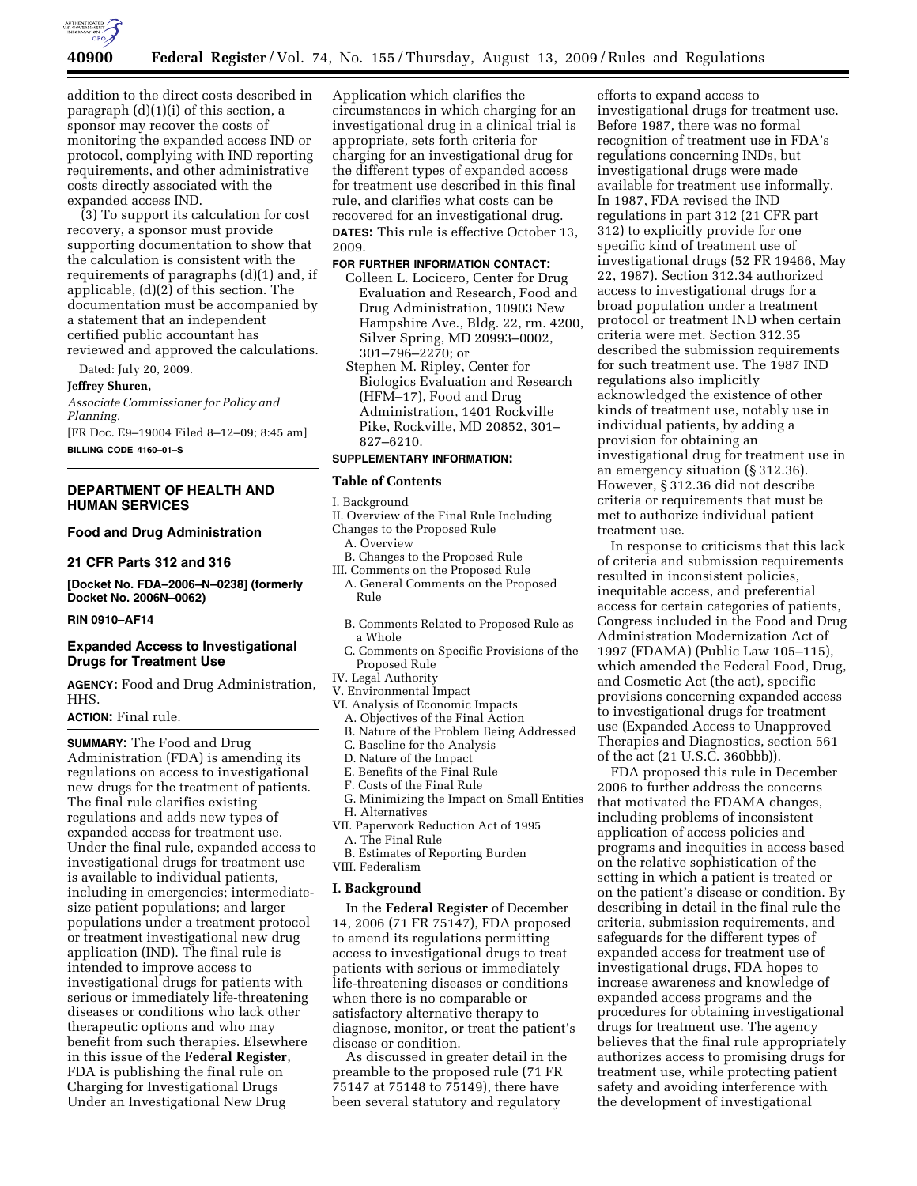addition to the direct costs described in paragraph (d)(1)(i) of this section, a sponsor may recover the costs of monitoring the expanded access IND or protocol, complying with IND reporting requirements, and other administrative costs directly associated with the expanded access IND.

(3) To support its calculation for cost recovery, a sponsor must provide supporting documentation to show that the calculation is consistent with the requirements of paragraphs (d)(1) and, if applicable, (d)(2) of this section. The documentation must be accompanied by a statement that an independent certified public accountant has reviewed and approved the calculations.

Dated: July 20, 2009.

**Jeffrey Shuren,**

*Associate Commissioner for Policy and Planning.*

[FR Doc. E9–19004 Filed 8–12–09; 8:45 am]

**BILLING CODE 4160–01–S**

---

## DEPARTMENT OF HEALTH AND HUMAN SERVICES

### Food and Drug Administration

### 21 CFR Parts 312 and 316

**[Docket No. FDA–2006–N–0238] (formerly Docket No. 2006N–0062)**

**RIN 0910–AF14**

### Expanded Access to Investigational Drugs for Treatment Use

**AGENCY:** Food and Drug Administration, HHS.

**ACTION:** Final rule.

**SUMMARY:** The Food and Drug Administration (FDA) is amending its regulations on access to investigational new drugs for the treatment of patients. The final rule clarifies existing regulations and adds new types of expanded access for treatment use. Under the final rule, expanded access to investigational drugs for treatment use is available to individual patients, including in emergencies; intermediate-size patient populations; and larger populations under a treatment protocol or treatment investigational new drug application (IND). The final rule is intended to improve access to investigational drugs for patients with serious or immediately life-threatening diseases or conditions who lack other therapeutic options and who may benefit from such therapies. Elsewhere in this issue of the **Federal Register**, FDA is publishing the final rule on Charging for Investigational Drugs Under an Investigational New Drug Application which clarifies the circumstances in which charging for an investigational drug in a clinical trial is appropriate, sets forth criteria for charging for an investigational drug for the different types of expanded access for treatment use described in this final rule, and clarifies what costs can be recovered for an investigational drug.

**DATES:** This rule is effective October 13, 2009.

**FOR FURTHER INFORMATION CONTACT:**

Colleen L. Locicero, Center for Drug Evaluation and Research, Food and Drug Administration, 10903 New Hampshire Ave., Bldg. 22, rm. 4200, Silver Spring, MD 20993–0002, 301–796–2270; or

Stephen M. Ripley, Center for Biologics Evaluation and Research (HFM–17), Food and Drug Administration, 1401 Rockville Pike, Rockville, MD 20852, 301–827–6210.

**SUPPLEMENTARY INFORMATION:**

**Table of Contents**

I. Background
II. Overview of the Final Rule Including Changes to the Proposed Rule
  A. Overview
  B. Changes to the Proposed Rule
III. Comments on the Proposed Rule
  A. General Comments on the Proposed Rule
  B. Comments Related to Proposed Rule as a Whole
  C. Comments on Specific Provisions of the Proposed Rule
IV. Legal Authority
V. Environmental Impact
VI. Analysis of Economic Impacts
  A. Objectives of the Final Action
  B. Nature of the Problem Being Addressed
  C. Baseline for the Analysis
  D. Nature of the Impact
  E. Benefits of the Final Rule
  F. Costs of the Final Rule
  G. Minimizing the Impact on Small Entities
  H. Alternatives
VII. Paperwork Reduction Act of 1995
  A. The Final Rule
  B. Estimates of Reporting Burden
VIII. Federalism

**I. Background**

In the **Federal Register** of December 14, 2006 (71 FR 75147), FDA proposed to amend its regulations permitting access to investigational drugs to treat patients with serious or immediately life-threatening diseases or conditions when there is no comparable or satisfactory alternative therapy to diagnose, monitor, or treat the patient's disease or condition.

As discussed in greater detail in the preamble to the proposed rule (71 FR 75147 at 75148 to 75149), there have been several statutory and regulatory efforts to expand access to investigational drugs for treatment use. Before 1987, there was no formal recognition of treatment use in FDA's regulations concerning INDs, but investigational drugs were made available for treatment use informally. In 1987, FDA revised the IND regulations in part 312 (21 CFR part 312) to explicitly provide for one specific kind of treatment use of investigational drugs (52 FR 19466, May 22, 1987). Section 312.34 authorized access to investigational drugs for a broad population under a treatment protocol or treatment IND when certain criteria were met. Section 312.35 described the submission requirements for such treatment use. The 1987 IND regulations also implicitly acknowledged the existence of other kinds of treatment use, notably use in individual patients, by adding a provision for obtaining an investigational drug for treatment use in an emergency situation (§ 312.36). However, § 312.36 did not describe criteria or requirements that must be met to authorize individual patient treatment use.

In response to criticisms that this lack of criteria and submission requirements resulted in inconsistent policies, inequitable access, and preferential access for certain categories of patients, Congress included in the Food and Drug Administration Modernization Act of 1997 (FDAMA) (Public Law 105–115), which amended the Federal Food, Drug, and Cosmetic Act (the act), specific provisions concerning expanded access to investigational drugs for treatment use (Expanded Access to Unapproved Therapies and Diagnostics, section 561 of the act (21 U.S.C. 360bbb)).

FDA proposed this rule in December 2006 to further address the concerns that motivated the FDAMA changes, including problems of inconsistent application of access policies and programs and inequities in access based on the relative sophistication of the setting in which a patient is treated or on the patient's disease or condition. By describing in detail in the final rule the criteria, submission requirements, and safeguards for the different types of expanded access for treatment use of investigational drugs, FDA hopes to increase awareness and knowledge of expanded access programs and the procedures for obtaining investigational drugs for treatment use. The agency believes that the final rule appropriately authorizes access to promising drugs for treatment use, while protecting patient safety and avoiding interference with the development of investigational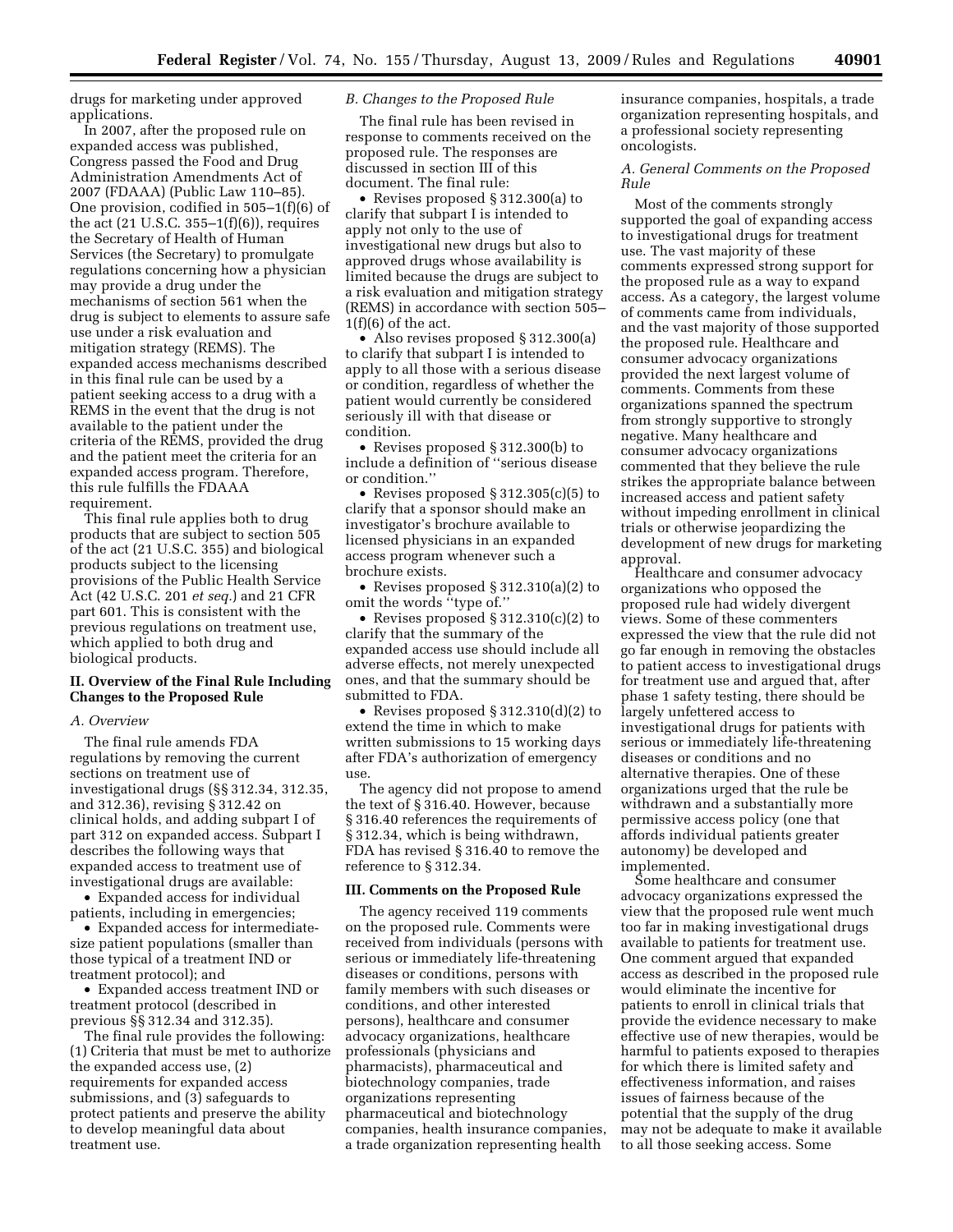drugs for marketing under approved applications.

In 2007, after the proposed rule on expanded access was published, Congress passed the Food and Drug Administration Amendments Act of 2007 (FDAAA) (Public Law 110–85). One provision, codified in 505–1(f)(6) of the act (21 U.S.C. 355–1(f)(6)), requires the Secretary of Health of Human Services (the Secretary) to promulgate regulations concerning how a physician may provide a drug under the mechanisms of section 561 when the drug is subject to elements to assure safe use under a risk evaluation and mitigation strategy (REMS). The expanded access mechanisms described in this final rule can be used by a patient seeking access to a drug with a REMS in the event that the drug is not available to the patient under the criteria of the REMS, provided the drug and the patient meet the criteria for an expanded access program. Therefore, this rule fulfills the FDAAA requirement.

This final rule applies both to drug products that are subject to section 505 of the act (21 U.S.C. 355) and biological products subject to the licensing provisions of the Public Health Service Act (42 U.S.C. 201 *et seq.*) and 21 CFR part 601. This is consistent with the previous regulations on treatment use, which applied to both drug and biological products.

## II. Overview of the Final Rule Including Changes to the Proposed Rule

### *A. Overview*

The final rule amends FDA regulations by removing the current sections on treatment use of investigational drugs (§§ 312.34, 312.35, and 312.36), revising § 312.42 on clinical holds, and adding subpart I of part 312 on expanded access. Subpart I describes the following ways that expanded access to treatment use of investigational drugs are available:

- Expanded access for individual patients, including in emergencies;
- Expanded access for intermediate-size patient populations (smaller than those typical of a treatment IND or treatment protocol); and
- Expanded access treatment IND or treatment protocol (described in previous §§ 312.34 and 312.35).

The final rule provides the following: (1) Criteria that must be met to authorize the expanded access use, (2) requirements for expanded access submissions, and (3) safeguards to protect patients and preserve the ability to develop meaningful data about treatment use.

### *B. Changes to the Proposed Rule*

The final rule has been revised in response to comments received on the proposed rule. The responses are discussed in section III of this document. The final rule:

- Revises proposed § 312.300(a) to clarify that subpart I is intended to apply not only to the use of investigational new drugs but also to approved drugs whose availability is limited because the drugs are subject to a risk evaluation and mitigation strategy (REMS) in accordance with section 505–1(f)(6) of the act.
- Also revises proposed § 312.300(a) to clarify that subpart I is intended to apply to all those with a serious disease or condition, regardless of whether the patient would currently be considered seriously ill with that disease or condition.
- Revises proposed § 312.300(b) to include a definition of ''serious disease or condition.''
- Revises proposed § 312.305(c)(5) to clarify that a sponsor should make an investigator's brochure available to licensed physicians in an expanded access program whenever such a brochure exists.
- Revises proposed § 312.310(a)(2) to omit the words ''type of.''
- Revises proposed § 312.310(c)(2) to clarify that the summary of the expanded access use should include all adverse effects, not merely unexpected ones, and that the summary should be submitted to FDA.
- Revises proposed § 312.310(d)(2) to extend the time in which to make written submissions to 15 working days after FDA's authorization of emergency use.

The agency did not propose to amend the text of § 316.40. However, because § 316.40 references the requirements of § 312.34, which is being withdrawn, FDA has revised § 316.40 to remove the reference to § 312.34.

## III. Comments on the Proposed Rule

The agency received 119 comments on the proposed rule. Comments were received from individuals (persons with serious or immediately life-threatening diseases or conditions, persons with family members with such diseases or conditions, and other interested persons), healthcare and consumer advocacy organizations, healthcare professionals (physicians and pharmacists), pharmaceutical and biotechnology companies, trade organizations representing pharmaceutical and biotechnology companies, health insurance companies, a trade organization representing health insurance companies, hospitals, a trade organization representing hospitals, and a professional society representing oncologists.

### *A. General Comments on the Proposed Rule*

Most of the comments strongly supported the goal of expanding access to investigational drugs for treatment use. The vast majority of these comments expressed strong support for the proposed rule as a way to expand access. As a category, the largest volume of comments came from individuals, and the vast majority of those supported the proposed rule. Healthcare and consumer advocacy organizations provided the next largest volume of comments. Comments from these organizations spanned the spectrum from strongly supportive to strongly negative. Many healthcare and consumer advocacy organizations commented that they believe the rule strikes the appropriate balance between increased access and patient safety without impeding enrollment in clinical trials or otherwise jeopardizing the development of new drugs for marketing approval.

Healthcare and consumer advocacy organizations who opposed the proposed rule had widely divergent views. Some of these commenters expressed the view that the rule did not go far enough in removing the obstacles to patient access to investigational drugs for treatment use and argued that, after phase 1 safety testing, there should be largely unfettered access to investigational drugs for patients with serious or immediately life-threatening diseases or conditions and no alternative therapies. One of these organizations urged that the rule be withdrawn and a substantially more permissive access policy (one that affords individual patients greater autonomy) be developed and implemented.

Some healthcare and consumer advocacy organizations expressed the view that the proposed rule went much too far in making investigational drugs available to patients for treatment use. One comment argued that expanded access as described in the proposed rule would eliminate the incentive for patients to enroll in clinical trials that provide the evidence necessary to make effective use of new therapies, would be harmful to patients exposed to therapies for which there is limited safety and effectiveness information, and raises issues of fairness because of the potential that the supply of the drug may not be adequate to make it available to all those seeking access. Some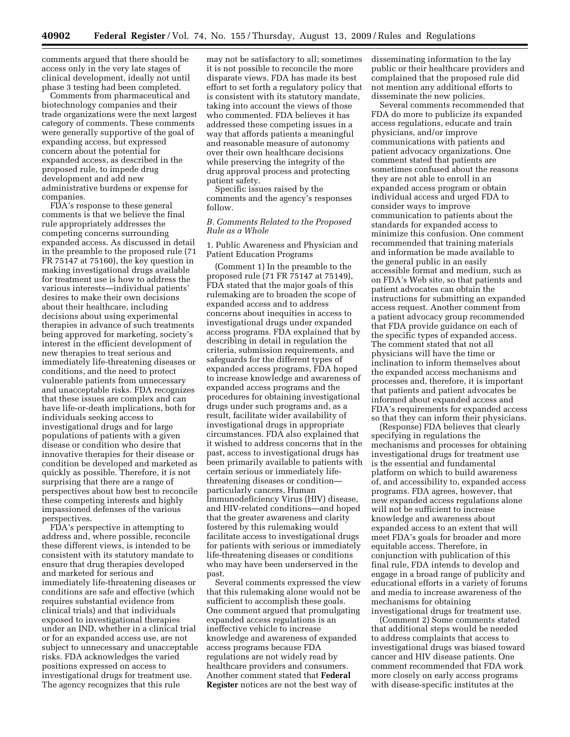comments argued that there should be access only in the very late stages of clinical development, ideally not until phase 3 testing had been completed.

Comments from pharmaceutical and biotechnology companies and their trade organizations were the next largest category of comments. These comments were generally supportive of the goal of expanding access, but expressed concern about the potential for expanded access, as described in the proposed rule, to impede drug development and add new administrative burdens or expense for companies.

FDA's response to these general comments is that we believe the final rule appropriately addresses the competing concerns surrounding expanded access. As discussed in detail in the preamble to the proposed rule (71 FR 75147 at 75160), the key question in making investigational drugs available for treatment use is how to address the various interests—individual patients' desires to make their own decisions about their healthcare, including decisions about using experimental therapies in advance of such treatments being approved for marketing, society's interest in the efficient development of new therapies to treat serious and immediately life-threatening diseases or conditions, and the need to protect vulnerable patients from unnecessary and unacceptable risks. FDA recognizes that these issues are complex and can have life-or-death implications, both for individuals seeking access to investigational drugs and for large populations of patients with a given disease or condition who desire that innovative therapies for their disease or condition be developed and marketed as quickly as possible. Therefore, it is not surprising that there are a range of perspectives about how best to reconcile these competing interests and highly impassioned defenses of the various perspectives.

FDA's perspective in attempting to address and, where possible, reconcile these different views, is intended to be consistent with its statutory mandate to ensure that drug therapies developed and marketed for serious and immediately life-threatening diseases or conditions are safe and effective (which requires substantial evidence from clinical trials) and that individuals exposed to investigational therapies under an IND, whether in a clinical trial or for an expanded access use, are not subject to unnecessary and unacceptable risks. FDA acknowledges the varied positions expressed on access to investigational drugs for treatment use. The agency recognizes that this rule may not be satisfactory to all; sometimes it is not possible to reconcile the more disparate views. FDA has made its best effort to set forth a regulatory policy that is consistent with its statutory mandate, taking into account the views of those who commented. FDA believes it has addressed these competing issues in a way that affords patients a meaningful and reasonable measure of autonomy over their own healthcare decisions while preserving the integrity of the drug approval process and protecting patient safety.

Specific issues raised by the comments and the agency's responses follow.

### *B. Comments Related to the Proposed Rule as a Whole*

1. Public Awareness and Physician and Patient Education Programs

(Comment 1) In the preamble to the proposed rule (71 FR 75147 at 75149), FDA stated that the major goals of this rulemaking are to broaden the scope of expanded access and to address concerns about inequities in access to investigational drugs under expanded access programs. FDA explained that by describing in detail in regulation the criteria, submission requirements, and safeguards for the different types of expanded access programs, FDA hoped to increase knowledge and awareness of expanded access programs and the procedures for obtaining investigational drugs under such programs and, as a result, facilitate wider availability of investigational drugs in appropriate circumstances. FDA also explained that it wished to address concerns that in the past, access to investigational drugs has been primarily available to patients with certain serious or immediately life-threatening diseases or condition—particularly cancers, Human Immunodeficiency Virus (HIV) disease, and HIV-related conditions—and hoped that the greater awareness and clarity fostered by this rulemaking would facilitate access to investigational drugs for patients with serious or immediately life-threatening diseases or conditions who may have been underserved in the past.

Several comments expressed the view that this rulemaking alone would not be sufficient to accomplish these goals. One comment argued that promulgating expanded access regulations is an ineffective vehicle to increase knowledge and awareness of expanded access programs because FDA regulations are not widely read by healthcare providers and consumers. Another comment stated that **Federal Register** notices are not the best way of disseminating information to the lay public or their healthcare providers and complained that the proposed rule did not mention any additional efforts to disseminate the new policies.

Several comments recommended that FDA do more to publicize its expanded access regulations, educate and train physicians, and/or improve communications with patients and patient advocacy organizations. One comment stated that patients are sometimes confused about the reasons they are not able to enroll in an expanded access program or obtain individual access and urged FDA to consider ways to improve communication to patients about the standards for expanded access to minimize this confusion. One comment recommended that training materials and information be made available to the general public in an easily accessible format and medium, such as on FDA's Web site, so that patients and patient advocates can obtain the instructions for submitting an expanded access request. Another comment from a patient advocacy group recommended that FDA provide guidance on each of the specific types of expanded access. The comment stated that not all physicians will have the time or inclination to inform themselves about the expanded access mechanisms and processes and, therefore, it is important that patients and patient advocates be informed about expanded access and FDA's requirements for expanded access so that they can inform their physicians.

(Response) FDA believes that clearly specifying in regulations the mechanisms and processes for obtaining investigational drugs for treatment use is the essential and fundamental platform on which to build awareness of, and accessibility to, expanded access programs. FDA agrees, however, that new expanded access regulations alone will not be sufficient to increase knowledge and awareness about expanded access to an extent that will meet FDA's goals for broader and more equitable access. Therefore, in conjunction with publication of this final rule, FDA intends to develop and engage in a broad range of publicity and educational efforts in a variety of forums and media to increase awareness of the mechanisms for obtaining investigational drugs for treatment use.

(Comment 2) Some comments stated that additional steps would be needed to address complaints that access to investigational drugs was biased toward cancer and HIV disease patients. One comment recommended that FDA work more closely on early access programs with disease-specific institutes at the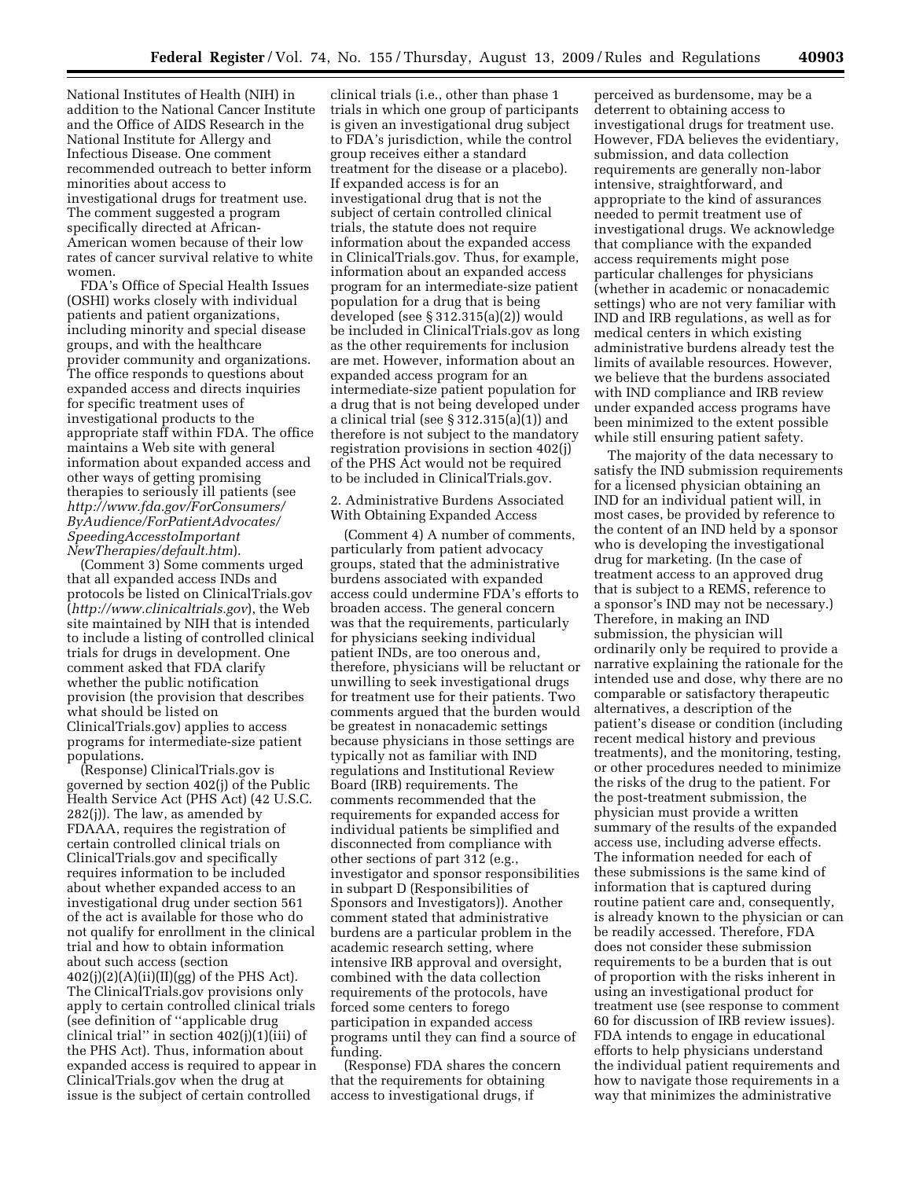National Institutes of Health (NIH) in addition to the National Cancer Institute and the Office of AIDS Research in the National Institute for Allergy and Infectious Disease. One comment recommended outreach to better inform minorities about access to investigational drugs for treatment use. The comment suggested a program specifically directed at African-American women because of their low rates of cancer survival relative to white women.

FDA's Office of Special Health Issues (OSHI) works closely with individual patients and patient organizations, including minority and special disease groups, and with the healthcare provider community and organizations. The office responds to questions about expanded access and directs inquiries for specific treatment uses of investigational products to the appropriate staff within FDA. The office maintains a Web site with general information about expanded access and other ways of getting promising therapies to seriously ill patients (see *http://www.fda.gov/ForConsumers/ByAudience/ForPatientAdvocates/SpeedingAccesstoImportant NewTherapies/default.htm*).

(Comment 3) Some comments urged that all expanded access INDs and protocols be listed on ClinicalTrials.gov (*http://www.clinicaltrials.gov*), the Web site maintained by NIH that is intended to include a listing of controlled clinical trials for drugs in development. One comment asked that FDA clarify whether the public notification provision (the provision that describes what should be listed on ClinicalTrials.gov) applies to access programs for intermediate-size patient populations.

(Response) ClinicalTrials.gov is governed by section 402(j) of the Public Health Service Act (PHS Act) (42 U.S.C. 282(j)). The law, as amended by FDAAA, requires the registration of certain controlled clinical trials on ClinicalTrials.gov and specifically requires information to be included about whether expanded access to an investigational drug under section 561 of the act is available for those who do not qualify for enrollment in the clinical trial and how to obtain information about such access (section 402(j)(2)(A)(ii)(II)(gg) of the PHS Act). The ClinicalTrials.gov provisions only apply to certain controlled clinical trials (see definition of "applicable drug clinical trial" in section 402(j)(1)(iii) of the PHS Act). Thus, information about expanded access is required to appear in ClinicalTrials.gov when the drug at issue is the subject of certain controlled clinical trials (i.e., other than phase 1 trials in which one group of participants is given an investigational drug subject to FDA's jurisdiction, while the control group receives either a standard treatment for the disease or a placebo). If expanded access is for an investigational drug that is not the subject of certain controlled clinical trials, the statute does not require information about the expanded access in ClinicalTrials.gov. Thus, for example, information about an expanded access program for an intermediate-size patient population for a drug that is being developed (see § 312.315(a)(2)) would be included in ClinicalTrials.gov as long as the other requirements for inclusion are met. However, information about an expanded access program for an intermediate-size patient population for a drug that is not being developed under a clinical trial (see § 312.315(a)(1)) and therefore is not subject to the mandatory registration provisions in section 402(j) of the PHS Act would not be required to be included in ClinicalTrials.gov.

2. Administrative Burdens Associated With Obtaining Expanded Access

(Comment 4) A number of comments, particularly from patient advocacy groups, stated that the administrative burdens associated with expanded access could undermine FDA's efforts to broaden access. The general concern was that the requirements, particularly for physicians seeking individual patient INDs, are too onerous and, therefore, physicians will be reluctant or unwilling to seek investigational drugs for treatment use for their patients. Two comments argued that the burden would be greatest in nonacademic settings because physicians in those settings are typically not as familiar with IND regulations and Institutional Review Board (IRB) requirements. The comments recommended that the requirements for expanded access for individual patients be simplified and disconnected from compliance with other sections of part 312 (e.g., investigator and sponsor responsibilities in subpart D (Responsibilities of Sponsors and Investigators)). Another comment stated that administrative burdens are a particular problem in the academic research setting, where intensive IRB approval and oversight, combined with the data collection requirements of the protocols, have forced some centers to forego participation in expanded access programs until they can find a source of funding.

(Response) FDA shares the concern that the requirements for obtaining access to investigational drugs, if perceived as burdensome, may be a deterrent to obtaining access to investigational drugs for treatment use. However, FDA believes the evidentiary, submission, and data collection requirements are generally non-labor intensive, straightforward, and appropriate to the kind of assurances needed to permit treatment use of investigational drugs. We acknowledge that compliance with the expanded access requirements might pose particular challenges for physicians (whether in academic or nonacademic settings) who are not very familiar with IND and IRB regulations, as well as for medical centers in which existing administrative burdens already test the limits of available resources. However, we believe that the burdens associated with IND compliance and IRB review under expanded access programs have been minimized to the extent possible while still ensuring patient safety.

The majority of the data necessary to satisfy the IND submission requirements for a licensed physician obtaining an IND for an individual patient will, in most cases, be provided by reference to the content of an IND held by a sponsor who is developing the investigational drug for marketing. (In the case of treatment access to an approved drug that is subject to a REMS, reference to a sponsor's IND may not be necessary.) Therefore, in making an IND submission, the physician will ordinarily only be required to provide a narrative explaining the rationale for the intended use and dose, why there are no comparable or satisfactory therapeutic alternatives, a description of the patient's disease or condition (including recent medical history and previous treatments), and the monitoring, testing, or other procedures needed to minimize the risks of the drug to the patient. For the post-treatment submission, the physician must provide a written summary of the results of the expanded access use, including adverse effects. The information needed for each of these submissions is the same kind of information that is captured during routine patient care and, consequently, is already known to the physician or can be readily accessed. Therefore, FDA does not consider these submission requirements to be a burden that is out of proportion with the risks inherent in using an investigational product for treatment use (see response to comment 60 for discussion of IRB review issues). FDA intends to engage in educational efforts to help physicians understand the individual patient requirements and how to navigate those requirements in a way that minimizes the administrative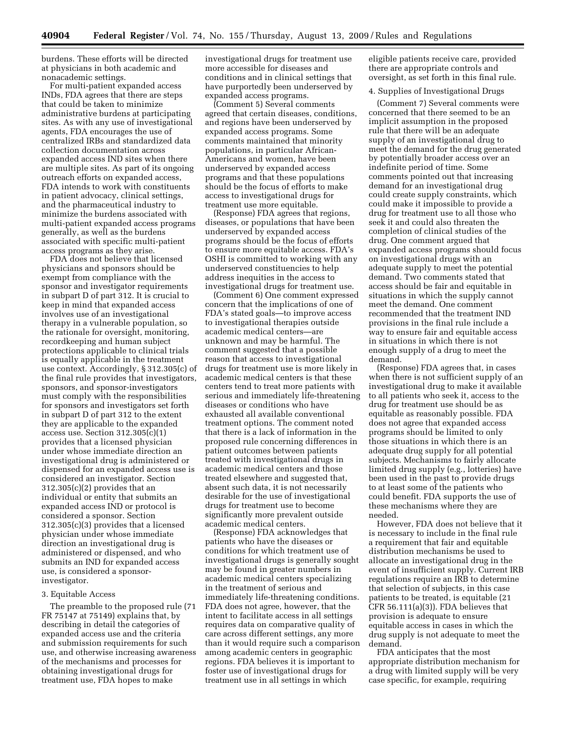burdens. These efforts will be directed at physicians in both academic and nonacademic settings.

For multi-patient expanded access INDs, FDA agrees that there are steps that could be taken to minimize administrative burdens at participating sites. As with any use of investigational agents, FDA encourages the use of centralized IRBs and standardized data collection documentation across expanded access IND sites when there are multiple sites. As part of its ongoing outreach efforts on expanded access, FDA intends to work with constituents in patient advocacy, clinical settings, and the pharmaceutical industry to minimize the burdens associated with multi-patient expanded access programs generally, as well as the burdens associated with specific multi-patient access programs as they arise.

FDA does not believe that licensed physicians and sponsors should be exempt from compliance with the sponsor and investigator requirements in subpart D of part 312. It is crucial to keep in mind that expanded access involves use of an investigational therapy in a vulnerable population, so the rationale for oversight, monitoring, recordkeeping and human subject protections applicable to clinical trials is equally applicable in the treatment use context. Accordingly, § 312.305(c) of the final rule provides that investigators, sponsors, and sponsor-investigators must comply with the responsibilities for sponsors and investigators set forth in subpart D of part 312 to the extent they are applicable to the expanded access use. Section 312.305(c)(1) provides that a licensed physician under whose immediate direction an investigational drug is administered or dispensed for an expanded access use is considered an investigator. Section 312.305(c)(2) provides that an individual or entity that submits an expanded access IND or protocol is considered a sponsor. Section 312.305(c)(3) provides that a licensed physician under whose immediate direction an investigational drug is administered or dispensed, and who submits an IND for expanded access use, is considered a sponsor-investigator.

### 3. Equitable Access

The preamble to the proposed rule (71 FR 75147 at 75149) explains that, by describing in detail the categories of expanded access use and the criteria and submission requirements for such use, and otherwise increasing awareness of the mechanisms and processes for obtaining investigational drugs for treatment use, FDA hopes to make investigational drugs for treatment use more accessible for diseases and conditions and in clinical settings that have purportedly been underserved by expanded access programs.

(Comment 5) Several comments agreed that certain diseases, conditions, and regions have been underserved by expanded access programs. Some comments maintained that minority populations, in particular African-Americans and women, have been underserved by expanded access programs and that these populations should be the focus of efforts to make access to investigational drugs for treatment use more equitable.

(Response) FDA agrees that regions, diseases, or populations that have been underserved by expanded access programs should be the focus of efforts to ensure more equitable access. FDA's OSHI is committed to working with any underserved constituencies to help address inequities in the access to investigational drugs for treatment use.

(Comment 6) One comment expressed concern that the implications of one of FDA's stated goals—to improve access to investigational therapies outside academic medical centers—are unknown and may be harmful. The comment suggested that a possible reason that access to investigational drugs for treatment use is more likely in academic medical centers is that these centers tend to treat more patients with serious and immediately life-threatening diseases or conditions who have exhausted all available conventional treatment options. The comment noted that there is a lack of information in the proposed rule concerning differences in patient outcomes between patients treated with investigational drugs in academic medical centers and those treated elsewhere and suggested that, absent such data, it is not necessarily desirable for the use of investigational drugs for treatment use to become significantly more prevalent outside academic medical centers.

(Response) FDA acknowledges that patients who have the diseases or conditions for which treatment use of investigational drugs is generally sought may be found in greater numbers in academic medical centers specializing in the treatment of serious and immediately life-threatening conditions. FDA does not agree, however, that the intent to facilitate access in all settings requires data on comparative quality of care across different settings, any more than it would require such a comparison among academic centers in geographic regions. FDA believes it is important to foster use of investigational drugs for treatment use in all settings in which eligible patients receive care, provided there are appropriate controls and oversight, as set forth in this final rule.

### 4. Supplies of Investigational Drugs

(Comment 7) Several comments were concerned that there seemed to be an implicit assumption in the proposed rule that there will be an adequate supply of an investigational drug to meet the demand for the drug generated by potentially broader access over an indefinite period of time. Some comments pointed out that increasing demand for an investigational drug could create supply constraints, which could make it impossible to provide a drug for treatment use to all those who seek it and could also threaten the completion of clinical studies of the drug. One comment argued that expanded access programs should focus on investigational drugs with an adequate supply to meet the potential demand. Two comments stated that access should be fair and equitable in situations in which the supply cannot meet the demand. One comment recommended that the treatment IND provisions in the final rule include a way to ensure fair and equitable access in situations in which there is not enough supply of a drug to meet the demand.

(Response) FDA agrees that, in cases when there is not sufficient supply of an investigational drug to make it available to all patients who seek it, access to the drug for treatment use should be as equitable as reasonably possible. FDA does not agree that expanded access programs should be limited to only those situations in which there is an adequate drug supply for all potential subjects. Mechanisms to fairly allocate limited drug supply (e.g., lotteries) have been used in the past to provide drugs to at least some of the patients who could benefit. FDA supports the use of these mechanisms where they are needed.

However, FDA does not believe that it is necessary to include in the final rule a requirement that fair and equitable distribution mechanisms be used to allocate an investigational drug in the event of insufficient supply. Current IRB regulations require an IRB to determine that selection of subjects, in this case patients to be treated, is equitable (21 CFR 56.111(a)(3)). FDA believes that provision is adequate to ensure equitable access in cases in which the drug supply is not adequate to meet the demand.

FDA anticipates that the most appropriate distribution mechanism for a drug with limited supply will be very case specific, for example, requiring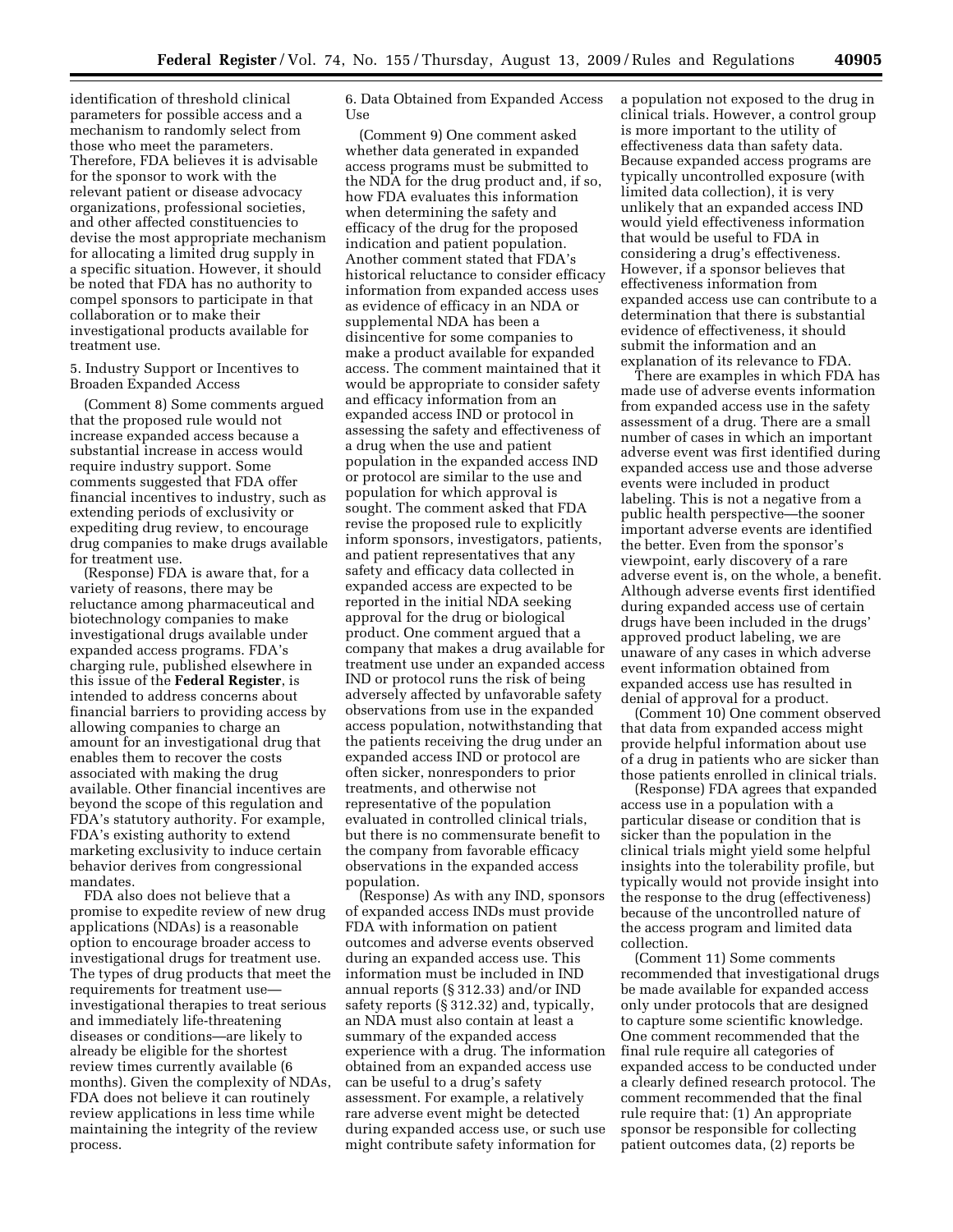identification of threshold clinical parameters for possible access and a mechanism to randomly select from those who meet the parameters. Therefore, FDA believes it is advisable for the sponsor to work with the relevant patient or disease advocacy organizations, professional societies, and other affected constituencies to devise the most appropriate mechanism for allocating a limited drug supply in a specific situation. However, it should be noted that FDA has no authority to compel sponsors to participate in that collaboration or to make their investigational products available for treatment use.

5. Industry Support or Incentives to Broaden Expanded Access

(Comment 8) Some comments argued that the proposed rule would not increase expanded access because a substantial increase in access would require industry support. Some comments suggested that FDA offer financial incentives to industry, such as extending periods of exclusivity or expediting drug review, to encourage drug companies to make drugs available for treatment use.

(Response) FDA is aware that, for a variety of reasons, there may be reluctance among pharmaceutical and biotechnology companies to make investigational drugs available under expanded access programs. FDA's charging rule, published elsewhere in this issue of the **Federal Register**, is intended to address concerns about financial barriers to providing access by allowing companies to charge an amount for an investigational drug that enables them to recover the costs associated with making the drug available. Other financial incentives are beyond the scope of this regulation and FDA's statutory authority. For example, FDA's existing authority to extend marketing exclusivity to induce certain behavior derives from congressional mandates.

FDA also does not believe that a promise to expedite review of new drug applications (NDAs) is a reasonable option to encourage broader access to investigational drugs for treatment use. The types of drug products that meet the requirements for treatment use—investigational therapies to treat serious and immediately life-threatening diseases or conditions—are likely to already be eligible for the shortest review times currently available (6 months). Given the complexity of NDAs, FDA does not believe it can routinely review applications in less time while maintaining the integrity of the review process.

6. Data Obtained from Expanded Access Use

(Comment 9) One comment asked whether data generated in expanded access programs must be submitted to the NDA for the drug product and, if so, how FDA evaluates this information when determining the safety and efficacy of the drug for the proposed indication and patient population. Another comment stated that FDA's historical reluctance to consider efficacy information from expanded access uses as evidence of efficacy in an NDA or supplemental NDA has been a disincentive for some companies to make a product available for expanded access. The comment maintained that it would be appropriate to consider safety and efficacy information from an expanded access IND or protocol in assessing the safety and effectiveness of a drug when the use and patient population in the expanded access IND or protocol are similar to the use and population for which approval is sought. The comment asked that FDA revise the proposed rule to explicitly inform sponsors, investigators, patients, and patient representatives that any safety and efficacy data collected in expanded access are expected to be reported in the initial NDA seeking approval for the drug or biological product. One comment argued that a company that makes a drug available for treatment use under an expanded access IND or protocol runs the risk of being adversely affected by unfavorable safety observations from use in the expanded access population, notwithstanding that the patients receiving the drug under an expanded access IND or protocol are often sicker, nonresponders to prior treatments, and otherwise not representative of the population evaluated in controlled clinical trials, but there is no commensurate benefit to the company from favorable efficacy observations in the expanded access population.

(Response) As with any IND, sponsors of expanded access INDs must provide FDA with information on patient outcomes and adverse events observed during an expanded access use. This information must be included in IND annual reports (§ 312.33) and/or IND safety reports (§ 312.32) and, typically, an NDA must also contain at least a summary of the expanded access experience with a drug. The information obtained from an expanded access use can be useful to a drug's safety assessment. For example, a relatively rare adverse event might be detected during expanded access use, or such use might contribute safety information for a population not exposed to the drug in clinical trials. However, a control group is more important to the utility of effectiveness data than safety data. Because expanded access programs are typically uncontrolled exposure (with limited data collection), it is very unlikely that an expanded access IND would yield effectiveness information that would be useful to FDA in considering a drug's effectiveness. However, if a sponsor believes that effectiveness information from expanded access use can contribute to a determination that there is substantial evidence of effectiveness, it should submit the information and an explanation of its relevance to FDA.

There are examples in which FDA has made use of adverse events information from expanded access use in the safety assessment of a drug. There are a small number of cases in which an important adverse event was first identified during expanded access use and those adverse events were included in product labeling. This is not a negative from a public health perspective—the sooner important adverse events are identified the better. Even from the sponsor's viewpoint, early discovery of a rare adverse event is, on the whole, a benefit. Although adverse events first identified during expanded access use of certain drugs have been included in the drugs' approved product labeling, we are unaware of any cases in which adverse event information obtained from expanded access use has resulted in denial of approval for a product.

(Comment 10) One comment observed that data from expanded access might provide helpful information about use of a drug in patients who are sicker than those patients enrolled in clinical trials.

(Response) FDA agrees that expanded access use in a population with a particular disease or condition that is sicker than the population in the clinical trials might yield some helpful insights into the tolerability profile, but typically would not provide insight into the response to the drug (effectiveness) because of the uncontrolled nature of the access program and limited data collection.

(Comment 11) Some comments recommended that investigational drugs be made available for expanded access only under protocols that are designed to capture some scientific knowledge. One comment recommended that the final rule require all categories of expanded access to be conducted under a clearly defined research protocol. The comment recommended that the final rule require that: (1) An appropriate sponsor be responsible for collecting patient outcomes data, (2) reports be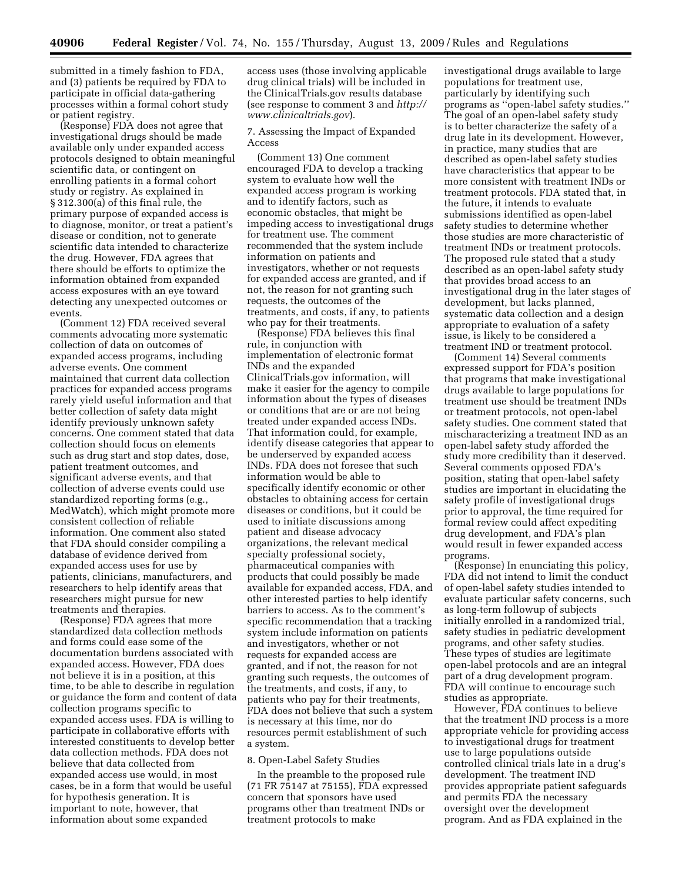submitted in a timely fashion to FDA, and (3) patients be required by FDA to participate in official data-gathering processes within a formal cohort study or patient registry.

(Response) FDA does not agree that investigational drugs should be made available only under expanded access protocols designed to obtain meaningful scientific data, or contingent on enrolling patients in a formal cohort study or registry. As explained in § 312.300(a) of this final rule, the primary purpose of expanded access is to diagnose, monitor, or treat a patient's disease or condition, not to generate scientific data intended to characterize the drug. However, FDA agrees that there should be efforts to optimize the information obtained from expanded access exposures with an eye toward detecting any unexpected outcomes or events.

(Comment 12) FDA received several comments advocating more systematic collection of data on outcomes of expanded access programs, including adverse events. One comment maintained that current data collection practices for expanded access programs rarely yield useful information and that better collection of safety data might identify previously unknown safety concerns. One comment stated that data collection should focus on elements such as drug start and stop dates, dose, patient treatment outcomes, and significant adverse events, and that collection of adverse events could use standardized reporting forms (e.g., MedWatch), which might promote more consistent collection of reliable information. One comment also stated that FDA should consider compiling a database of evidence derived from expanded access uses for use by patients, clinicians, manufacturers, and researchers to help identify areas that researchers might pursue for new treatments and therapies.

(Response) FDA agrees that more standardized data collection methods and forms could ease some of the documentation burdens associated with expanded access. However, FDA does not believe it is in a position, at this time, to be able to describe in regulation or guidance the form and content of data collection programs specific to expanded access uses. FDA is willing to participate in collaborative efforts with interested constituents to develop better data collection methods. FDA does not believe that data collected from expanded access use would, in most cases, be in a form that would be useful for hypothesis generation. It is important to note, however, that information about some expanded access uses (those involving applicable drug clinical trials) will be included in the ClinicalTrials.gov results database (see response to comment 3 and *http://www.clinicaltrials.gov*).

7. Assessing the Impact of Expanded Access

(Comment 13) One comment encouraged FDA to develop a tracking system to evaluate how well the expanded access program is working and to identify factors, such as economic obstacles, that might be impeding access to investigational drugs for treatment use. The comment recommended that the system include information on patients and investigators, whether or not requests for expanded access are granted, and if not, the reason for not granting such requests, the outcomes of the treatments, and costs, if any, to patients who pay for their treatments.

(Response) FDA believes this final rule, in conjunction with implementation of electronic format INDs and the expanded ClinicalTrials.gov information, will make it easier for the agency to compile information about the types of diseases or conditions that are or are not being treated under expanded access INDs. That information could, for example, identify disease categories that appear to be underserved by expanded access INDs. FDA does not foresee that such information would be able to specifically identify economic or other obstacles to obtaining access for certain diseases or conditions, but it could be used to initiate discussions among patient and disease advocacy organizations, the relevant medical specialty professional society, pharmaceutical companies with products that could possibly be made available for expanded access, FDA, and other interested parties to help identify barriers to access. As to the comment's specific recommendation that a tracking system include information on patients and investigators, whether or not requests for expanded access are granted, and if not, the reason for not granting such requests, the outcomes of the treatments, and costs, if any, to patients who pay for their treatments, FDA does not believe that such a system is necessary at this time, nor do resources permit establishment of such a system.

8. Open-Label Safety Studies

In the preamble to the proposed rule (71 FR 75147 at 75155), FDA expressed concern that sponsors have used programs other than treatment INDs or treatment protocols to make investigational drugs available to large populations for treatment use, particularly by identifying such programs as ''open-label safety studies.'' The goal of an open-label safety study is to better characterize the safety of a drug late in its development. However, in practice, many studies that are described as open-label safety studies have characteristics that appear to be more consistent with treatment INDs or treatment protocols. FDA stated that, in the future, it intends to evaluate submissions identified as open-label safety studies to determine whether those studies are more characteristic of treatment INDs or treatment protocols. The proposed rule stated that a study described as an open-label safety study that provides broad access to an investigational drug in the later stages of development, but lacks planned, systematic data collection and a design appropriate to evaluation of a safety issue, is likely to be considered a treatment IND or treatment protocol.

(Comment 14) Several comments expressed support for FDA's position that programs that make investigational drugs available to large populations for treatment use should be treatment INDs or treatment protocols, not open-label safety studies. One comment stated that mischaracterizing a treatment IND as an open-label safety study afforded the study more credibility than it deserved. Several comments opposed FDA's position, stating that open-label safety studies are important in elucidating the safety profile of investigational drugs prior to approval, the time required for formal review could affect expediting drug development, and FDA's plan would result in fewer expanded access programs.

(Response) In enunciating this policy, FDA did not intend to limit the conduct of open-label safety studies intended to evaluate particular safety concerns, such as long-term followup of subjects initially enrolled in a randomized trial, safety studies in pediatric development programs, and other safety studies. These types of studies are legitimate open-label protocols and are an integral part of a drug development program. FDA will continue to encourage such studies as appropriate.

However, FDA continues to believe that the treatment IND process is a more appropriate vehicle for providing access to investigational drugs for treatment use to large populations outside controlled clinical trials late in a drug's development. The treatment IND provides appropriate patient safeguards and permits FDA the necessary oversight over the development program. And as FDA explained in the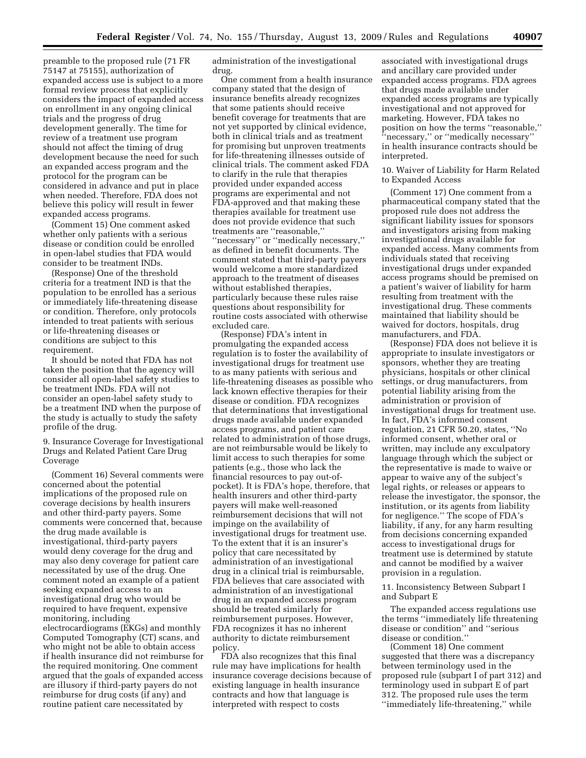preamble to the proposed rule (71 FR 75147 at 75155), authorization of expanded access use is subject to a more formal review process that explicitly considers the impact of expanded access on enrollment in any ongoing clinical trials and the progress of drug development generally. The time for review of a treatment use program should not affect the timing of drug development because the need for such an expanded access program and the protocol for the program can be considered in advance and put in place when needed. Therefore, FDA does not believe this policy will result in fewer expanded access programs.

(Comment 15) One comment asked whether only patients with a serious disease or condition could be enrolled in open-label studies that FDA would consider to be treatment INDs.

(Response) One of the threshold criteria for a treatment IND is that the population to be enrolled has a serious or immediately life-threatening disease or condition. Therefore, only protocols intended to treat patients with serious or life-threatening diseases or conditions are subject to this requirement.

It should be noted that FDA has not taken the position that the agency will consider all open-label safety studies to be treatment INDs. FDA will not consider an open-label safety study to be a treatment IND when the purpose of the study is actually to study the safety profile of the drug.

9. Insurance Coverage for Investigational Drugs and Related Patient Care Drug Coverage

(Comment 16) Several comments were concerned about the potential implications of the proposed rule on coverage decisions by health insurers and other third-party payers. Some comments were concerned that, because the drug made available is investigational, third-party payers would deny coverage for the drug and may also deny coverage for patient care necessitated by use of the drug. One comment noted an example of a patient seeking expanded access to an investigational drug who would be required to have frequent, expensive monitoring, including electrocardiograms (EKGs) and monthly Computed Tomography (CT) scans, and who might not be able to obtain access if health insurance did not reimburse for the required monitoring. One comment argued that the goals of expanded access are illusory if third-party payers do not reimburse for drug costs (if any) and routine patient care necessitated by administration of the investigational drug.

One comment from a health insurance company stated that the design of insurance benefits already recognizes that some patients should receive benefit coverage for treatments that are not yet supported by clinical evidence, both in clinical trials and as treatment for promising but unproven treatments for life-threatening illnesses outside of clinical trials. The comment asked FDA to clarify in the rule that therapies provided under expanded access programs are experimental and not FDA-approved and that making these therapies available for treatment use does not provide evidence that such treatments are "reasonable," "necessary" or "medically necessary," as defined in benefit documents. The comment stated that third-party payers would welcome a more standardized approach to the treatment of diseases without established therapies, particularly because these rules raise questions about responsibility for routine costs associated with otherwise excluded care.

(Response) FDA's intent in promulgating the expanded access regulation is to foster the availability of investigational drugs for treatment use to as many patients with serious and life-threatening diseases as possible who lack known effective therapies for their disease or condition. FDA recognizes that determinations that investigational drugs made available under expanded access programs, and patient care related to administration of those drugs, are not reimbursable would be likely to limit access to such therapies for some patients (e.g., those who lack the financial resources to pay out-of-pocket). It is FDA's hope, therefore, that health insurers and other third-party payers will make well-reasoned reimbursement decisions that will not impinge on the availability of investigational drugs for treatment use. To the extent that it is an insurer's policy that care necessitated by administration of an investigational drug in a clinical trial is reimbursable, FDA believes that care associated with administration of an investigational drug in an expanded access program should be treated similarly for reimbursement purposes. However, FDA recognizes it has no inherent authority to dictate reimbursement policy.

FDA also recognizes that this final rule may have implications for health insurance coverage decisions because of existing language in health insurance contracts and how that language is interpreted with respect to costs associated with investigational drugs and ancillary care provided under expanded access programs. FDA agrees that drugs made available under expanded access programs are typically investigational and not approved for marketing. However, FDA takes no position on how the terms "reasonable," "necessary," or "medically necessary" in health insurance contracts should be interpreted.

10. Waiver of Liability for Harm Related to Expanded Access

(Comment 17) One comment from a pharmaceutical company stated that the proposed rule does not address the significant liability issues for sponsors and investigators arising from making investigational drugs available for expanded access. Many comments from individuals stated that receiving investigational drugs under expanded access programs should be premised on a patient's waiver of liability for harm resulting from treatment with the investigational drug. These comments maintained that liability should be waived for doctors, hospitals, drug manufacturers, and FDA.

(Response) FDA does not believe it is appropriate to insulate investigators or sponsors, whether they are treating physicians, hospitals or other clinical settings, or drug manufacturers, from potential liability arising from the administration or provision of investigational drugs for treatment use. In fact, FDA's informed consent regulation, 21 CFR 50.20, states, "No informed consent, whether oral or written, may include any exculpatory language through which the subject or the representative is made to waive or appear to waive any of the subject's legal rights, or releases or appears to release the investigator, the sponsor, the institution, or its agents from liability for negligence." The scope of FDA's liability, if any, for any harm resulting from decisions concerning expanded access to investigational drugs for treatment use is determined by statute and cannot be modified by a waiver provision in a regulation.

11. Inconsistency Between Subpart I and Subpart E

The expanded access regulations use the terms "immediately life threatening disease or condition" and "serious disease or condition."

(Comment 18) One comment suggested that there was a discrepancy between terminology used in the proposed rule (subpart I of part 312) and terminology used in subpart E of part 312. The proposed rule uses the term "immediately life-threatening," while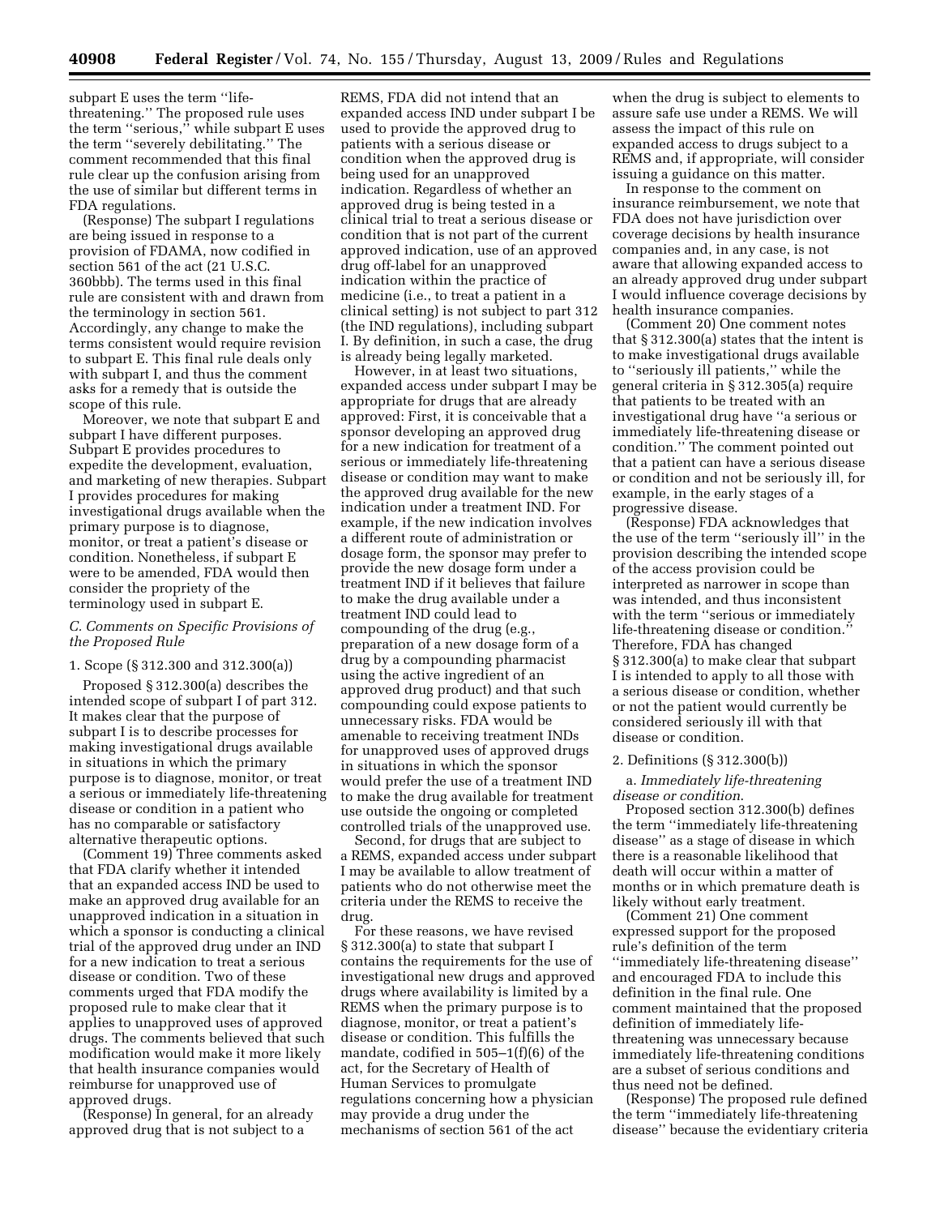subpart E uses the term ''life-threatening.'' The proposed rule uses the term ''serious,'' while subpart E uses the term ''severely debilitating.'' The comment recommended that this final rule clear up the confusion arising from the use of similar but different terms in FDA regulations.

(Response) The subpart I regulations are being issued in response to a provision of FDAMA, now codified in section 561 of the act (21 U.S.C. 360bbb). The terms used in this final rule are consistent with and drawn from the terminology in section 561. Accordingly, any change to make the terms consistent would require revision to subpart E. This final rule deals only with subpart I, and thus the comment asks for a remedy that is outside the scope of this rule.

Moreover, we note that subpart E and subpart I have different purposes. Subpart E provides procedures to expedite the development, evaluation, and marketing of new therapies. Subpart I provides procedures for making investigational drugs available when the primary purpose is to diagnose, monitor, or treat a patient's disease or condition. Nonetheless, if subpart E were to be amended, FDA would then consider the propriety of the terminology used in subpart E.

### *C. Comments on Specific Provisions of the Proposed Rule*

#### 1. Scope (§ 312.300 and 312.300(a))

Proposed § 312.300(a) describes the intended scope of subpart I of part 312. It makes clear that the purpose of subpart I is to describe processes for making investigational drugs available in situations in which the primary purpose is to diagnose, monitor, or treat a serious or immediately life-threatening disease or condition in a patient who has no comparable or satisfactory alternative therapeutic options.

(Comment 19) Three comments asked that FDA clarify whether it intended that an expanded access IND be used to make an approved drug available for an unapproved indication in a situation in which a sponsor is conducting a clinical trial of the approved drug under an IND for a new indication to treat a serious disease or condition. Two of these comments urged that FDA modify the proposed rule to make clear that it applies to unapproved uses of approved drugs. The comments believed that such modification would make it more likely that health insurance companies would reimburse for unapproved use of approved drugs.

(Response) In general, for an already approved drug that is not subject to a REMS, FDA did not intend that an expanded access IND under subpart I be used to provide the approved drug to patients with a serious disease or condition when the approved drug is being used for an unapproved indication. Regardless of whether an approved drug is being tested in a clinical trial to treat a serious disease or condition that is not part of the current approved indication, use of an approved drug off-label for an unapproved indication within the practice of medicine (i.e., to treat a patient in a clinical setting) is not subject to part 312 (the IND regulations), including subpart I. By definition, in such a case, the drug is already being legally marketed.

However, in at least two situations, expanded access under subpart I may be appropriate for drugs that are already approved: First, it is conceivable that a sponsor developing an approved drug for a new indication for treatment of a serious or immediately life-threatening disease or condition may want to make the approved drug available for the new indication under a treatment IND. For example, if the new indication involves a different route of administration or dosage form, the sponsor may prefer to provide the new dosage form under a treatment IND if it believes that failure to make the drug available under a treatment IND could lead to compounding of the drug (e.g., preparation of a new dosage form of a drug by a compounding pharmacist using the active ingredient of an approved drug product) and that such compounding could expose patients to unnecessary risks. FDA would be amenable to receiving treatment INDs for unapproved uses of approved drugs in situations in which the sponsor would prefer the use of a treatment IND to make the drug available for treatment use outside the ongoing or completed controlled trials of the unapproved use.

Second, for drugs that are subject to a REMS, expanded access under subpart I may be available to allow treatment of patients who do not otherwise meet the criteria under the REMS to receive the drug.

For these reasons, we have revised § 312.300(a) to state that subpart I contains the requirements for the use of investigational new drugs and approved drugs where availability is limited by a REMS when the primary purpose is to diagnose, monitor, or treat a patient's disease or condition. This fulfills the mandate, codified in 505–1(f)(6) of the act, for the Secretary of Health of Human Services to promulgate regulations concerning how a physician may provide a drug under the mechanisms of section 561 of the act when the drug is subject to elements to assure safe use under a REMS. We will assess the impact of this rule on expanded access to drugs subject to a REMS and, if appropriate, will consider issuing a guidance on this matter.

In response to the comment on insurance reimbursement, we note that FDA does not have jurisdiction over coverage decisions by health insurance companies and, in any case, is not aware that allowing expanded access to an already approved drug under subpart I would influence coverage decisions by health insurance companies.

(Comment 20) One comment notes that § 312.300(a) states that the intent is to make investigational drugs available to ''seriously ill patients,'' while the general criteria in § 312.305(a) require that patients to be treated with an investigational drug have ''a serious or immediately life-threatening disease or condition.'' The comment pointed out that a patient can have a serious disease or condition and not be seriously ill, for example, in the early stages of a progressive disease.

(Response) FDA acknowledges that the use of the term ''seriously ill'' in the provision describing the intended scope of the access provision could be interpreted as narrower in scope than was intended, and thus inconsistent with the term ''serious or immediately life-threatening disease or condition.'' Therefore, FDA has changed § 312.300(a) to make clear that subpart I is intended to apply to all those with a serious disease or condition, whether or not the patient would currently be considered seriously ill with that disease or condition.

#### 2. Definitions (§ 312.300(b))

a. *Immediately life-threatening disease or condition*.

Proposed section 312.300(b) defines the term ''immediately life-threatening disease'' as a stage of disease in which there is a reasonable likelihood that death will occur within a matter of months or in which premature death is likely without early treatment.

(Comment 21) One comment expressed support for the proposed rule's definition of the term ''immediately life-threatening disease'' and encouraged FDA to include this definition in the final rule. One comment maintained that the proposed definition of immediately life-threatening was unnecessary because immediately life-threatening conditions are a subset of serious conditions and thus need not be defined.

(Response) The proposed rule defined the term ''immediately life-threatening disease'' because the evidentiary criteria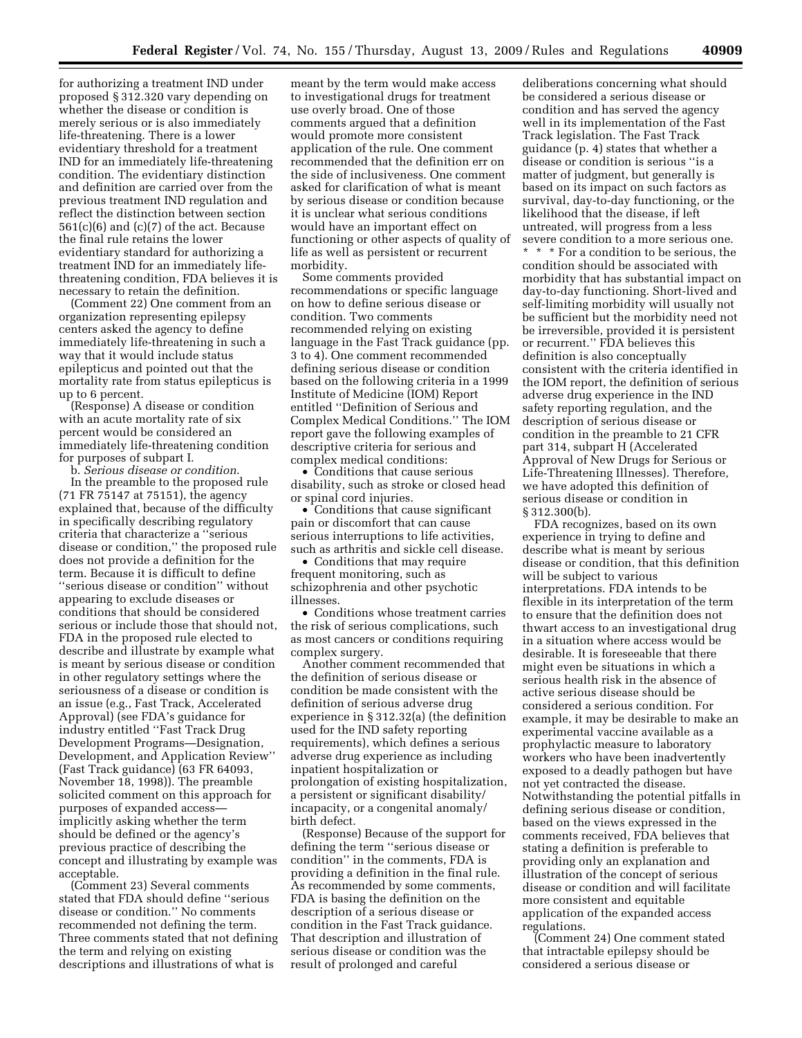for authorizing a treatment IND under proposed § 312.320 vary depending on whether the disease or condition is merely serious or is also immediately life-threatening. There is a lower evidentiary threshold for a treatment IND for an immediately life-threatening condition. The evidentiary distinction and definition are carried over from the previous treatment IND regulation and reflect the distinction between section 561(c)(6) and (c)(7) of the act. Because the final rule retains the lower evidentiary standard for authorizing a treatment IND for an immediately life-threatening condition, FDA believes it is necessary to retain the definition.

(Comment 22) One comment from an organization representing epilepsy centers asked the agency to define immediately life-threatening in such a way that it would include status epilepticus and pointed out that the mortality rate from status epilepticus is up to 6 percent.

(Response) A disease or condition with an acute mortality rate of six percent would be considered an immediately life-threatening condition for purposes of subpart I.

b. *Serious disease or condition.*

In the preamble to the proposed rule (71 FR 75147 at 75151), the agency explained that, because of the difficulty in specifically describing regulatory criteria that characterize a ''serious disease or condition,'' the proposed rule does not provide a definition for the term. Because it is difficult to define ''serious disease or condition'' without appearing to exclude diseases or conditions that should be considered serious or include those that should not, FDA in the proposed rule elected to describe and illustrate by example what is meant by serious disease or condition in other regulatory settings where the seriousness of a disease or condition is an issue (e.g., Fast Track, Accelerated Approval) (see FDA's guidance for industry entitled ''Fast Track Drug Development Programs—Designation, Development, and Application Review'' (Fast Track guidance) (63 FR 64093, November 18, 1998)). The preamble solicited comment on this approach for purposes of expanded access—implicitly asking whether the term should be defined or the agency's previous practice of describing the concept and illustrating by example was acceptable.

(Comment 23) Several comments stated that FDA should define ''serious disease or condition.'' No comments recommended not defining the term. Three comments stated that not defining the term and relying on existing descriptions and illustrations of what is meant by the term would make access to investigational drugs for treatment use overly broad. One of those comments argued that a definition would promote more consistent application of the rule. One comment recommended that the definition err on the side of inclusiveness. One comment asked for clarification of what is meant by serious disease or condition because it is unclear what serious conditions would have an important effect on functioning or other aspects of quality of life as well as persistent or recurrent morbidity.

Some comments provided recommendations or specific language on how to define serious disease or condition. Two comments recommended relying on existing language in the Fast Track guidance (pp. 3 to 4). One comment recommended defining serious disease or condition based on the following criteria in a 1999 Institute of Medicine (IOM) Report entitled ''Definition of Serious and Complex Medical Conditions.'' The IOM report gave the following examples of descriptive criteria for serious and complex medical conditions:

- Conditions that cause serious disability, such as stroke or closed head or spinal cord injuries.
- Conditions that cause significant pain or discomfort that can cause serious interruptions to life activities, such as arthritis and sickle cell disease.
- Conditions that may require frequent monitoring, such as schizophrenia and other psychotic illnesses.
- Conditions whose treatment carries the risk of serious complications, such as most cancers or conditions requiring complex surgery.

Another comment recommended that the definition of serious disease or condition be made consistent with the definition of serious adverse drug experience in § 312.32(a) (the definition used for the IND safety reporting requirements), which defines a serious adverse drug experience as including inpatient hospitalization or prolongation of existing hospitalization, a persistent or significant disability/incapacity, or a congenital anomaly/birth defect.

(Response) Because of the support for defining the term ''serious disease or condition'' in the comments, FDA is providing a definition in the final rule. As recommended by some comments, FDA is basing the definition on the description of a serious disease or condition in the Fast Track guidance. That description and illustration of serious disease or condition was the result of prolonged and careful deliberations concerning what should be considered a serious disease or condition and has served the agency well in its implementation of the Fast Track legislation. The Fast Track guidance (p. 4) states that whether a disease or condition is serious ''is a matter of judgment, but generally is based on its impact on such factors as survival, day-to-day functioning, or the likelihood that the disease, if left untreated, will progress from a less severe condition to a more serious one. * * * For a condition to be serious, the condition should be associated with morbidity that has substantial impact on day-to-day functioning. Short-lived and self-limiting morbidity will usually not be sufficient but the morbidity need not be irreversible, provided it is persistent or recurrent.'' FDA believes this definition is also conceptually consistent with the criteria identified in the IOM report, the definition of serious adverse drug experience in the IND safety reporting regulation, and the description of serious disease or condition in the preamble to 21 CFR part 314, subpart H (Accelerated Approval of New Drugs for Serious or Life-Threatening Illnesses). Therefore, we have adopted this definition of serious disease or condition in § 312.300(b).

FDA recognizes, based on its own experience in trying to define and describe what is meant by serious disease or condition, that this definition will be subject to various interpretations. FDA intends to be flexible in its interpretation of the term to ensure that the definition does not thwart access to an investigational drug in a situation where access would be desirable. It is foreseeable that there might even be situations in which a serious health risk in the absence of active serious disease should be considered a serious condition. For example, it may be desirable to make an experimental vaccine available as a prophylactic measure to laboratory workers who have been inadvertently exposed to a deadly pathogen but have not yet contracted the disease. Notwithstanding the potential pitfalls in defining serious disease or condition, based on the views expressed in the comments received, FDA believes that stating a definition is preferable to providing only an explanation and illustration of the concept of serious disease or condition and will facilitate more consistent and equitable application of the expanded access regulations.

(Comment 24) One comment stated that intractable epilepsy should be considered a serious disease or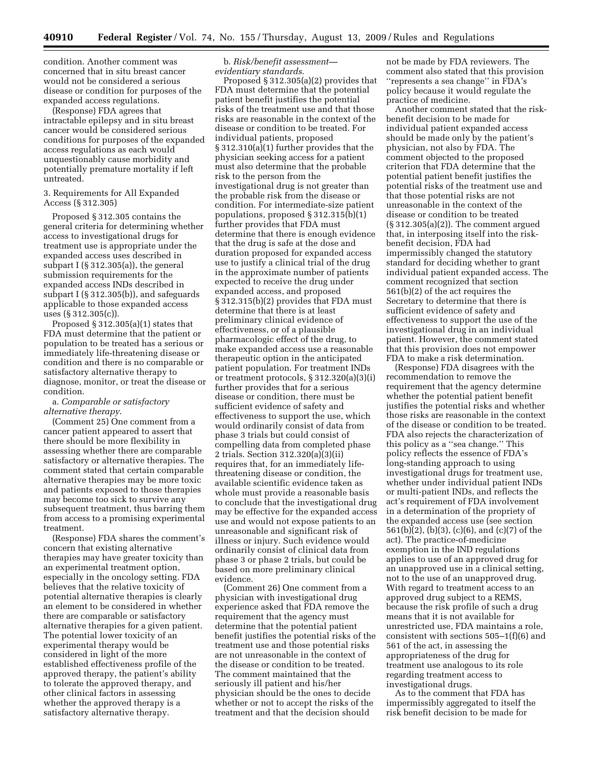condition. Another comment was concerned that in situ breast cancer would not be considered a serious disease or condition for purposes of the expanded access regulations.

(Response) FDA agrees that intractable epilepsy and in situ breast cancer would be considered serious conditions for purposes of the expanded access regulations as each would unquestionably cause morbidity and potentially premature mortality if left untreated.

3. Requirements for All Expanded Access (§ 312.305)

Proposed § 312.305 contains the general criteria for determining whether access to investigational drugs for treatment use is appropriate under the expanded access uses described in subpart I (§ 312.305(a)), the general submission requirements for the expanded access INDs described in subpart I (§ 312.305(b)), and safeguards applicable to those expanded access uses (§ 312.305(c)).

Proposed § 312.305(a)(1) states that FDA must determine that the patient or population to be treated has a serious or immediately life-threatening disease or condition and there is no comparable or satisfactory alternative therapy to diagnose, monitor, or treat the disease or condition.

a. *Comparable or satisfactory alternative therapy*.

(Comment 25) One comment from a cancer patient appeared to assert that there should be more flexibility in assessing whether there are comparable satisfactory or alternative therapies. The comment stated that certain comparable alternative therapies may be more toxic and patients exposed to those therapies may become too sick to survive any subsequent treatment, thus barring them from access to a promising experimental treatment.

(Response) FDA shares the comment's concern that existing alternative therapies may have greater toxicity than an experimental treatment option, especially in the oncology setting. FDA believes that the relative toxicity of potential alternative therapies is clearly an element to be considered in whether there are comparable or satisfactory alternative therapies for a given patient. The potential lower toxicity of an experimental therapy would be considered in light of the more established effectiveness profile of the approved therapy, the patient's ability to tolerate the approved therapy, and other clinical factors in assessing whether the approved therapy is a satisfactory alternative therapy.

b. *Risk/benefit assessment—evidentiary standards*.

Proposed § 312.305(a)(2) provides that FDA must determine that the potential patient benefit justifies the potential risks of the treatment use and that those risks are reasonable in the context of the disease or condition to be treated. For individual patients, proposed § 312.310(a)(1) further provides that the physician seeking access for a patient must also determine that the probable risk to the person from the investigational drug is not greater than the probable risk from the disease or condition. For intermediate-size patient populations, proposed § 312.315(b)(1) further provides that FDA must determine that there is enough evidence that the drug is safe at the dose and duration proposed for expanded access use to justify a clinical trial of the drug in the approximate number of patients expected to receive the drug under expanded access, and proposed § 312.315(b)(2) provides that FDA must determine that there is at least preliminary clinical evidence of effectiveness, or of a plausible pharmacologic effect of the drug, to make expanded access use a reasonable therapeutic option in the anticipated patient population. For treatment INDs or treatment protocols, § 312.320(a)(3)(i) further provides that for a serious disease or condition, there must be sufficient evidence of safety and effectiveness to support the use, which would ordinarily consist of data from phase 3 trials but could consist of compelling data from completed phase 2 trials. Section 312.320(a)(3)(ii) requires that, for an immediately life-threatening disease or condition, the available scientific evidence taken as whole must provide a reasonable basis to conclude that the investigational drug may be effective for the expanded access use and would not expose patients to an unreasonable and significant risk of illness or injury. Such evidence would ordinarily consist of clinical data from phase 3 or phase 2 trials, but could be based on more preliminary clinical evidence.

(Comment 26) One comment from a physician with investigational drug experience asked that FDA remove the requirement that the agency must determine that the potential patient benefit justifies the potential risks of the treatment use and those potential risks are not unreasonable in the context of the disease or condition to be treated. The comment maintained that the seriously ill patient and his/her physician should be the ones to decide whether or not to accept the risks of the treatment and that the decision should not be made by FDA reviewers. The comment also stated that this provision ''represents a sea change'' in FDA's policy because it would regulate the practice of medicine.

Another comment stated that the risk-benefit decision to be made for individual patient expanded access should be made only by the patient's physician, not also by FDA. The comment objected to the proposed criterion that FDA determine that the potential patient benefit justifies the potential risks of the treatment use and that those potential risks are not unreasonable in the context of the disease or condition to be treated (§ 312.305(a)(2)). The comment argued that, in interposing itself into the risk-benefit decision, FDA had impermissibly changed the statutory standard for deciding whether to grant individual patient expanded access. The comment recognized that section 561(b)(2) of the act requires the Secretary to determine that there is sufficient evidence of safety and effectiveness to support the use of the investigational drug in an individual patient. However, the comment stated that this provision does not empower FDA to make a risk determination.

(Response) FDA disagrees with the recommendation to remove the requirement that the agency determine whether the potential patient benefit justifies the potential risks and whether those risks are reasonable in the context of the disease or condition to be treated. FDA also rejects the characterization of this policy as a ''sea change.'' This policy reflects the essence of FDA's long-standing approach to using investigational drugs for treatment use, whether under individual patient INDs or multi-patient INDs, and reflects the act's requirement of FDA involvement in a determination of the propriety of the expanded access use (see section 561(b)(2), (b)(3), (c)(6), and (c)(7) of the act). The practice-of-medicine exemption in the IND regulations applies to use of an approved drug for an unapproved use in a clinical setting, not to the use of an unapproved drug. With regard to treatment access to an approved drug subject to a REMS, because the risk profile of such a drug means that it is not available for unrestricted use, FDA maintains a role, consistent with sections 505–1(f)(6) and 561 of the act, in assessing the appropriateness of the drug for treatment use analogous to its role regarding treatment access to investigational drugs.

As to the comment that FDA has impermissibly aggregated to itself the risk benefit decision to be made for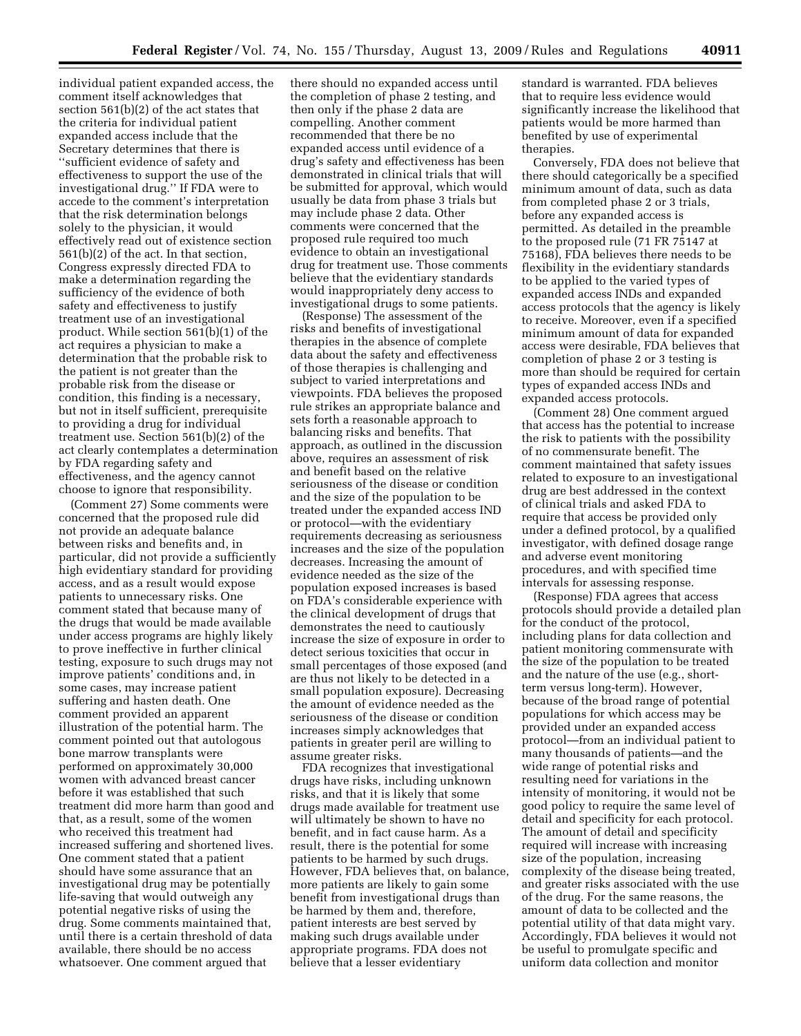individual patient expanded access, the comment itself acknowledges that section 561(b)(2) of the act states that the criteria for individual patient expanded access include that the Secretary determines that there is ''sufficient evidence of safety and effectiveness to support the use of the investigational drug.'' If FDA were to accede to the comment's interpretation that the risk determination belongs solely to the physician, it would effectively read out of existence section 561(b)(2) of the act. In that section, Congress expressly directed FDA to make a determination regarding the sufficiency of the evidence of both safety and effectiveness to justify treatment use of an investigational product. While section 561(b)(1) of the act requires a physician to make a determination that the probable risk to the patient is not greater than the probable risk from the disease or condition, this finding is a necessary, but not in itself sufficient, prerequisite to providing a drug for individual treatment use. Section 561(b)(2) of the act clearly contemplates a determination by FDA regarding safety and effectiveness, and the agency cannot choose to ignore that responsibility.

(Comment 27) Some comments were concerned that the proposed rule did not provide an adequate balance between risks and benefits and, in particular, did not provide a sufficiently high evidentiary standard for providing access, and as a result would expose patients to unnecessary risks. One comment stated that because many of the drugs that would be made available under access programs are highly likely to prove ineffective in further clinical testing, exposure to such drugs may not improve patients' conditions and, in some cases, may increase patient suffering and hasten death. One comment provided an apparent illustration of the potential harm. The comment pointed out that autologous bone marrow transplants were performed on approximately 30,000 women with advanced breast cancer before it was established that such treatment did more harm than good and that, as a result, some of the women who received this treatment had increased suffering and shortened lives. One comment stated that a patient should have some assurance that an investigational drug may be potentially life-saving that would outweigh any potential negative risks of using the drug. Some comments maintained that, until there is a certain threshold of data available, there should be no access whatsoever. One comment argued that there should no expanded access until the completion of phase 2 testing, and then only if the phase 2 data are compelling. Another comment recommended that there be no expanded access until evidence of a drug's safety and effectiveness has been demonstrated in clinical trials that will be submitted for approval, which would usually be data from phase 3 trials but may include phase 2 data. Other comments were concerned that the proposed rule required too much evidence to obtain an investigational drug for treatment use. Those comments believe that the evidentiary standards would inappropriately deny access to investigational drugs to some patients.

(Response) The assessment of the risks and benefits of investigational therapies in the absence of complete data about the safety and effectiveness of those therapies is challenging and subject to varied interpretations and viewpoints. FDA believes the proposed rule strikes an appropriate balance and sets forth a reasonable approach to balancing risks and benefits. That approach, as outlined in the discussion above, requires an assessment of risk and benefit based on the relative seriousness of the disease or condition and the size of the population to be treated under the expanded access IND or protocol—with the evidentiary requirements decreasing as seriousness increases and the size of the population decreases. Increasing the amount of evidence needed as the size of the population exposed increases is based on FDA's considerable experience with the clinical development of drugs that demonstrates the need to cautiously increase the size of exposure in order to detect serious toxicities that occur in small percentages of those exposed (and are thus not likely to be detected in a small population exposure). Decreasing the amount of evidence needed as the seriousness of the disease or condition increases simply acknowledges that patients in greater peril are willing to assume greater risks.

FDA recognizes that investigational drugs have risks, including unknown risks, and that it is likely that some drugs made available for treatment use will ultimately be shown to have no benefit, and in fact cause harm. As a result, there is the potential for some patients to be harmed by such drugs. However, FDA believes that, on balance, more patients are likely to gain some benefit from investigational drugs than be harmed by them and, therefore, patient interests are best served by making such drugs available under appropriate programs. FDA does not believe that a lesser evidentiary standard is warranted. FDA believes that to require less evidence would significantly increase the likelihood that patients would be more harmed than benefited by use of experimental therapies.

Conversely, FDA does not believe that there should categorically be a specified minimum amount of data, such as data from completed phase 2 or 3 trials, before any expanded access is permitted. As detailed in the preamble to the proposed rule (71 FR 75147 at 75168), FDA believes there needs to be flexibility in the evidentiary standards to be applied to the varied types of expanded access INDs and expanded access protocols that the agency is likely to receive. Moreover, even if a specified minimum amount of data for expanded access were desirable, FDA believes that completion of phase 2 or 3 testing is more than should be required for certain types of expanded access INDs and expanded access protocols.

(Comment 28) One comment argued that access has the potential to increase the risk to patients with the possibility of no commensurate benefit. The comment maintained that safety issues related to exposure to an investigational drug are best addressed in the context of clinical trials and asked FDA to require that access be provided only under a defined protocol, by a qualified investigator, with defined dosage range and adverse event monitoring procedures, and with specified time intervals for assessing response.

(Response) FDA agrees that access protocols should provide a detailed plan for the conduct of the protocol, including plans for data collection and patient monitoring commensurate with the size of the population to be treated and the nature of the use (e.g., short-term versus long-term). However, because of the broad range of potential populations for which access may be provided under an expanded access protocol—from an individual patient to many thousands of patients—and the wide range of potential risks and resulting need for variations in the intensity of monitoring, it would not be good policy to require the same level of detail and specificity for each protocol. The amount of detail and specificity required will increase with increasing size of the population, increasing complexity of the disease being treated, and greater risks associated with the use of the drug. For the same reasons, the amount of data to be collected and the potential utility of that data might vary. Accordingly, FDA believes it would not be useful to promulgate specific and uniform data collection and monitor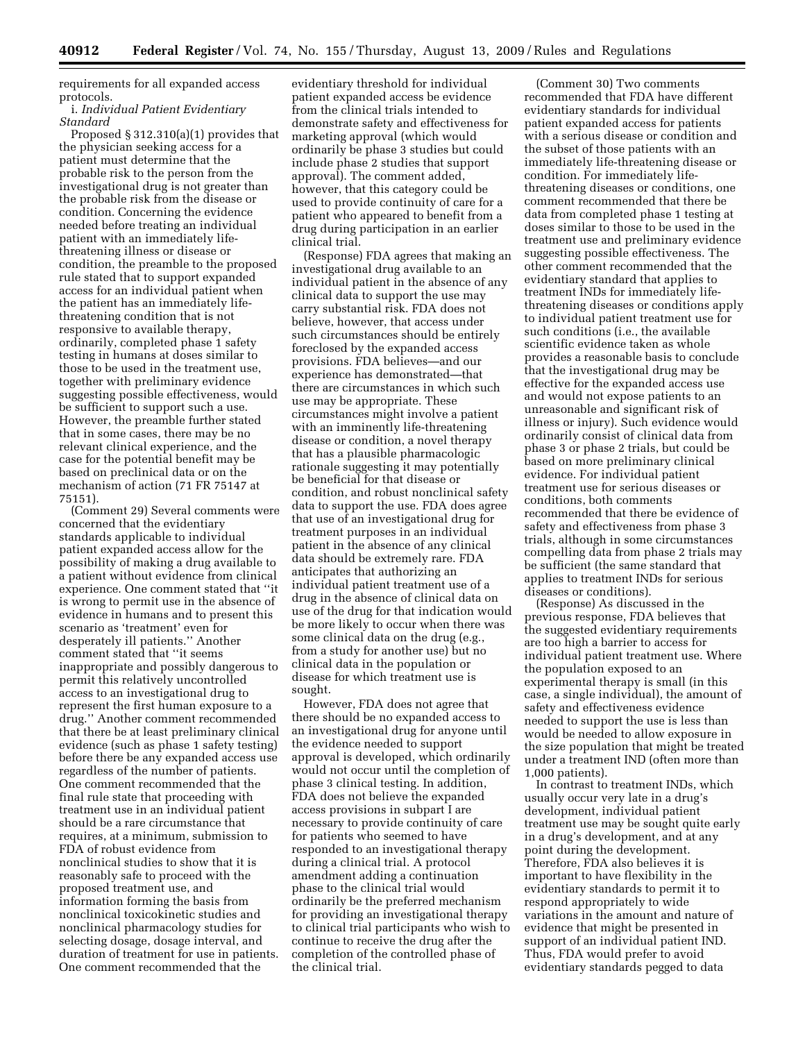requirements for all expanded access protocols.

i. *Individual Patient Evidentiary Standard*

Proposed § 312.310(a)(1) provides that the physician seeking access for a patient must determine that the probable risk to the person from the investigational drug is not greater than the probable risk from the disease or condition. Concerning the evidence needed before treating an individual patient with an immediately life-threatening illness or disease or condition, the preamble to the proposed rule stated that to support expanded access for an individual patient when the patient has an immediately life-threatening condition that is not responsive to available therapy, ordinarily, completed phase 1 safety testing in humans at doses similar to those to be used in the treatment use, together with preliminary evidence suggesting possible effectiveness, would be sufficient to support such a use. However, the preamble further stated that in some cases, there may be no relevant clinical experience, and the case for the potential benefit may be based on preclinical data or on the mechanism of action (71 FR 75147 at 75151).

(Comment 29) Several comments were concerned that the evidentiary standards applicable to individual patient expanded access allow for the possibility of making a drug available to a patient without evidence from clinical experience. One comment stated that ''it is wrong to permit use in the absence of evidence in humans and to present this scenario as 'treatment' even for desperately ill patients.'' Another comment stated that ''it seems inappropriate and possibly dangerous to permit this relatively uncontrolled access to an investigational drug to represent the first human exposure to a drug.'' Another comment recommended that there be at least preliminary clinical evidence (such as phase 1 safety testing) before there be any expanded access use regardless of the number of patients. One comment recommended that the final rule state that proceeding with treatment use in an individual patient should be a rare circumstance that requires, at a minimum, submission to FDA of robust evidence from nonclinical studies to show that it is reasonably safe to proceed with the proposed treatment use, and information forming the basis from nonclinical toxicokinetic studies and nonclinical pharmacology studies for selecting dosage, dosage interval, and duration of treatment for use in patients. One comment recommended that the evidentiary threshold for individual patient expanded access be evidence from the clinical trials intended to demonstrate safety and effectiveness for marketing approval (which would ordinarily be phase 3 studies but could include phase 2 studies that support approval). The comment added, however, that this category could be used to provide continuity of care for a patient who appeared to benefit from a drug during participation in an earlier clinical trial.

(Response) FDA agrees that making an investigational drug available to an individual patient in the absence of any clinical data to support the use may carry substantial risk. FDA does not believe, however, that access under such circumstances should be entirely foreclosed by the expanded access provisions. FDA believes—and our experience has demonstrated—that there are circumstances in which such use may be appropriate. These circumstances might involve a patient with an imminently life-threatening disease or condition, a novel therapy that has a plausible pharmacologic rationale suggesting it may potentially be beneficial for that disease or condition, and robust nonclinical safety data to support the use. FDA does agree that use of an investigational drug for treatment purposes in an individual patient in the absence of any clinical data should be extremely rare. FDA anticipates that authorizing an individual patient treatment use of a drug in the absence of clinical data on use of the drug for that indication would be more likely to occur when there was some clinical data on the drug (e.g., from a study for another use) but no clinical data in the population or disease for which treatment use is sought.

However, FDA does not agree that there should be no expanded access to an investigational drug for anyone until the evidence needed to support approval is developed, which ordinarily would not occur until the completion of phase 3 clinical testing. In addition, FDA does not believe the expanded access provisions in subpart I are necessary to provide continuity of care for patients who seemed to have responded to an investigational therapy during a clinical trial. A protocol amendment adding a continuation phase to the clinical trial would ordinarily be the preferred mechanism for providing an investigational therapy to clinical trial participants who wish to continue to receive the drug after the completion of the controlled phase of the clinical trial.

(Comment 30) Two comments recommended that FDA have different evidentiary standards for individual patient expanded access for patients with a serious disease or condition and the subset of those patients with an immediately life-threatening disease or condition. For immediately life-threatening diseases or conditions, one comment recommended that there be data from completed phase 1 testing at doses similar to those to be used in the treatment use and preliminary evidence suggesting possible effectiveness. The other comment recommended that the evidentiary standard that applies to treatment INDs for immediately life-threatening diseases or conditions apply to individual patient treatment use for such conditions (i.e., the available scientific evidence taken as whole provides a reasonable basis to conclude that the investigational drug may be effective for the expanded access use and would not expose patients to an unreasonable and significant risk of illness or injury). Such evidence would ordinarily consist of clinical data from phase 3 or phase 2 trials, but could be based on more preliminary clinical evidence. For individual patient treatment use for serious diseases or conditions, both comments recommended that there be evidence of safety and effectiveness from phase 3 trials, although in some circumstances compelling data from phase 2 trials may be sufficient (the same standard that applies to treatment INDs for serious diseases or conditions).

(Response) As discussed in the previous response, FDA believes that the suggested evidentiary requirements are too high a barrier to access for individual patient treatment use. Where the population exposed to an experimental therapy is small (in this case, a single individual), the amount of safety and effectiveness evidence needed to support the use is less than would be needed to allow exposure in the size population that might be treated under a treatment IND (often more than 1,000 patients).

In contrast to treatment INDs, which usually occur very late in a drug's development, individual patient treatment use may be sought quite early in a drug's development, and at any point during the development. Therefore, FDA also believes it is important to have flexibility in the evidentiary standards to permit it to respond appropriately to wide variations in the amount and nature of evidence that might be presented in support of an individual patient IND. Thus, FDA would prefer to avoid evidentiary standards pegged to data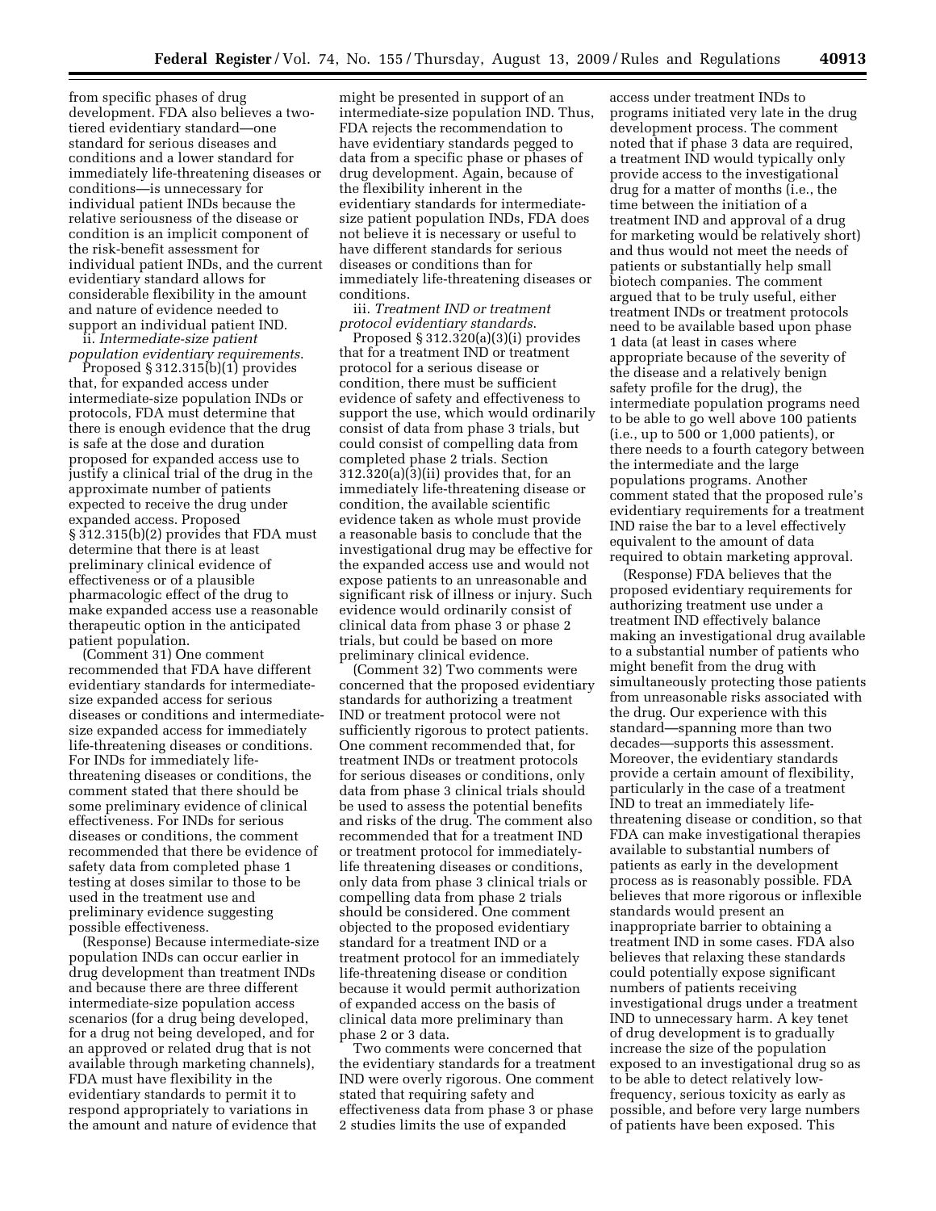from specific phases of drug development. FDA also believes a two-tiered evidentiary standard—one standard for serious diseases and conditions and a lower standard for immediately life-threatening diseases or conditions—is unnecessary for individual patient INDs because the relative seriousness of the disease or condition is an implicit component of the risk-benefit assessment for individual patient INDs, and the current evidentiary standard allows for considerable flexibility in the amount and nature of evidence needed to support an individual patient IND.

ii. *Intermediate-size patient population evidentiary requirements*.

Proposed § 312.315(b)(1) provides that, for expanded access under intermediate-size population INDs or protocols, FDA must determine that there is enough evidence that the drug is safe at the dose and duration proposed for expanded access use to justify a clinical trial of the drug in the approximate number of patients expected to receive the drug under expanded access. Proposed § 312.315(b)(2) provides that FDA must determine that there is at least preliminary clinical evidence of effectiveness or of a plausible pharmacologic effect of the drug to make expanded access use a reasonable therapeutic option in the anticipated patient population.

(Comment 31) One comment recommended that FDA have different evidentiary standards for intermediate-size expanded access for serious diseases or conditions and intermediate-size expanded access for immediately life-threatening diseases or conditions. For INDs for immediately life-threatening diseases or conditions, the comment stated that there should be some preliminary evidence of clinical effectiveness. For INDs for serious diseases or conditions, the comment recommended that there be evidence of safety data from completed phase 1 testing at doses similar to those to be used in the treatment use and preliminary evidence suggesting possible effectiveness.

(Response) Because intermediate-size population INDs can occur earlier in drug development than treatment INDs and because there are three different intermediate-size population access scenarios (for a drug being developed, for a drug not being developed, and for an approved or related drug that is not available through marketing channels), FDA must have flexibility in the evidentiary standards to permit it to respond appropriately to variations in the amount and nature of evidence that might be presented in support of an intermediate-size population IND. Thus, FDA rejects the recommendation to have evidentiary standards pegged to data from a specific phase or phases of drug development. Again, because of the flexibility inherent in the evidentiary standards for intermediate-size patient population INDs, FDA does not believe it is necessary or useful to have different standards for serious diseases or conditions than for immediately life-threatening diseases or conditions.

iii. *Treatment IND or treatment protocol evidentiary standards*.

Proposed § 312.320(a)(3)(i) provides that for a treatment IND or treatment protocol for a serious disease or condition, there must be sufficient evidence of safety and effectiveness to support the use, which would ordinarily consist of data from phase 3 trials, but could consist of compelling data from completed phase 2 trials. Section 312.320(a)(3)(ii) provides that, for an immediately life-threatening disease or condition, the available scientific evidence taken as whole must provide a reasonable basis to conclude that the investigational drug may be effective for the expanded access use and would not expose patients to an unreasonable and significant risk of illness or injury. Such evidence would ordinarily consist of clinical data from phase 3 or phase 2 trials, but could be based on more preliminary clinical evidence.

(Comment 32) Two comments were concerned that the proposed evidentiary standards for authorizing a treatment IND or treatment protocol were not sufficiently rigorous to protect patients. One comment recommended that, for treatment INDs or treatment protocols for serious diseases or conditions, only data from phase 3 clinical trials should be used to assess the potential benefits and risks of the drug. The comment also recommended that for a treatment IND or treatment protocol for immediately-life threatening diseases or conditions, only data from phase 3 clinical trials or compelling data from phase 2 trials should be considered. One comment objected to the proposed evidentiary standard for a treatment IND or a treatment protocol for an immediately life-threatening disease or condition because it would permit authorization of expanded access on the basis of clinical data more preliminary than phase 2 or 3 data.

Two comments were concerned that the evidentiary standards for a treatment IND were overly rigorous. One comment stated that requiring safety and effectiveness data from phase 3 or phase 2 studies limits the use of expanded access under treatment INDs to programs initiated very late in the drug development process. The comment noted that if phase 3 data are required, a treatment IND would typically only provide access to the investigational drug for a matter of months (i.e., the time between the initiation of a treatment IND and approval of a drug for marketing would be relatively short) and thus would not meet the needs of patients or substantially help small biotech companies. The comment argued that to be truly useful, either treatment INDs or treatment protocols need to be available based upon phase 1 data (at least in cases where appropriate because of the severity of the disease and a relatively benign safety profile for the drug), the intermediate population programs need to be able to go well above 100 patients (i.e., up to 500 or 1,000 patients), or there needs to a fourth category between the intermediate and the large populations programs. Another comment stated that the proposed rule's evidentiary requirements for a treatment IND raise the bar to a level effectively equivalent to the amount of data required to obtain marketing approval.

(Response) FDA believes that the proposed evidentiary requirements for authorizing treatment use under a treatment IND effectively balance making an investigational drug available to a substantial number of patients who might benefit from the drug with simultaneously protecting those patients from unreasonable risks associated with the drug. Our experience with this standard—spanning more than two decades—supports this assessment. Moreover, the evidentiary standards provide a certain amount of flexibility, particularly in the case of a treatment IND to treat an immediately life-threatening disease or condition, so that FDA can make investigational therapies available to substantial numbers of patients as early in the development process as is reasonably possible. FDA believes that more rigorous or inflexible standards would present an inappropriate barrier to obtaining a treatment IND in some cases. FDA also believes that relaxing these standards could potentially expose significant numbers of patients receiving investigational drugs under a treatment IND to unnecessary harm. A key tenet of drug development is to gradually increase the size of the population exposed to an investigational drug so as to be able to detect relatively low-frequency, serious toxicity as early as possible, and before very large numbers of patients have been exposed. This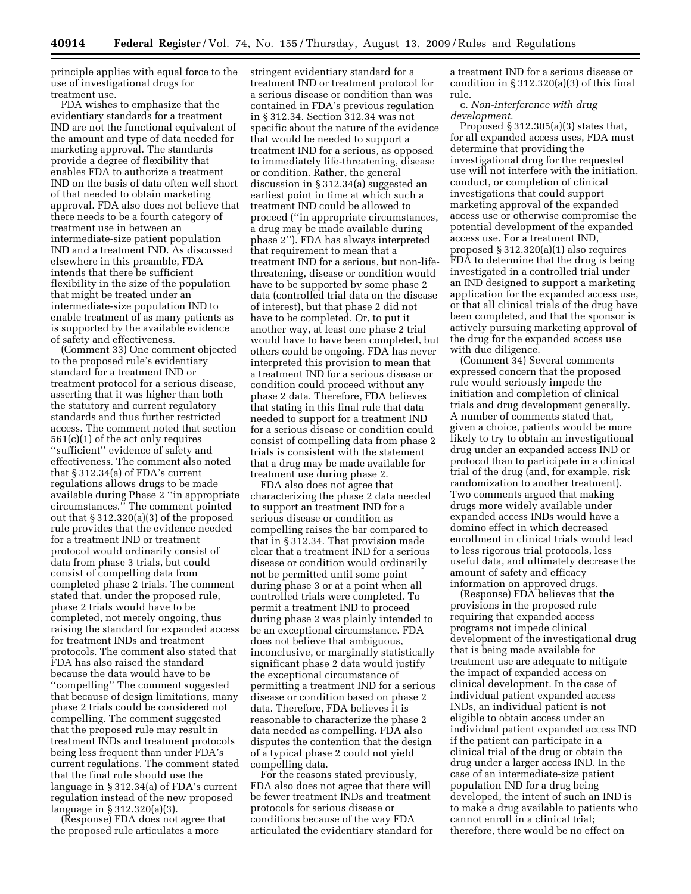principle applies with equal force to the use of investigational drugs for treatment use.

FDA wishes to emphasize that the evidentiary standards for a treatment IND are not the functional equivalent of the amount and type of data needed for marketing approval. The standards provide a degree of flexibility that enables FDA to authorize a treatment IND on the basis of data often well short of that needed to obtain marketing approval. FDA also does not believe that there needs to be a fourth category of treatment use in between an intermediate-size patient population IND and a treatment IND. As discussed elsewhere in this preamble, FDA intends that there be sufficient flexibility in the size of the population that might be treated under an intermediate-size population IND to enable treatment of as many patients as is supported by the available evidence of safety and effectiveness.

(Comment 33) One comment objected to the proposed rule's evidentiary standard for a treatment IND or treatment protocol for a serious disease, asserting that it was higher than both the statutory and current regulatory standards and thus further restricted access. The comment noted that section 561(c)(1) of the act only requires ''sufficient'' evidence of safety and effectiveness. The comment also noted that § 312.34(a) of FDA's current regulations allows drugs to be made available during Phase 2 ''in appropriate circumstances.'' The comment pointed out that § 312.320(a)(3) of the proposed rule provides that the evidence needed for a treatment IND or treatment protocol would ordinarily consist of data from phase 3 trials, but could consist of compelling data from completed phase 2 trials. The comment stated that, under the proposed rule, phase 2 trials would have to be completed, not merely ongoing, thus raising the standard for expanded access for treatment INDs and treatment protocols. The comment also stated that FDA has also raised the standard because the data would have to be ''compelling'' The comment suggested that because of design limitations, many phase 2 trials could be considered not compelling. The comment suggested that the proposed rule may result in treatment INDs and treatment protocols being less frequent than under FDA's current regulations. The comment stated that the final rule should use the language in § 312.34(a) of FDA's current regulation instead of the new proposed language in § 312.320(a)(3).

(Response) FDA does not agree that the proposed rule articulates a more stringent evidentiary standard for a treatment IND or treatment protocol for a serious disease or condition than was contained in FDA's previous regulation in § 312.34. Section 312.34 was not specific about the nature of the evidence that would be needed to support a treatment IND for a serious, as opposed to immediately life-threatening, disease or condition. Rather, the general discussion in § 312.34(a) suggested an earliest point in time at which such a treatment IND could be allowed to proceed (''in appropriate circumstances, a drug may be made available during phase 2''). FDA has always interpreted that requirement to mean that a treatment IND for a serious, but non-life-threatening, disease or condition would have to be supported by some phase 2 data (controlled trial data on the disease of interest), but that phase 2 did not have to be completed. Or, to put it another way, at least one phase 2 trial would have to have been completed, but others could be ongoing. FDA has never interpreted this provision to mean that a treatment IND for a serious disease or condition could proceed without any phase 2 data. Therefore, FDA believes that stating in this final rule that data needed to support for a treatment IND for a serious disease or condition could consist of compelling data from phase 2 trials is consistent with the statement that a drug may be made available for treatment use during phase 2.

FDA also does not agree that characterizing the phase 2 data needed to support an treatment IND for a serious disease or condition as compelling raises the bar compared to that in § 312.34. That provision made clear that a treatment IND for a serious disease or condition would ordinarily not be permitted until some point during phase 3 or at a point when all controlled trials were completed. To permit a treatment IND to proceed during phase 2 was plainly intended to be an exceptional circumstance. FDA does not believe that ambiguous, inconclusive, or marginally statistically significant phase 2 data would justify the exceptional circumstance of permitting a treatment IND for a serious disease or condition based on phase 2 data. Therefore, FDA believes it is reasonable to characterize the phase 2 data needed as compelling. FDA also disputes the contention that the design of a typical phase 2 could not yield compelling data.

For the reasons stated previously, FDA also does not agree that there will be fewer treatment INDs and treatment protocols for serious disease or conditions because of the way FDA articulated the evidentiary standard for a treatment IND for a serious disease or condition in § 312.320(a)(3) of this final rule.

c. *Non-interference with drug development.*

Proposed § 312.305(a)(3) states that, for all expanded access uses, FDA must determine that providing the investigational drug for the requested use will not interfere with the initiation, conduct, or completion of clinical investigations that could support marketing approval of the expanded access use or otherwise compromise the potential development of the expanded access use. For a treatment IND, proposed § 312.320(a)(1) also requires FDA to determine that the drug is being investigated in a controlled trial under an IND designed to support a marketing application for the expanded access use, or that all clinical trials of the drug have been completed, and that the sponsor is actively pursuing marketing approval of the drug for the expanded access use with due diligence.

(Comment 34) Several comments expressed concern that the proposed rule would seriously impede the initiation and completion of clinical trials and drug development generally. A number of comments stated that, given a choice, patients would be more likely to try to obtain an investigational drug under an expanded access IND or protocol than to participate in a clinical trial of the drug (and, for example, risk randomization to another treatment). Two comments argued that making drugs more widely available under expanded access INDs would have a domino effect in which decreased enrollment in clinical trials would lead to less rigorous trial protocols, less useful data, and ultimately decrease the amount of safety and efficacy information on approved drugs.

(Response) FDA believes that the provisions in the proposed rule requiring that expanded access programs not impede clinical development of the investigational drug that is being made available for treatment use are adequate to mitigate the impact of expanded access on clinical development. In the case of individual patient expanded access INDs, an individual patient is not eligible to obtain access under an individual patient expanded access IND if the patient can participate in a clinical trial of the drug or obtain the drug under a larger access IND. In the case of an intermediate-size patient population IND for a drug being developed, the intent of such an IND is to make a drug available to patients who cannot enroll in a clinical trial; therefore, there would be no effect on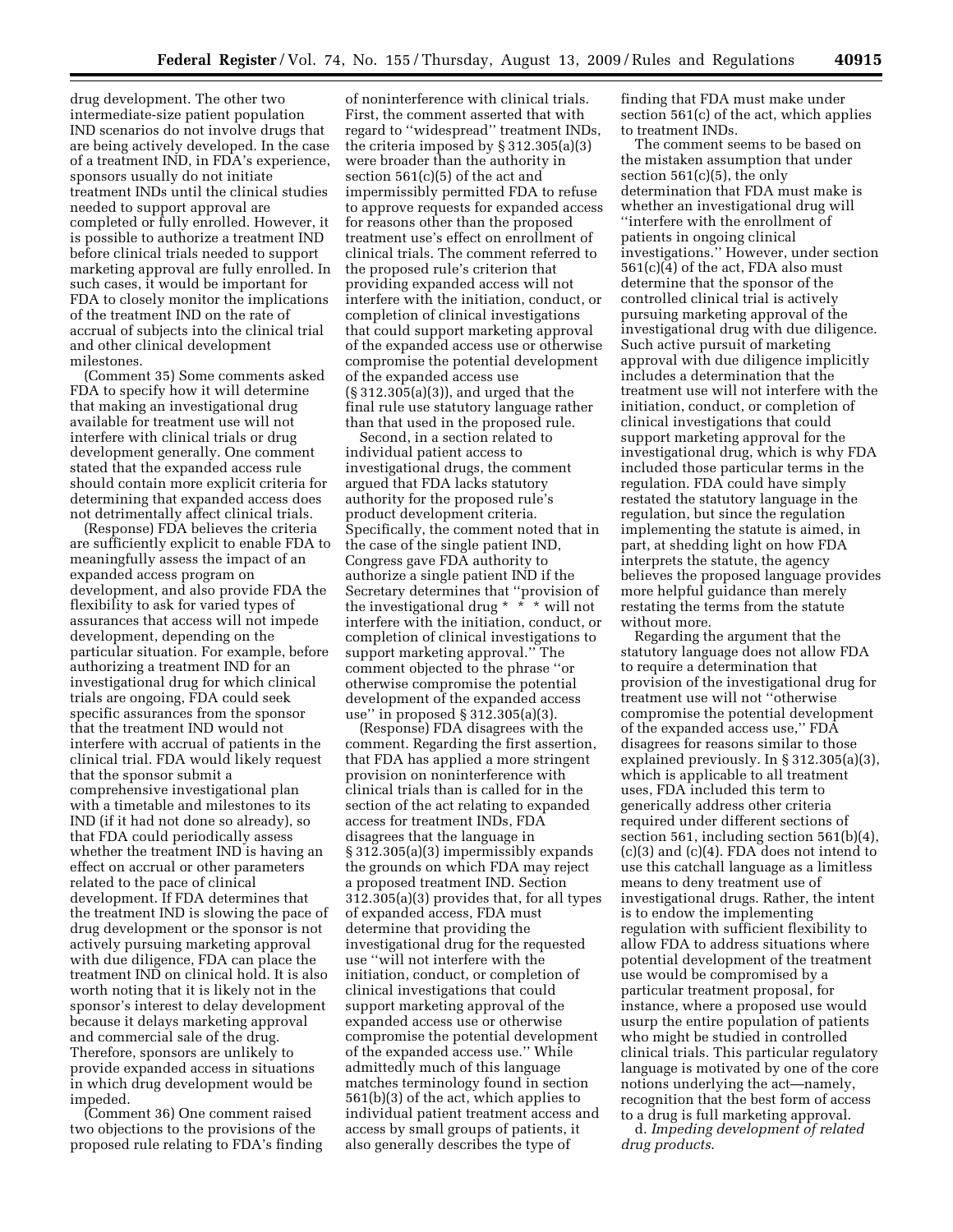drug development. The other two intermediate-size patient population IND scenarios do not involve drugs that are being actively developed. In the case of a treatment IND, in FDA's experience, sponsors usually do not initiate treatment INDs until the clinical studies needed to support approval are completed or fully enrolled. However, it is possible to authorize a treatment IND before clinical trials needed to support marketing approval are fully enrolled. In such cases, it would be important for FDA to closely monitor the implications of the treatment IND on the rate of accrual of subjects into the clinical trial and other clinical development milestones.

(Comment 35) Some comments asked FDA to specify how it will determine that making an investigational drug available for treatment use will not interfere with clinical trials or drug development generally. One comment stated that the expanded access rule should contain more explicit criteria for determining that expanded access does not detrimentally affect clinical trials.

(Response) FDA believes the criteria are sufficiently explicit to enable FDA to meaningfully assess the impact of an expanded access program on development, and also provide FDA the flexibility to ask for varied types of assurances that access will not impede development, depending on the particular situation. For example, before authorizing a treatment IND for an investigational drug for which clinical trials are ongoing, FDA could seek specific assurances from the sponsor that the treatment IND would not interfere with accrual of patients in the clinical trial. FDA would likely request that the sponsor submit a comprehensive investigational plan with a timetable and milestones to its IND (if it had not done so already), so that FDA could periodically assess whether the treatment IND is having an effect on accrual or other parameters related to the pace of clinical development. If FDA determines that the treatment IND is slowing the pace of drug development or the sponsor is not actively pursuing marketing approval with due diligence, FDA can place the treatment IND on clinical hold. It is also worth noting that it is likely not in the sponsor's interest to delay development because it delays marketing approval and commercial sale of the drug. Therefore, sponsors are unlikely to provide expanded access in situations in which drug development would be impeded.

(Comment 36) One comment raised two objections to the provisions of the proposed rule relating to FDA's finding of noninterference with clinical trials. First, the comment asserted that with regard to "widespread" treatment INDs, the criteria imposed by § 312.305(a)(3) were broader than the authority in section 561(c)(5) of the act and impermissibly permitted FDA to refuse to approve requests for expanded access for reasons other than the proposed treatment use's effect on enrollment of clinical trials. The comment referred to the proposed rule's criterion that providing expanded access will not interfere with the initiation, conduct, or completion of clinical investigations that could support marketing approval of the expanded access use or otherwise compromise the potential development of the expanded access use (§ 312.305(a)(3)), and urged that the final rule use statutory language rather than that used in the proposed rule.

Second, in a section related to individual patient access to investigational drugs, the comment argued that FDA lacks statutory authority for the proposed rule's product development criteria. Specifically, the comment noted that in the case of the single patient IND, Congress gave FDA authority to authorize a single patient IND if the Secretary determines that "provision of the investigational drug * * * will not interfere with the initiation, conduct, or completion of clinical investigations to support marketing approval." The comment objected to the phrase "or otherwise compromise the potential development of the expanded access use" in proposed § 312.305(a)(3).

(Response) FDA disagrees with the comment. Regarding the first assertion, that FDA has applied a more stringent provision on noninterference with clinical trials than is called for in the section of the act relating to expanded access for treatment INDs, FDA disagrees that the language in § 312.305(a)(3) impermissibly expands the grounds on which FDA may reject a proposed treatment IND. Section 312.305(a)(3) provides that, for all types of expanded access, FDA must determine that providing the investigational drug for the requested use "will not interfere with the initiation, conduct, or completion of clinical investigations that could support marketing approval of the expanded access use or otherwise compromise the potential development of the expanded access use." While admittedly much of this language matches terminology found in section 561(b)(3) of the act, which applies to individual patient treatment access and access by small groups of patients, it also generally describes the type of finding that FDA must make under section 561(c) of the act, which applies to treatment INDs.

The comment seems to be based on the mistaken assumption that under section 561(c)(5), the only determination that FDA must make is whether an investigational drug will "interfere with the enrollment of patients in ongoing clinical investigations." However, under section 561(c)(4) of the act, FDA also must determine that the sponsor of the controlled clinical trial is actively pursuing marketing approval of the investigational drug with due diligence. Such active pursuit of marketing approval with due diligence implicitly includes a determination that the treatment use will not interfere with the initiation, conduct, or completion of clinical investigations that could support marketing approval for the investigational drug, which is why FDA included those particular terms in the regulation. FDA could have simply restated the statutory language in the regulation, but since the regulation implementing the statute is aimed, in part, at shedding light on how FDA interprets the statute, the agency believes the proposed language provides more helpful guidance than merely restating the terms from the statute without more.

Regarding the argument that the statutory language does not allow FDA to require a determination that provision of the investigational drug for treatment use will not "otherwise compromise the potential development of the expanded access use," FDA disagrees for reasons similar to those explained previously. In § 312.305(a)(3), which is applicable to all treatment uses, FDA included this term to generically address other criteria required under different sections of section 561, including section 561(b)(4), (c)(3) and (c)(4). FDA does not intend to use this catchall language as a limitless means to deny treatment use of investigational drugs. Rather, the intent is to endow the implementing regulation with sufficient flexibility to allow FDA to address situations where potential development of the treatment use would be compromised by a particular treatment proposal, for instance, where a proposed use would usurp the entire population of patients who might be studied in controlled clinical trials. This particular regulatory language is motivated by one of the core notions underlying the act—namely, recognition that the best form of access to a drug is full marketing approval.

d. *Impeding development of related drug products*.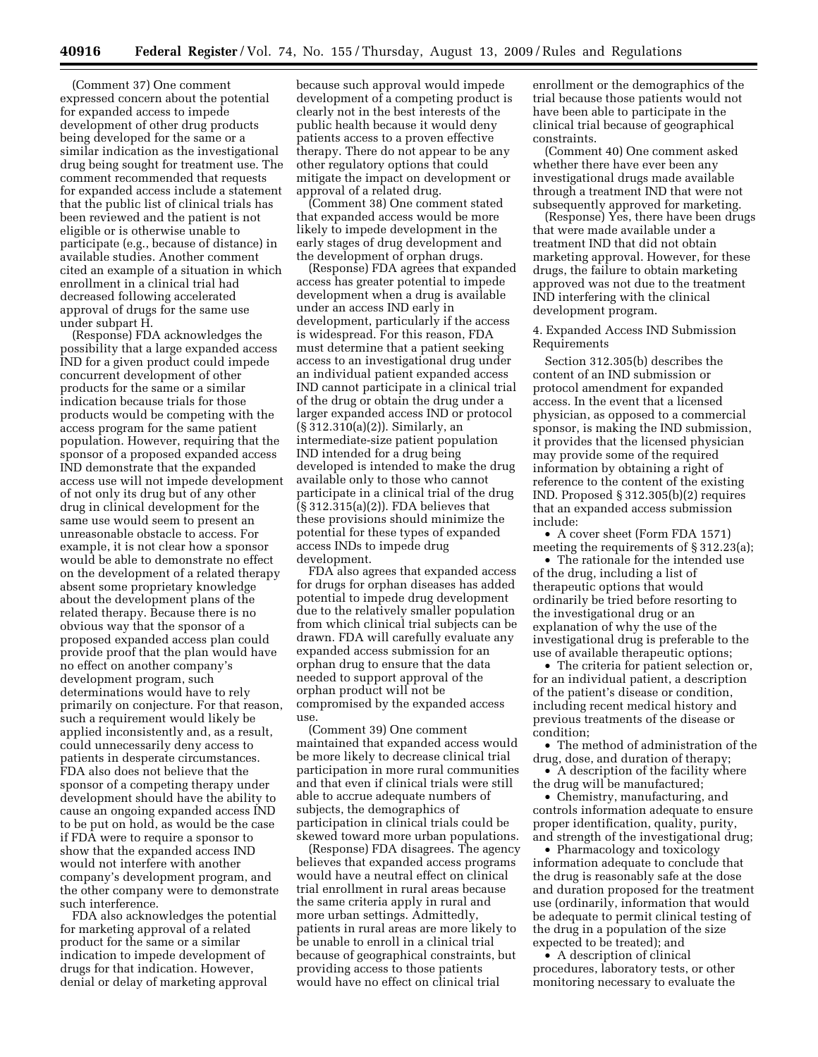(Comment 37) One comment expressed concern about the potential for expanded access to impede development of other drug products being developed for the same or a similar indication as the investigational drug being sought for treatment use. The comment recommended that requests for expanded access include a statement that the public list of clinical trials has been reviewed and the patient is not eligible or is otherwise unable to participate (e.g., because of distance) in available studies. Another comment cited an example of a situation in which enrollment in a clinical trial had decreased following accelerated approval of drugs for the same use under subpart H.

(Response) FDA acknowledges the possibility that a large expanded access IND for a given product could impede concurrent development of other products for the same or a similar indication because trials for those products would be competing with the access program for the same patient population. However, requiring that the sponsor of a proposed expanded access IND demonstrate that the expanded access use will not impede development of not only its drug but of any other drug in clinical development for the same use would seem to present an unreasonable obstacle to access. For example, it is not clear how a sponsor would be able to demonstrate no effect on the development of a related therapy absent some proprietary knowledge about the development plans of the related therapy. Because there is no obvious way that the sponsor of a proposed expanded access plan could provide proof that the plan would have no effect on another company's development program, such determinations would have to rely primarily on conjecture. For that reason, such a requirement would likely be applied inconsistently and, as a result, could unnecessarily deny access to patients in desperate circumstances. FDA also does not believe that the sponsor of a competing therapy under development should have the ability to cause an ongoing expanded access IND to be put on hold, as would be the case if FDA were to require a sponsor to show that the expanded access IND would not interfere with another company's development program, and the other company were to demonstrate such interference.

FDA also acknowledges the potential for marketing approval of a related product for the same or a similar indication to impede development of drugs for that indication. However, denial or delay of marketing approval because such approval would impede development of a competing product is clearly not in the best interests of the public health because it would deny patients access to a proven effective therapy. There do not appear to be any other regulatory options that could mitigate the impact on development or approval of a related drug.

(Comment 38) One comment stated that expanded access would be more likely to impede development in the early stages of drug development and the development of orphan drugs.

(Response) FDA agrees that expanded access has greater potential to impede development when a drug is available under an access IND early in development, particularly if the access is widespread. For this reason, FDA must determine that a patient seeking access to an investigational drug under an individual patient expanded access IND cannot participate in a clinical trial of the drug or obtain the drug under a larger expanded access IND or protocol (§ 312.310(a)(2)). Similarly, an intermediate-size patient population IND intended for a drug being developed is intended to make the drug available only to those who cannot participate in a clinical trial of the drug (§ 312.315(a)(2)). FDA believes that these provisions should minimize the potential for these types of expanded access INDs to impede drug development.

FDA also agrees that expanded access for drugs for orphan diseases has added potential to impede drug development due to the relatively smaller population from which clinical trial subjects can be drawn. FDA will carefully evaluate any expanded access submission for an orphan drug to ensure that the data needed to support approval of the orphan product will not be compromised by the expanded access use.

(Comment 39) One comment maintained that expanded access would be more likely to decrease clinical trial participation in more rural communities and that even if clinical trials were still able to accrue adequate numbers of subjects, the demographics of participation in clinical trials could be skewed toward more urban populations.

(Response) FDA disagrees. The agency believes that expanded access programs would have a neutral effect on clinical trial enrollment in rural areas because the same criteria apply in rural and more urban settings. Admittedly, patients in rural areas are more likely to be unable to enroll in a clinical trial because of geographical constraints, but providing access to those patients would have no effect on clinical trial enrollment or the demographics of the trial because those patients would not have been able to participate in the clinical trial because of geographical constraints.

(Comment 40) One comment asked whether there have ever been any investigational drugs made available through a treatment IND that were not subsequently approved for marketing.

(Response) Yes, there have been drugs that were made available under a treatment IND that did not obtain marketing approval. However, for these drugs, the failure to obtain marketing approved was not due to the treatment IND interfering with the clinical development program.

4. Expanded Access IND Submission Requirements

Section 312.305(b) describes the content of an IND submission or protocol amendment for expanded access. In the event that a licensed physician, as opposed to a commercial sponsor, is making the IND submission, it provides that the licensed physician may provide some of the required information by obtaining a right of reference to the content of the existing IND. Proposed § 312.305(b)(2) requires that an expanded access submission include:

- A cover sheet (Form FDA 1571) meeting the requirements of § 312.23(a);
- The rationale for the intended use of the drug, including a list of therapeutic options that would ordinarily be tried before resorting to the investigational drug or an explanation of why the use of the investigational drug is preferable to the use of available therapeutic options;
- The criteria for patient selection or, for an individual patient, a description of the patient's disease or condition, including recent medical history and previous treatments of the disease or condition;
- The method of administration of the drug, dose, and duration of therapy;
- A description of the facility where the drug will be manufactured;
- Chemistry, manufacturing, and controls information adequate to ensure proper identification, quality, purity, and strength of the investigational drug;
- Pharmacology and toxicology information adequate to conclude that the drug is reasonably safe at the dose and duration proposed for the treatment use (ordinarily, information that would be adequate to permit clinical testing of the drug in a population of the size expected to be treated); and
- A description of clinical procedures, laboratory tests, or other monitoring necessary to evaluate the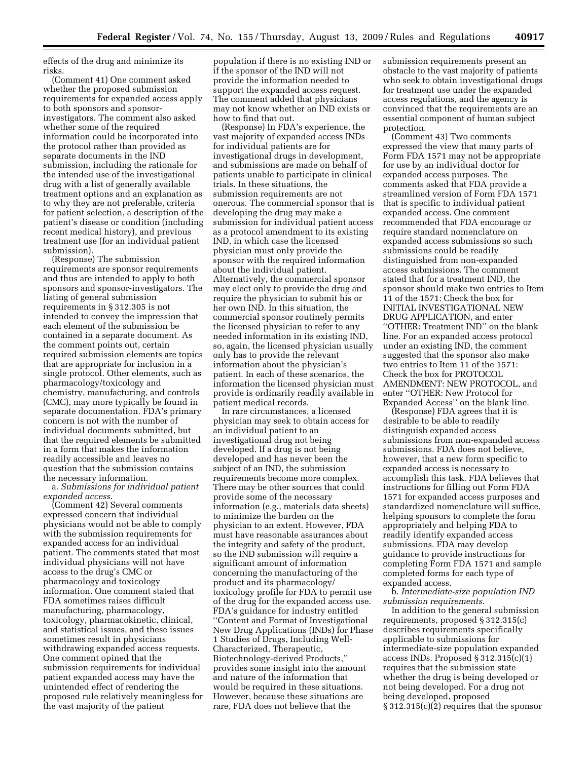effects of the drug and minimize its risks.

(Comment 41) One comment asked whether the proposed submission requirements for expanded access apply to both sponsors and sponsor-investigators. The comment also asked whether some of the required information could be incorporated into the protocol rather than provided as separate documents in the IND submission, including the rationale for the intended use of the investigational drug with a list of generally available treatment options and an explanation as to why they are not preferable, criteria for patient selection, a description of the patient's disease or condition (including recent medical history), and previous treatment use (for an individual patient submission).

(Response) The submission requirements are sponsor requirements and thus are intended to apply to both sponsors and sponsor-investigators. The listing of general submission requirements in § 312.305 is not intended to convey the impression that each element of the submission be contained in a separate document. As the comment points out, certain required submission elements are topics that are appropriate for inclusion in a single protocol. Other elements, such as pharmacology/toxicology and chemistry, manufacturing, and controls (CMC), may more typically be found in separate documentation. FDA's primary concern is not with the number of individual documents submitted, but that the required elements be submitted in a form that makes the information readily accessible and leaves no question that the submission contains the necessary information.

a. *Submissions for individual patient expanded access*.

(Comment 42) Several comments expressed concern that individual physicians would not be able to comply with the submission requirements for expanded access for an individual patient. The comments stated that most individual physicians will not have access to the drug's CMC or pharmacology and toxicology information. One comment stated that FDA sometimes raises difficult manufacturing, pharmacology, toxicology, pharmacokinetic, clinical, and statistical issues, and these issues sometimes result in physicians withdrawing expanded access requests. One comment opined that the submission requirements for individual patient expanded access may have the unintended effect of rendering the proposed rule relatively meaningless for the vast majority of the patient population if there is no existing IND or if the sponsor of the IND will not provide the information needed to support the expanded access request. The comment added that physicians may not know whether an IND exists or how to find that out.

(Response) In FDA's experience, the vast majority of expanded access INDs for individual patients are for investigational drugs in development, and submissions are made on behalf of patients unable to participate in clinical trials. In these situations, the submission requirements are not onerous. The commercial sponsor that is developing the drug may make a submission for individual patient access as a protocol amendment to its existing IND, in which case the licensed physician must only provide the sponsor with the required information about the individual patient. Alternatively, the commercial sponsor may elect only to provide the drug and require the physician to submit his or her own IND. In this situation, the commercial sponsor routinely permits the licensed physician to refer to any needed information in its existing IND, so, again, the licensed physician usually only has to provide the relevant information about the physician's patient. In each of these scenarios, the information the licensed physician must provide is ordinarily readily available in patient medical records.

In rare circumstances, a licensed physician may seek to obtain access for an individual patient to an investigational drug not being developed. If a drug is not being developed and has never been the subject of an IND, the submission requirements become more complex. There may be other sources that could provide some of the necessary information (e.g., materials data sheets) to minimize the burden on the physician to an extent. However, FDA must have reasonable assurances about the integrity and safety of the product, so the IND submission will require a significant amount of information concerning the manufacturing of the product and its pharmacology/toxicology profile for FDA to permit use of the drug for the expanded access use. FDA's guidance for industry entitled "Content and Format of Investigational New Drug Applications (INDs) for Phase 1 Studies of Drugs, Including Well-Characterized, Therapeutic, Biotechnology-derived Products," provides some insight into the amount and nature of the information that would be required in these situations. However, because these situations are rare, FDA does not believe that the submission requirements present an obstacle to the vast majority of patients who seek to obtain investigational drugs for treatment use under the expanded access regulations, and the agency is convinced that the requirements are an essential component of human subject protection.

(Comment 43) Two comments expressed the view that many parts of Form FDA 1571 may not be appropriate for use by an individual doctor for expanded access purposes. The comments asked that FDA provide a streamlined version of Form FDA 1571 that is specific to individual patient expanded access. One comment recommended that FDA encourage or require standard nomenclature on expanded access submissions so such submissions could be readily distinguished from non-expanded access submissions. The comment stated that for a treatment IND, the sponsor should make two entries to Item 11 of the 1571: Check the box for INITIAL INVESTIGATIONAL NEW DRUG APPLICATION, and enter "OTHER: Treatment IND" on the blank line. For an expanded access protocol under an existing IND, the comment suggested that the sponsor also make two entries to Item 11 of the 1571: Check the box for PROTOCOL AMENDMENT: NEW PROTOCOL, and enter "OTHER: New Protocol for Expanded Access" on the blank line.

(Response) FDA agrees that it is desirable to be able to readily distinguish expanded access submissions from non-expanded access submissions. FDA does not believe, however, that a new form specific to expanded access is necessary to accomplish this task. FDA believes that instructions for filling out Form FDA 1571 for expanded access purposes and standardized nomenclature will suffice, helping sponsors to complete the form appropriately and helping FDA to readily identify expanded access submissions. FDA may develop guidance to provide instructions for completing Form FDA 1571 and sample completed forms for each type of expanded access.

b. *Intermediate-size population IND submission requirements*.

In addition to the general submission requirements, proposed § 312.315(c) describes requirements specifically applicable to submissions for intermediate-size population expanded access INDs. Proposed § 312.315(c)(1) requires that the submission state whether the drug is being developed or not being developed. For a drug not being developed, proposed § 312.315(c)(2) requires that the sponsor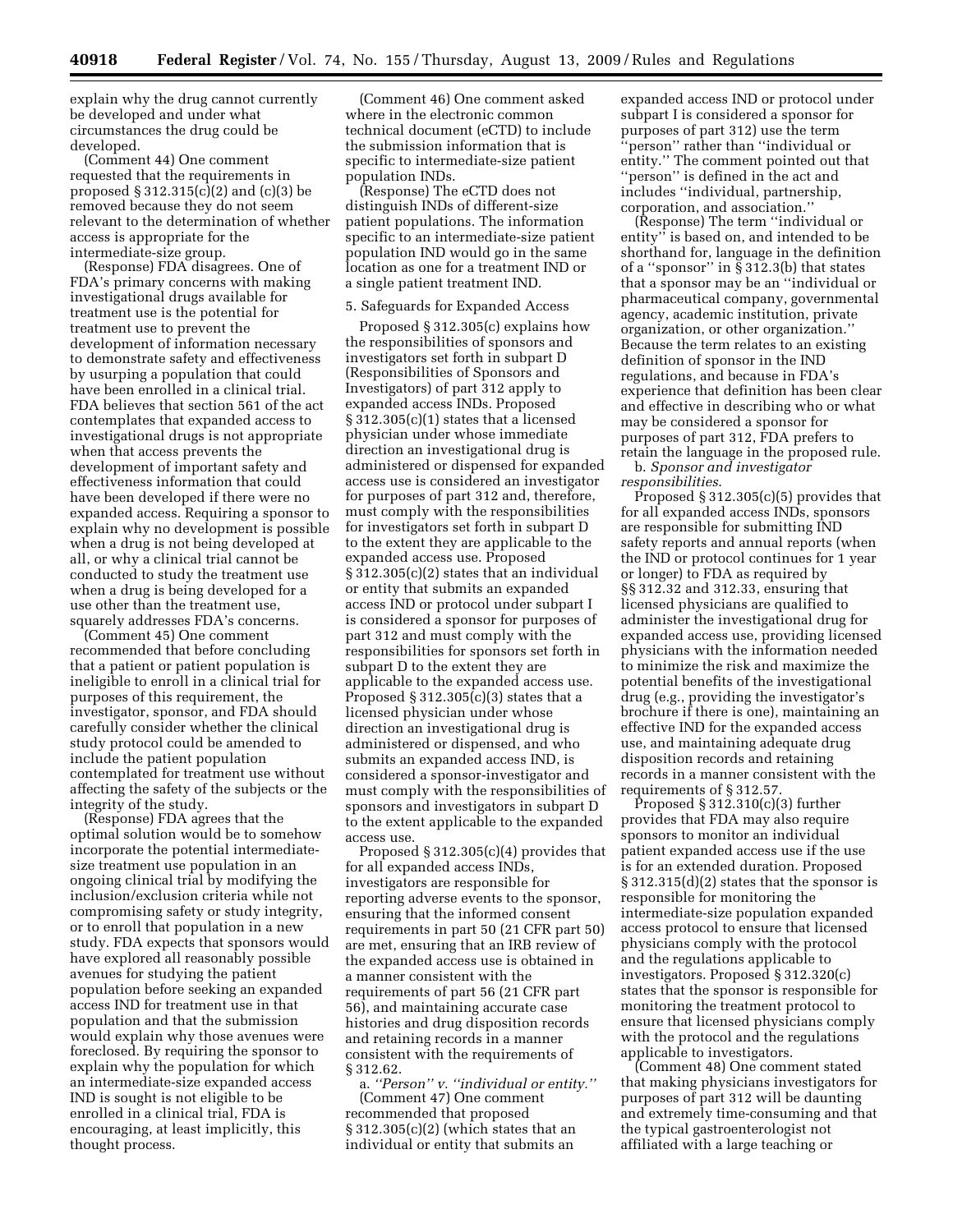explain why the drug cannot currently be developed and under what circumstances the drug could be developed.

(Comment 44) One comment requested that the requirements in proposed § 312.315(c)(2) and (c)(3) be removed because they do not seem relevant to the determination of whether access is appropriate for the intermediate-size group.

(Response) FDA disagrees. One of FDA's primary concerns with making investigational drugs available for treatment use is the potential for treatment use to prevent the development of information necessary to demonstrate safety and effectiveness by usurping a population that could have been enrolled in a clinical trial. FDA believes that section 561 of the act contemplates that expanded access to investigational drugs is not appropriate when that access prevents the development of important safety and effectiveness information that could have been developed if there were no expanded access. Requiring a sponsor to explain why no development is possible when a drug is not being developed at all, or why a clinical trial cannot be conducted to study the treatment use when a drug is being developed for a use other than the treatment use, squarely addresses FDA's concerns.

(Comment 45) One comment recommended that before concluding that a patient or patient population is ineligible to enroll in a clinical trial for purposes of this requirement, the investigator, sponsor, and FDA should carefully consider whether the clinical study protocol could be amended to include the patient population contemplated for treatment use without affecting the safety of the subjects or the integrity of the study.

(Response) FDA agrees that the optimal solution would be to somehow incorporate the potential intermediate-size treatment use population in an ongoing clinical trial by modifying the inclusion/exclusion criteria while not compromising safety or study integrity, or to enroll that population in a new study. FDA expects that sponsors would have explored all reasonably possible avenues for studying the patient population before seeking an expanded access IND for treatment use in that population and that the submission would explain why those avenues were foreclosed. By requiring the sponsor to explain why the population for which an intermediate-size expanded access IND is sought is not eligible to be enrolled in a clinical trial, FDA is encouraging, at least implicitly, this thought process.

(Comment 46) One comment asked where in the electronic common technical document (eCTD) to include the submission information that is specific to intermediate-size patient population INDs.

(Response) The eCTD does not distinguish INDs of different-size patient populations. The information specific to an intermediate-size patient population IND would go in the same location as one for a treatment IND or a single patient treatment IND.

5. Safeguards for Expanded Access

Proposed § 312.305(c) explains how the responsibilities of sponsors and investigators set forth in subpart D (Responsibilities of Sponsors and Investigators) of part 312 apply to expanded access INDs. Proposed § 312.305(c)(1) states that a licensed physician under whose immediate direction an investigational drug is administered or dispensed for expanded access use is considered an investigator for purposes of part 312 and, therefore, must comply with the responsibilities for investigators set forth in subpart D to the extent they are applicable to the expanded access use. Proposed § 312.305(c)(2) states that an individual or entity that submits an expanded access IND or protocol under subpart I is considered a sponsor for purposes of part 312 and must comply with the responsibilities for sponsors set forth in subpart D to the extent they are applicable to the expanded access use. Proposed § 312.305(c)(3) states that a licensed physician under whose direction an investigational drug is administered or dispensed, and who submits an expanded access IND, is considered a sponsor-investigator and must comply with the responsibilities of sponsors and investigators in subpart D to the extent applicable to the expanded access use.

Proposed § 312.305(c)(4) provides that for all expanded access INDs, investigators are responsible for reporting adverse events to the sponsor, ensuring that the informed consent requirements in part 50 (21 CFR part 50) are met, ensuring that an IRB review of the expanded access use is obtained in a manner consistent with the requirements of part 56 (21 CFR part 56), and maintaining accurate case histories and drug disposition records and retaining records in a manner consistent with the requirements of § 312.62.

a. *''Person'' v. ''individual or entity.''*

(Comment 47) One comment recommended that proposed § 312.305(c)(2) (which states that an individual or entity that submits an expanded access IND or protocol under subpart I is considered a sponsor for purposes of part 312) use the term ''person'' rather than ''individual or entity.'' The comment pointed out that ''person'' is defined in the act and includes ''individual, partnership, corporation, and association.''

(Response) The term ''individual or entity'' is based on, and intended to be shorthand for, language in the definition of a ''sponsor'' in § 312.3(b) that states that a sponsor may be an ''individual or pharmaceutical company, governmental agency, academic institution, private organization, or other organization.'' Because the term relates to an existing definition of sponsor in the IND regulations, and because in FDA's experience that definition has been clear and effective in describing who or what may be considered a sponsor for purposes of part 312, FDA prefers to retain the language in the proposed rule.

b. *Sponsor and investigator responsibilities.*

Proposed § 312.305(c)(5) provides that for all expanded access INDs, sponsors are responsible for submitting IND safety reports and annual reports (when the IND or protocol continues for 1 year or longer) to FDA as required by §§ 312.32 and 312.33, ensuring that licensed physicians are qualified to administer the investigational drug for expanded access use, providing licensed physicians with the information needed to minimize the risk and maximize the potential benefits of the investigational drug (e.g., providing the investigator's brochure if there is one), maintaining an effective IND for the expanded access use, and maintaining adequate drug disposition records and retaining records in a manner consistent with the requirements of § 312.57.

Proposed § 312.310(c)(3) further provides that FDA may also require sponsors to monitor an individual patient expanded access use if the use is for an extended duration. Proposed § 312.315(d)(2) states that the sponsor is responsible for monitoring the intermediate-size population expanded access protocol to ensure that licensed physicians comply with the protocol and the regulations applicable to investigators. Proposed § 312.320(c) states that the sponsor is responsible for monitoring the treatment protocol to ensure that licensed physicians comply with the protocol and the regulations applicable to investigators.

(Comment 48) One comment stated that making physicians investigators for purposes of part 312 will be daunting and extremely time-consuming and that the typical gastroenterologist not affiliated with a large teaching or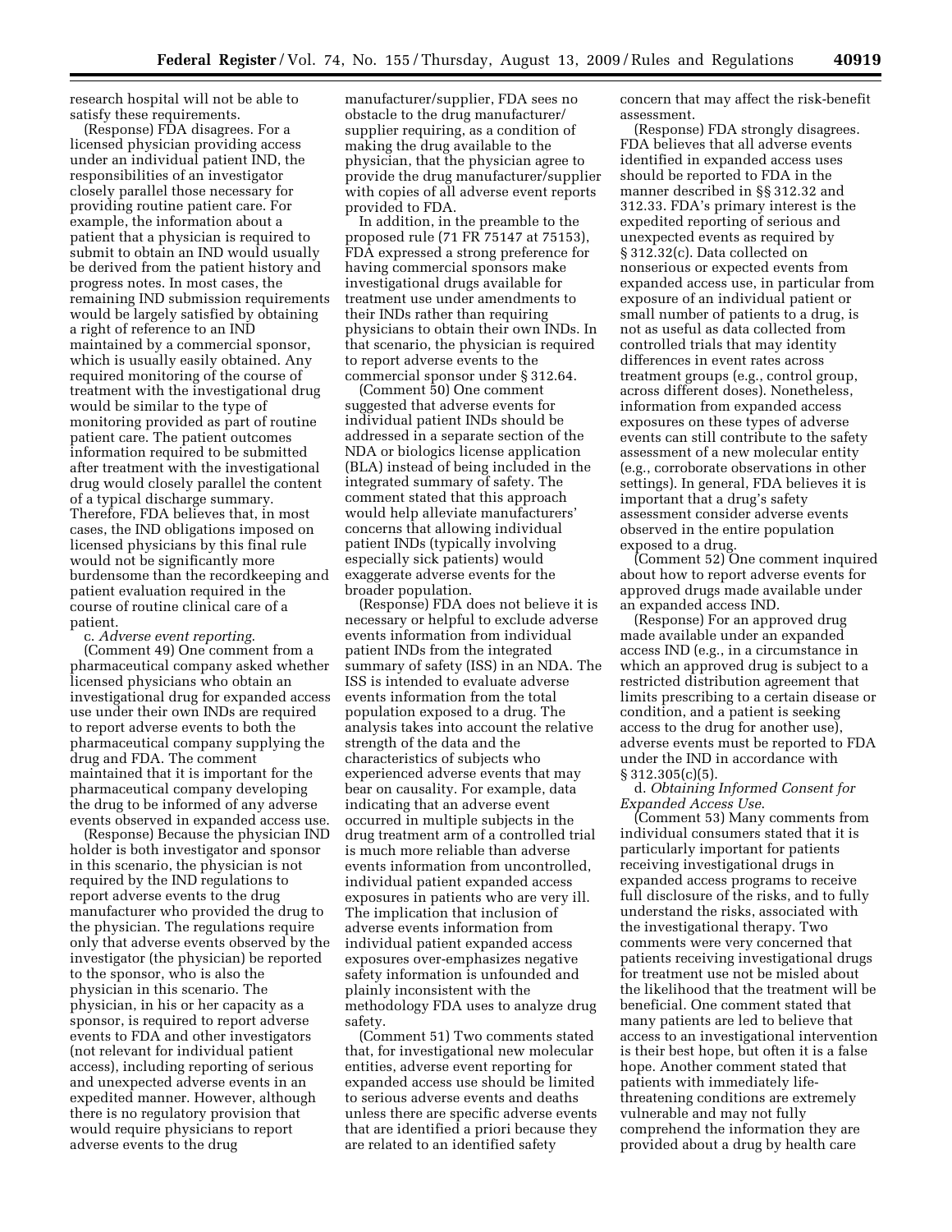research hospital will not be able to satisfy these requirements.

(Response) FDA disagrees. For a licensed physician providing access under an individual patient IND, the responsibilities of an investigator closely parallel those necessary for providing routine patient care. For example, the information about a patient that a physician is required to submit to obtain an IND would usually be derived from the patient history and progress notes. In most cases, the remaining IND submission requirements would be largely satisfied by obtaining a right of reference to an IND maintained by a commercial sponsor, which is usually easily obtained. Any required monitoring of the course of treatment with the investigational drug would be similar to the type of monitoring provided as part of routine patient care. The patient outcomes information required to be submitted after treatment with the investigational drug would closely parallel the content of a typical discharge summary. Therefore, FDA believes that, in most cases, the IND obligations imposed on licensed physicians by this final rule would not be significantly more burdensome than the recordkeeping and patient evaluation required in the course of routine clinical care of a patient.

c. *Adverse event reporting*.

(Comment 49) One comment from a pharmaceutical company asked whether licensed physicians who obtain an investigational drug for expanded access use under their own INDs are required to report adverse events to both the pharmaceutical company supplying the drug and FDA. The comment maintained that it is important for the pharmaceutical company developing the drug to be informed of any adverse events observed in expanded access use.

(Response) Because the physician IND holder is both investigator and sponsor in this scenario, the physician is not required by the IND regulations to report adverse events to the drug manufacturer who provided the drug to the physician. The regulations require only that adverse events observed by the investigator (the physician) be reported to the sponsor, who is also the physician in this scenario. The physician, in his or her capacity as a sponsor, is required to report adverse events to FDA and other investigators (not relevant for individual patient access), including reporting of serious and unexpected adverse events in an expedited manner. However, although there is no regulatory provision that would require physicians to report adverse events to the drug manufacturer/supplier, FDA sees no obstacle to the drug manufacturer/supplier requiring, as a condition of making the drug available to the physician, that the physician agree to provide the drug manufacturer/supplier with copies of all adverse event reports provided to FDA.

In addition, in the preamble to the proposed rule (71 FR 75147 at 75153), FDA expressed a strong preference for having commercial sponsors make investigational drugs available for treatment use under amendments to their INDs rather than requiring physicians to obtain their own INDs. In that scenario, the physician is required to report adverse events to the commercial sponsor under § 312.64.

(Comment 50) One comment suggested that adverse events for individual patient INDs should be addressed in a separate section of the NDA or biologics license application (BLA) instead of being included in the integrated summary of safety. The comment stated that this approach would help alleviate manufacturers' concerns that allowing individual patient INDs (typically involving especially sick patients) would exaggerate adverse events for the broader population.

(Response) FDA does not believe it is necessary or helpful to exclude adverse events information from individual patient INDs from the integrated summary of safety (ISS) in an NDA. The ISS is intended to evaluate adverse events information from the total population exposed to a drug. The analysis takes into account the relative strength of the data and the characteristics of subjects who experienced adverse events that may bear on causality. For example, data indicating that an adverse event occurred in multiple subjects in the drug treatment arm of a controlled trial is much more reliable than adverse events information from uncontrolled, individual patient expanded access exposures in patients who are very ill. The implication that inclusion of adverse events information from individual patient expanded access exposures over-emphasizes negative safety information is unfounded and plainly inconsistent with the methodology FDA uses to analyze drug safety.

(Comment 51) Two comments stated that, for investigational new molecular entities, adverse event reporting for expanded access use should be limited to serious adverse events and deaths unless there are specific adverse events that are identified a priori because they are related to an identified safety concern that may affect the risk-benefit assessment.

(Response) FDA strongly disagrees. FDA believes that all adverse events identified in expanded access uses should be reported to FDA in the manner described in §§ 312.32 and 312.33. FDA's primary interest is the expedited reporting of serious and unexpected events as required by § 312.32(c). Data collected on nonserious or expected events from expanded access use, in particular from exposure of an individual patient or small number of patients to a drug, is not as useful as data collected from controlled trials that may identity differences in event rates across treatment groups (e.g., control group, across different doses). Nonetheless, information from expanded access exposures on these types of adverse events can still contribute to the safety assessment of a new molecular entity (e.g., corroborate observations in other settings). In general, FDA believes it is important that a drug's safety assessment consider adverse events observed in the entire population exposed to a drug.

(Comment 52) One comment inquired about how to report adverse events for approved drugs made available under an expanded access IND.

(Response) For an approved drug made available under an expanded access IND (e.g., in a circumstance in which an approved drug is subject to a restricted distribution agreement that limits prescribing to a certain disease or condition, and a patient is seeking access to the drug for another use), adverse events must be reported to FDA under the IND in accordance with § 312.305(c)(5).

d. *Obtaining Informed Consent for Expanded Access Use*.

(Comment 53) Many comments from individual consumers stated that it is particularly important for patients receiving investigational drugs in expanded access programs to receive full disclosure of the risks, and to fully understand the risks, associated with the investigational therapy. Two comments were very concerned that patients receiving investigational drugs for treatment use not be misled about the likelihood that the treatment will be beneficial. One comment stated that many patients are led to believe that access to an investigational intervention is their best hope, but often it is a false hope. Another comment stated that patients with immediately life-threatening conditions are extremely vulnerable and may not fully comprehend the information they are provided about a drug by health care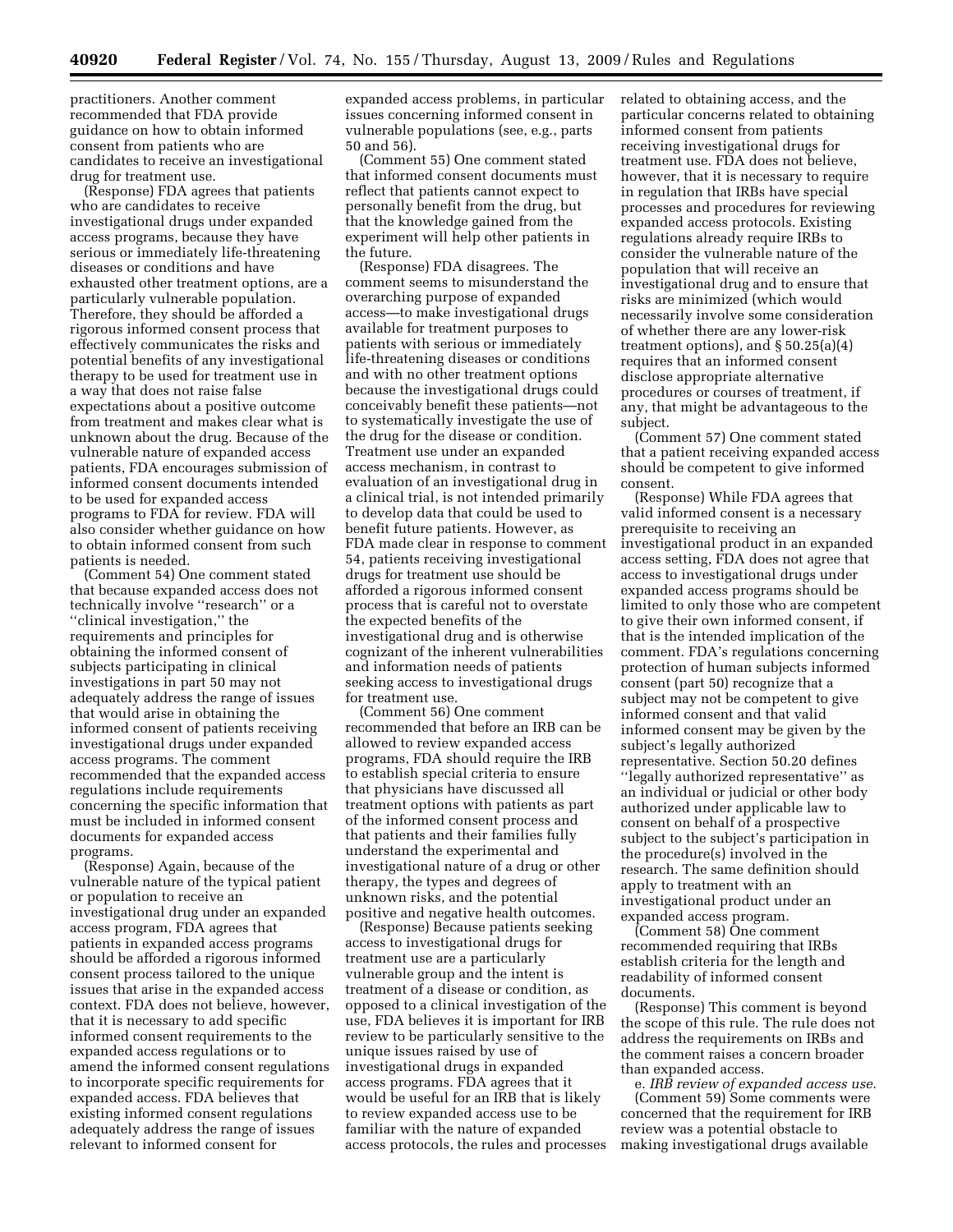practitioners. Another comment recommended that FDA provide guidance on how to obtain informed consent from patients who are candidates to receive an investigational drug for treatment use.

(Response) FDA agrees that patients who are candidates to receive investigational drugs under expanded access programs, because they have serious or immediately life-threatening diseases or conditions and have exhausted other treatment options, are a particularly vulnerable population. Therefore, they should be afforded a rigorous informed consent process that effectively communicates the risks and potential benefits of any investigational therapy to be used for treatment use in a way that does not raise false expectations about a positive outcome from treatment and makes clear what is unknown about the drug. Because of the vulnerable nature of expanded access patients, FDA encourages submission of informed consent documents intended to be used for expanded access programs to FDA for review. FDA will also consider whether guidance on how to obtain informed consent from such patients is needed.

(Comment 54) One comment stated that because expanded access does not technically involve ''research'' or a ''clinical investigation,'' the requirements and principles for obtaining the informed consent of subjects participating in clinical investigations in part 50 may not adequately address the range of issues that would arise in obtaining the informed consent of patients receiving investigational drugs under expanded access programs. The comment recommended that the expanded access regulations include requirements concerning the specific information that must be included in informed consent documents for expanded access programs.

(Response) Again, because of the vulnerable nature of the typical patient or population to receive an investigational drug under an expanded access program, FDA agrees that patients in expanded access programs should be afforded a rigorous informed consent process tailored to the unique issues that arise in the expanded access context. FDA does not believe, however, that it is necessary to add specific informed consent requirements to the expanded access regulations or to amend the informed consent regulations to incorporate specific requirements for expanded access. FDA believes that existing informed consent regulations adequately address the range of issues relevant to informed consent for expanded access problems, in particular issues concerning informed consent in vulnerable populations (see, e.g., parts 50 and 56).

(Comment 55) One comment stated that informed consent documents must reflect that patients cannot expect to personally benefit from the drug, but that the knowledge gained from the experiment will help other patients in the future.

(Response) FDA disagrees. The comment seems to misunderstand the overarching purpose of expanded access—to make investigational drugs available for treatment purposes to patients with serious or immediately life-threatening diseases or conditions and with no other treatment options because the investigational drugs could conceivably benefit these patients—not to systematically investigate the use of the drug for the disease or condition. Treatment use under an expanded access mechanism, in contrast to evaluation of an investigational drug in a clinical trial, is not intended primarily to develop data that could be used to benefit future patients. However, as FDA made clear in response to comment 54, patients receiving investigational drugs for treatment use should be afforded a rigorous informed consent process that is careful not to overstate the expected benefits of the investigational drug and is otherwise cognizant of the inherent vulnerabilities and information needs of patients seeking access to investigational drugs for treatment use.

(Comment 56) One comment recommended that before an IRB can be allowed to review expanded access programs, FDA should require the IRB to establish special criteria to ensure that physicians have discussed all treatment options with patients as part of the informed consent process and that patients and their families fully understand the experimental and investigational nature of a drug or other therapy, the types and degrees of unknown risks, and the potential positive and negative health outcomes.

(Response) Because patients seeking access to investigational drugs for treatment use are a particularly vulnerable group and the intent is treatment of a disease or condition, as opposed to a clinical investigation of the use, FDA believes it is important for IRB review to be particularly sensitive to the unique issues raised by use of investigational drugs in expanded access programs. FDA agrees that it would be useful for an IRB that is likely to review expanded access use to be familiar with the nature of expanded access protocols, the rules and processes related to obtaining access, and the particular concerns related to obtaining informed consent from patients receiving investigational drugs for treatment use. FDA does not believe, however, that it is necessary to require in regulation that IRBs have special processes and procedures for reviewing expanded access protocols. Existing regulations already require IRBs to consider the vulnerable nature of the population that will receive an investigational drug and to ensure that risks are minimized (which would necessarily involve some consideration of whether there are any lower-risk treatment options), and § 50.25(a)(4) requires that an informed consent disclose appropriate alternative procedures or courses of treatment, if any, that might be advantageous to the subject.

(Comment 57) One comment stated that a patient receiving expanded access should be competent to give informed consent.

(Response) While FDA agrees that valid informed consent is a necessary prerequisite to receiving an investigational product in an expanded access setting, FDA does not agree that access to investigational drugs under expanded access programs should be limited to only those who are competent to give their own informed consent, if that is the intended implication of the comment. FDA's regulations concerning protection of human subjects informed consent (part 50) recognize that a subject may not be competent to give informed consent and that valid informed consent may be given by the subject's legally authorized representative. Section 50.20 defines ''legally authorized representative'' as an individual or judicial or other body authorized under applicable law to consent on behalf of a prospective subject to the subject's participation in the procedure(s) involved in the research. The same definition should apply to treatment with an investigational product under an expanded access program.

(Comment 58) One comment recommended requiring that IRBs establish criteria for the length and readability of informed consent documents.

(Response) This comment is beyond the scope of this rule. The rule does not address the requirements on IRBs and the comment raises a concern broader than expanded access.

e. *IRB review of expanded access use.*

(Comment 59) Some comments were concerned that the requirement for IRB review was a potential obstacle to making investigational drugs available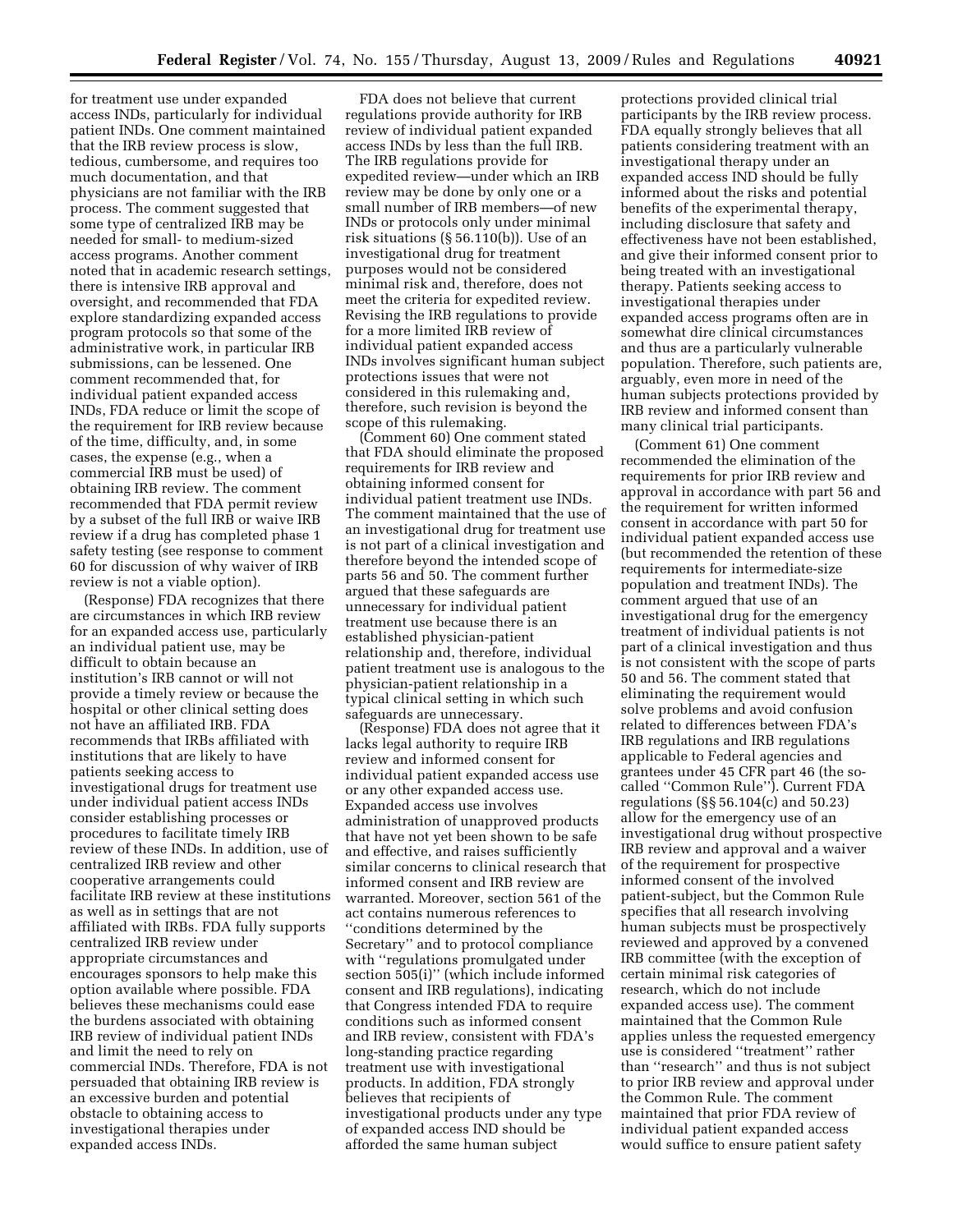for treatment use under expanded access INDs, particularly for individual patient INDs. One comment maintained that the IRB review process is slow, tedious, cumbersome, and requires too much documentation, and that physicians are not familiar with the IRB process. The comment suggested that some type of centralized IRB may be needed for small- to medium-sized access programs. Another comment noted that in academic research settings, there is intensive IRB approval and oversight, and recommended that FDA explore standardizing expanded access program protocols so that some of the administrative work, in particular IRB submissions, can be lessened. One comment recommended that, for individual patient expanded access INDs, FDA reduce or limit the scope of the requirement for IRB review because of the time, difficulty, and, in some cases, the expense (e.g., when a commercial IRB must be used) of obtaining IRB review. The comment recommended that FDA permit review by a subset of the full IRB or waive IRB review if a drug has completed phase 1 safety testing (see response to comment 60 for discussion of why waiver of IRB review is not a viable option).

(Response) FDA recognizes that there are circumstances in which IRB review for an expanded access use, particularly an individual patient use, may be difficult to obtain because an institution's IRB cannot or will not provide a timely review or because the hospital or other clinical setting does not have an affiliated IRB. FDA recommends that IRBs affiliated with institutions that are likely to have patients seeking access to investigational drugs for treatment use under individual patient access INDs consider establishing processes or procedures to facilitate timely IRB review of these INDs. In addition, use of centralized IRB review and other cooperative arrangements could facilitate IRB review at these institutions as well as in settings that are not affiliated with IRBs. FDA fully supports centralized IRB review under appropriate circumstances and encourages sponsors to help make this option available where possible. FDA believes these mechanisms could ease the burdens associated with obtaining IRB review of individual patient INDs and limit the need to rely on commercial INDs. Therefore, FDA is not persuaded that obtaining IRB review is an excessive burden and potential obstacle to obtaining access to investigational therapies under expanded access INDs.

FDA does not believe that current regulations provide authority for IRB review of individual patient expanded access INDs by less than the full IRB. The IRB regulations provide for expedited review—under which an IRB review may be done by only one or a small number of IRB members—of new INDs or protocols only under minimal risk situations (§ 56.110(b)). Use of an investigational drug for treatment purposes would not be considered minimal risk and, therefore, does not meet the criteria for expedited review. Revising the IRB regulations to provide for a more limited IRB review of individual patient expanded access INDs involves significant human subject protections issues that were not considered in this rulemaking and, therefore, such revision is beyond the scope of this rulemaking.

(Comment 60) One comment stated that FDA should eliminate the proposed requirements for IRB review and obtaining informed consent for individual patient treatment use INDs. The comment maintained that the use of an investigational drug for treatment use is not part of a clinical investigation and therefore beyond the intended scope of parts 56 and 50. The comment further argued that these safeguards are unnecessary for individual patient treatment use because there is an established physician-patient relationship and, therefore, individual patient treatment use is analogous to the physician-patient relationship in a typical clinical setting in which such safeguards are unnecessary.

(Response) FDA does not agree that it lacks legal authority to require IRB review and informed consent for individual patient expanded access use or any other expanded access use. Expanded access use involves administration of unapproved products that have not yet been shown to be safe and effective, and raises sufficiently similar concerns to clinical research that informed consent and IRB review are warranted. Moreover, section 561 of the act contains numerous references to "conditions determined by the Secretary" and to protocol compliance with "regulations promulgated under section 505(i)" (which include informed consent and IRB regulations), indicating that Congress intended FDA to require conditions such as informed consent and IRB review, consistent with FDA's long-standing practice regarding treatment use with investigational products. In addition, FDA strongly believes that recipients of investigational products under any type of expanded access IND should be afforded the same human subject protections provided clinical trial participants by the IRB review process. FDA equally strongly believes that all patients considering treatment with an investigational therapy under an expanded access IND should be fully informed about the risks and potential benefits of the experimental therapy, including disclosure that safety and effectiveness have not been established, and give their informed consent prior to being treated with an investigational therapy. Patients seeking access to investigational therapies under expanded access programs often are in somewhat dire clinical circumstances and thus are a particularly vulnerable population. Therefore, such patients are, arguably, even more in need of the human subjects protections provided by IRB review and informed consent than many clinical trial participants.

(Comment 61) One comment recommended the elimination of the requirements for prior IRB review and approval in accordance with part 56 and the requirement for written informed consent in accordance with part 50 for individual patient expanded access use (but recommended the retention of these requirements for intermediate-size population and treatment INDs). The comment argued that use of an investigational drug for the emergency treatment of individual patients is not part of a clinical investigation and thus is not consistent with the scope of parts 50 and 56. The comment stated that eliminating the requirement would solve problems and avoid confusion related to differences between FDA's IRB regulations and IRB regulations applicable to Federal agencies and grantees under 45 CFR part 46 (the so-called "Common Rule"). Current FDA regulations (§§ 56.104(c) and 50.23) allow for the emergency use of an investigational drug without prospective IRB review and approval and a waiver of the requirement for prospective informed consent of the involved patient-subject, but the Common Rule specifies that all research involving human subjects must be prospectively reviewed and approved by a convened IRB committee (with the exception of certain minimal risk categories of research, which do not include expanded access use). The comment maintained that the Common Rule applies unless the requested emergency use is considered "treatment" rather than "research" and thus is not subject to prior IRB review and approval under the Common Rule. The comment maintained that prior FDA review of individual patient expanded access would suffice to ensure patient safety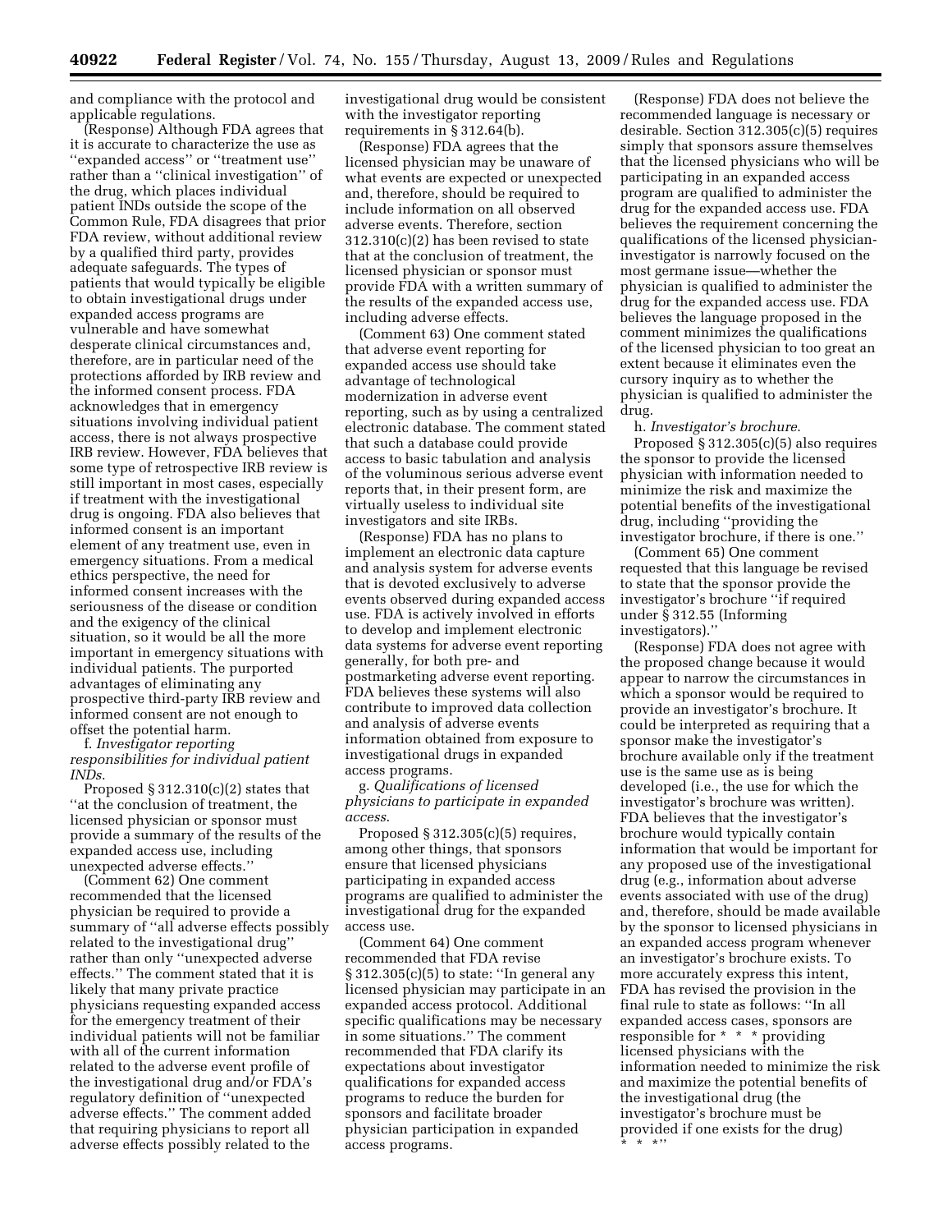and compliance with the protocol and applicable regulations.

(Response) Although FDA agrees that it is accurate to characterize the use as ''expanded access'' or ''treatment use'' rather than a ''clinical investigation'' of the drug, which places individual patient INDs outside the scope of the Common Rule, FDA disagrees that prior FDA review, without additional review by a qualified third party, provides adequate safeguards. The types of patients that would typically be eligible to obtain investigational drugs under expanded access programs are vulnerable and have somewhat desperate clinical circumstances and, therefore, are in particular need of the protections afforded by IRB review and the informed consent process. FDA acknowledges that in emergency situations involving individual patient access, there is not always prospective IRB review. However, FDA believes that some type of retrospective IRB review is still important in most cases, especially if treatment with the investigational drug is ongoing. FDA also believes that informed consent is an important element of any treatment use, even in emergency situations. From a medical ethics perspective, the need for informed consent increases with the seriousness of the disease or condition and the exigency of the clinical situation, so it would be all the more important in emergency situations with individual patients. The purported advantages of eliminating any prospective third-party IRB review and informed consent are not enough to offset the potential harm.

f. *Investigator reporting responsibilities for individual patient INDs*.

Proposed § 312.310(c)(2) states that ''at the conclusion of treatment, the licensed physician or sponsor must provide a summary of the results of the expanded access use, including unexpected adverse effects.''

(Comment 62) One comment recommended that the licensed physician be required to provide a summary of ''all adverse effects possibly related to the investigational drug'' rather than only ''unexpected adverse effects.'' The comment stated that it is likely that many private practice physicians requesting expanded access for the emergency treatment of their individual patients will not be familiar with all of the current information related to the adverse event profile of the investigational drug and/or FDA's regulatory definition of ''unexpected adverse effects.'' The comment added that requiring physicians to report all adverse effects possibly related to the investigational drug would be consistent with the investigator reporting requirements in § 312.64(b).

(Response) FDA agrees that the licensed physician may be unaware of what events are expected or unexpected and, therefore, should be required to include information on all observed adverse events. Therefore, section 312.310(c)(2) has been revised to state that at the conclusion of treatment, the licensed physician or sponsor must provide FDA with a written summary of the results of the expanded access use, including adverse effects.

(Comment 63) One comment stated that adverse event reporting for expanded access use should take advantage of technological modernization in adverse event reporting, such as by using a centralized electronic database. The comment stated that such a database could provide access to basic tabulation and analysis of the voluminous serious adverse event reports that, in their present form, are virtually useless to individual site investigators and site IRBs.

(Response) FDA has no plans to implement an electronic data capture and analysis system for adverse events that is devoted exclusively to adverse events observed during expanded access use. FDA is actively involved in efforts to develop and implement electronic data systems for adverse event reporting generally, for both pre- and postmarketing adverse event reporting. FDA believes these systems will also contribute to improved data collection and analysis of adverse events information obtained from exposure to investigational drugs in expanded access programs.

g. *Qualifications of licensed physicians to participate in expanded access*.

Proposed § 312.305(c)(5) requires, among other things, that sponsors ensure that licensed physicians participating in expanded access programs are qualified to administer the investigational drug for the expanded access use.

(Comment 64) One comment recommended that FDA revise § 312.305(c)(5) to state: ''In general any licensed physician may participate in an expanded access protocol. Additional specific qualifications may be necessary in some situations.'' The comment recommended that FDA clarify its expectations about investigator qualifications for expanded access programs to reduce the burden for sponsors and facilitate broader physician participation in expanded access programs.

(Response) FDA does not believe the recommended language is necessary or desirable. Section 312.305(c)(5) requires simply that sponsors assure themselves that the licensed physicians who will be participating in an expanded access program are qualified to administer the drug for the expanded access use. FDA believes the requirement concerning the qualifications of the licensed physician-investigator is narrowly focused on the most germane issue—whether the physician is qualified to administer the drug for the expanded access use. FDA believes the language proposed in the comment minimizes the qualifications of the licensed physician to too great an extent because it eliminates even the cursory inquiry as to whether the physician is qualified to administer the drug.

h. *Investigator's brochure*.

Proposed § 312.305(c)(5) also requires the sponsor to provide the licensed physician with information needed to minimize the risk and maximize the potential benefits of the investigational drug, including ''providing the investigator brochure, if there is one.''

(Comment 65) One comment requested that this language be revised to state that the sponsor provide the investigator's brochure ''if required under § 312.55 (Informing investigators).''

(Response) FDA does not agree with the proposed change because it would appear to narrow the circumstances in which a sponsor would be required to provide an investigator's brochure. It could be interpreted as requiring that a sponsor make the investigator's brochure available only if the treatment use is the same use as is being developed (i.e., the use for which the investigator's brochure was written). FDA believes that the investigator's brochure would typically contain information that would be important for any proposed use of the investigational drug (e.g., information about adverse events associated with use of the drug) and, therefore, should be made available by the sponsor to licensed physicians in an expanded access program whenever an investigator's brochure exists. To more accurately express this intent, FDA has revised the provision in the final rule to state as follows: ''In all expanded access cases, sponsors are responsible for * * * providing licensed physicians with the information needed to minimize the risk and maximize the potential benefits of the investigational drug (the investigator's brochure must be provided if one exists for the drug) * * *''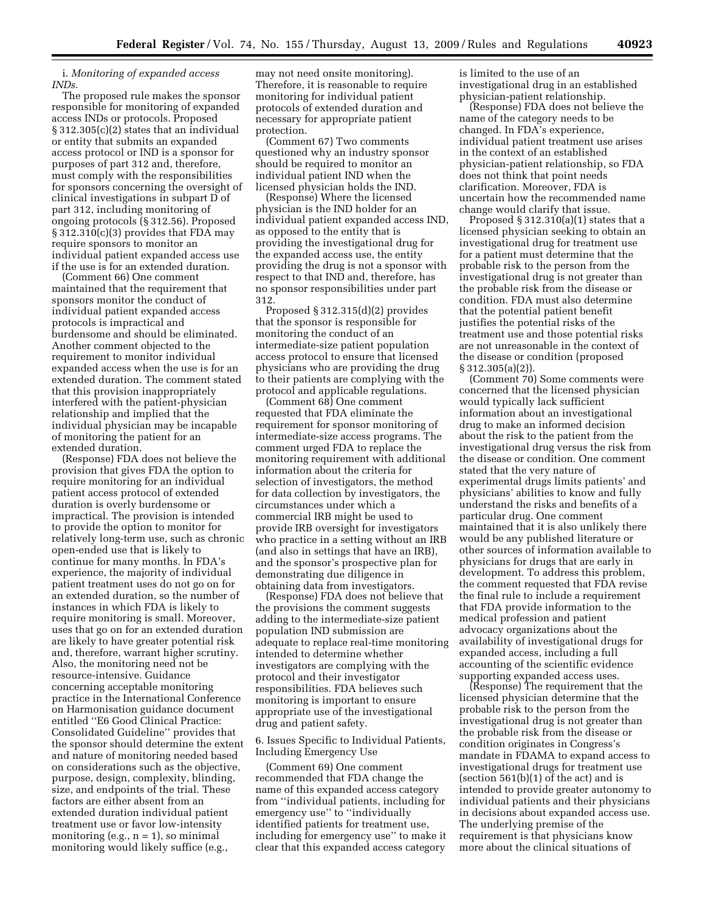i. *Monitoring of expanded access INDs*.

The proposed rule makes the sponsor responsible for monitoring of expanded access INDs or protocols. Proposed § 312.305(c)(2) states that an individual or entity that submits an expanded access protocol or IND is a sponsor for purposes of part 312 and, therefore, must comply with the responsibilities for sponsors concerning the oversight of clinical investigations in subpart D of part 312, including monitoring of ongoing protocols (§ 312.56). Proposed § 312.310(c)(3) provides that FDA may require sponsors to monitor an individual patient expanded access use if the use is for an extended duration.

(Comment 66) One comment maintained that the requirement that sponsors monitor the conduct of individual patient expanded access protocols is impractical and burdensome and should be eliminated. Another comment objected to the requirement to monitor individual expanded access when the use is for an extended duration. The comment stated that this provision inappropriately interfered with the patient-physician relationship and implied that the individual physician may be incapable of monitoring the patient for an extended duration.

(Response) FDA does not believe the provision that gives FDA the option to require monitoring for an individual patient access protocol of extended duration is overly burdensome or impractical. The provision is intended to provide the option to monitor for relatively long-term use, such as chronic open-ended use that is likely to continue for many months. In FDA's experience, the majority of individual patient treatment uses do not go on for an extended duration, so the number of instances in which FDA is likely to require monitoring is small. Moreover, uses that go on for an extended duration are likely to have greater potential risk and, therefore, warrant higher scrutiny. Also, the monitoring need not be resource-intensive. Guidance concerning acceptable monitoring practice in the International Conference on Harmonisation guidance document entitled "E6 Good Clinical Practice: Consolidated Guideline" provides that the sponsor should determine the extent and nature of monitoring needed based on considerations such as the objective, purpose, design, complexity, blinding, size, and endpoints of the trial. These factors are either absent from an extended duration individual patient treatment use or favor low-intensity monitoring (e.g., n = 1), so minimal monitoring would likely suffice (e.g., may not need onsite monitoring). Therefore, it is reasonable to require monitoring for individual patient protocols of extended duration and necessary for appropriate patient protection.

(Comment 67) Two comments questioned why an industry sponsor should be required to monitor an individual patient IND when the licensed physician holds the IND.

(Response) Where the licensed physician is the IND holder for an individual patient expanded access IND, as opposed to the entity that is providing the investigational drug for the expanded access use, the entity providing the drug is not a sponsor with respect to that IND and, therefore, has no sponsor responsibilities under part 312.

Proposed § 312.315(d)(2) provides that the sponsor is responsible for monitoring the conduct of an intermediate-size patient population access protocol to ensure that licensed physicians who are providing the drug to their patients are complying with the protocol and applicable regulations.

(Comment 68) One comment requested that FDA eliminate the requirement for sponsor monitoring of intermediate-size access programs. The comment urged FDA to replace the monitoring requirement with additional information about the criteria for selection of investigators, the method for data collection by investigators, the circumstances under which a commercial IRB might be used to provide IRB oversight for investigators who practice in a setting without an IRB (and also in settings that have an IRB), and the sponsor's prospective plan for demonstrating due diligence in obtaining data from investigators.

(Response) FDA does not believe that the provisions the comment suggests adding to the intermediate-size patient population IND submission are adequate to replace real-time monitoring intended to determine whether investigators are complying with the protocol and their investigator responsibilities. FDA believes such monitoring is important to ensure appropriate use of the investigational drug and patient safety.

6. Issues Specific to Individual Patients, Including Emergency Use

(Comment 69) One comment recommended that FDA change the name of this expanded access category from "individual patients, including for emergency use" to "individually identified patients for treatment use, including for emergency use" to make it clear that this expanded access category is limited to the use of an investigational drug in an established physician-patient relationship.

(Response) FDA does not believe the name of the category needs to be changed. In FDA's experience, individual patient treatment use arises in the context of an established physician-patient relationship, so FDA does not think that point needs clarification. Moreover, FDA is uncertain how the recommended name change would clarify that issue.

Proposed § 312.310(a)(1) states that a licensed physician seeking to obtain an investigational drug for treatment use for a patient must determine that the probable risk to the person from the investigational drug is not greater than the probable risk from the disease or condition. FDA must also determine that the potential patient benefit justifies the potential risks of the treatment use and those potential risks are not unreasonable in the context of the disease or condition (proposed § 312.305(a)(2)).

(Comment 70) Some comments were concerned that the licensed physician would typically lack sufficient information about an investigational drug to make an informed decision about the risk to the patient from the investigational drug versus the risk from the disease or condition. One comment stated that the very nature of experimental drugs limits patients' and physicians' abilities to know and fully understand the risks and benefits of a particular drug. One comment maintained that it is also unlikely there would be any published literature or other sources of information available to physicians for drugs that are early in development. To address this problem, the comment requested that FDA revise the final rule to include a requirement that FDA provide information to the medical profession and patient advocacy organizations about the availability of investigational drugs for expanded access, including a full accounting of the scientific evidence supporting expanded access uses.

(Response) The requirement that the licensed physician determine that the probable risk to the person from the investigational drug is not greater than the probable risk from the disease or condition originates in Congress's mandate in FDAMA to expand access to investigational drugs for treatment use (section 561(b)(1) of the act) and is intended to provide greater autonomy to individual patients and their physicians in decisions about expanded access use. The underlying premise of the requirement is that physicians know more about the clinical situations of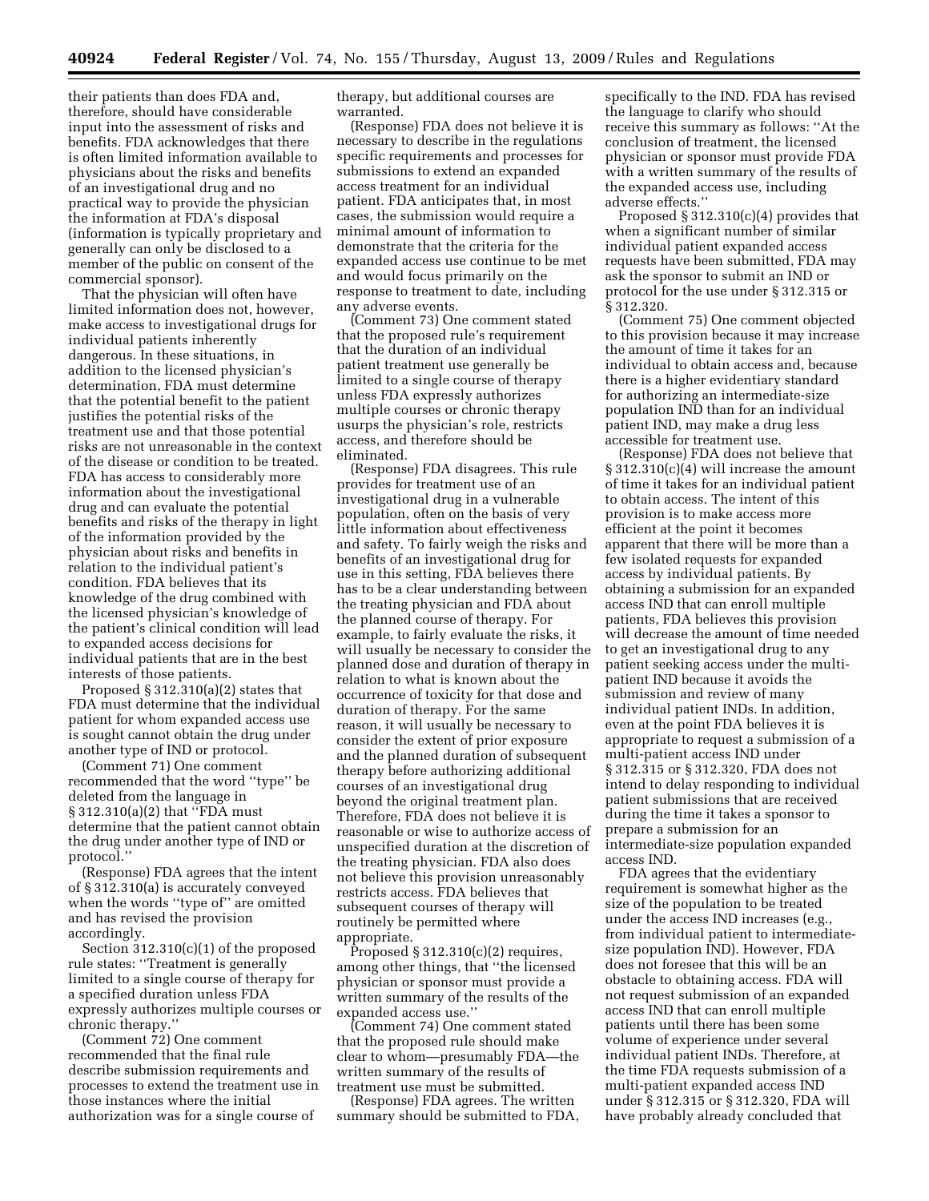their patients than does FDA and, therefore, should have considerable input into the assessment of risks and benefits. FDA acknowledges that there is often limited information available to physicians about the risks and benefits of an investigational drug and no practical way to provide the physician the information at FDA's disposal (information is typically proprietary and generally can only be disclosed to a member of the public on consent of the commercial sponsor).

That the physician will often have limited information does not, however, make access to investigational drugs for individual patients inherently dangerous. In these situations, in addition to the licensed physician's determination, FDA must determine that the potential benefit to the patient justifies the potential risks of the treatment use and that those potential risks are not unreasonable in the context of the disease or condition to be treated. FDA has access to considerably more information about the investigational drug and can evaluate the potential benefits and risks of the therapy in light of the information provided by the physician about risks and benefits in relation to the individual patient's condition. FDA believes that its knowledge of the drug combined with the licensed physician's knowledge of the patient's clinical condition will lead to expanded access decisions for individual patients that are in the best interests of those patients.

Proposed § 312.310(a)(2) states that FDA must determine that the individual patient for whom expanded access use is sought cannot obtain the drug under another type of IND or protocol.

(Comment 71) One comment recommended that the word ''type'' be deleted from the language in § 312.310(a)(2) that ''FDA must determine that the patient cannot obtain the drug under another type of IND or protocol.''

(Response) FDA agrees that the intent of § 312.310(a) is accurately conveyed when the words ''type of'' are omitted and has revised the provision accordingly.

Section 312.310(c)(1) of the proposed rule states: ''Treatment is generally limited to a single course of therapy for a specified duration unless FDA expressly authorizes multiple courses or chronic therapy.''

(Comment 72) One comment recommended that the final rule describe submission requirements and processes to extend the treatment use in those instances where the initial authorization was for a single course of therapy, but additional courses are warranted.

(Response) FDA does not believe it is necessary to describe in the regulations specific requirements and processes for submissions to extend an expanded access treatment for an individual patient. FDA anticipates that, in most cases, the submission would require a minimal amount of information to demonstrate that the criteria for the expanded access use continue to be met and would focus primarily on the response to treatment to date, including any adverse events.

(Comment 73) One comment stated that the proposed rule's requirement that the duration of an individual patient treatment use generally be limited to a single course of therapy unless FDA expressly authorizes multiple courses or chronic therapy usurps the physician's role, restricts access, and therefore should be eliminated.

(Response) FDA disagrees. This rule provides for treatment use of an investigational drug in a vulnerable population, often on the basis of very little information about effectiveness and safety. To fairly weigh the risks and benefits of an investigational drug for use in this setting, FDA believes there has to be a clear understanding between the treating physician and FDA about the planned course of therapy. For example, to fairly evaluate the risks, it will usually be necessary to consider the planned dose and duration of therapy in relation to what is known about the occurrence of toxicity for that dose and duration of therapy. For the same reason, it will usually be necessary to consider the extent of prior exposure and the planned duration of subsequent therapy before authorizing additional courses of an investigational drug beyond the original treatment plan. Therefore, FDA does not believe it is reasonable or wise to authorize access of unspecified duration at the discretion of the treating physician. FDA also does not believe this provision unreasonably restricts access. FDA believes that subsequent courses of therapy will routinely be permitted where appropriate.

Proposed § 312.310(c)(2) requires, among other things, that ''the licensed physician or sponsor must provide a written summary of the results of the expanded access use.''

(Comment 74) One comment stated that the proposed rule should make clear to whom—presumably FDA—the written summary of the results of treatment use must be submitted.

(Response) FDA agrees. The written summary should be submitted to FDA, specifically to the IND. FDA has revised the language to clarify who should receive this summary as follows: ''At the conclusion of treatment, the licensed physician or sponsor must provide FDA with a written summary of the results of the expanded access use, including adverse effects.''

Proposed § 312.310(c)(4) provides that when a significant number of similar individual patient expanded access requests have been submitted, FDA may ask the sponsor to submit an IND or protocol for the use under § 312.315 or § 312.320.

(Comment 75) One comment objected to this provision because it may increase the amount of time it takes for an individual to obtain access and, because there is a higher evidentiary standard for authorizing an intermediate-size population IND than for an individual patient IND, may make a drug less accessible for treatment use.

(Response) FDA does not believe that § 312.310(c)(4) will increase the amount of time it takes for an individual patient to obtain access. The intent of this provision is to make access more efficient at the point it becomes apparent that there will be more than a few isolated requests for expanded access by individual patients. By obtaining a submission for an expanded access IND that can enroll multiple patients, FDA believes this provision will decrease the amount of time needed to get an investigational drug to any patient seeking access under the multi-patient IND because it avoids the submission and review of many individual patient INDs. In addition, even at the point FDA believes it is appropriate to request a submission of a multi-patient access IND under § 312.315 or § 312.320, FDA does not intend to delay responding to individual patient submissions that are received during the time it takes a sponsor to prepare a submission for an intermediate-size population expanded access IND.

FDA agrees that the evidentiary requirement is somewhat higher as the size of the population to be treated under the access IND increases (e.g., from individual patient to intermediate-size population IND). However, FDA does not foresee that this will be an obstacle to obtaining access. FDA will not request submission of an expanded access IND that can enroll multiple patients until there has been some volume of experience under several individual patient INDs. Therefore, at the time FDA requests submission of a multi-patient expanded access IND under § 312.315 or § 312.320, FDA will have probably already concluded that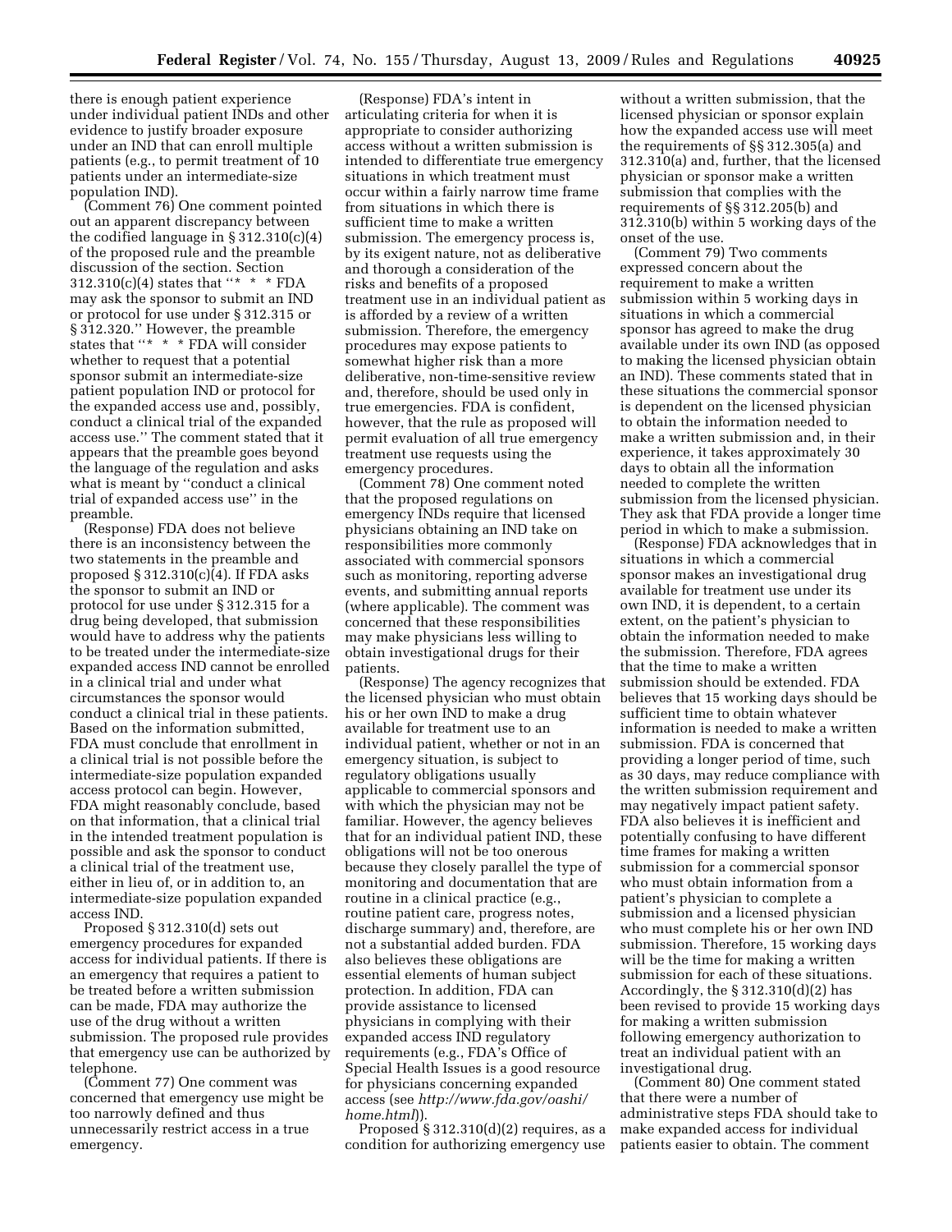there is enough patient experience under individual patient INDs and other evidence to justify broader exposure under an IND that can enroll multiple patients (e.g., to permit treatment of 10 patients under an intermediate-size population IND).

(Comment 76) One comment pointed out an apparent discrepancy between the codified language in § 312.310(c)(4) of the proposed rule and the preamble discussion of the section. Section 312.310(c)(4) states that ''* * * FDA may ask the sponsor to submit an IND or protocol for use under § 312.315 or § 312.320.'' However, the preamble states that ''* * * FDA will consider whether to request that a potential sponsor submit an intermediate-size patient population IND or protocol for the expanded access use and, possibly, conduct a clinical trial of the expanded access use.'' The comment stated that it appears that the preamble goes beyond the language of the regulation and asks what is meant by ''conduct a clinical trial of expanded access use'' in the preamble.

(Response) FDA does not believe there is an inconsistency between the two statements in the preamble and proposed § 312.310(c)(4). If FDA asks the sponsor to submit an IND or protocol for use under § 312.315 for a drug being developed, that submission would have to address why the patients to be treated under the intermediate-size expanded access IND cannot be enrolled in a clinical trial and under what circumstances the sponsor would conduct a clinical trial in these patients. Based on the information submitted, FDA must conclude that enrollment in a clinical trial is not possible before the intermediate-size population expanded access protocol can begin. However, FDA might reasonably conclude, based on that information, that a clinical trial in the intended treatment population is possible and ask the sponsor to conduct a clinical trial of the treatment use, either in lieu of, or in addition to, an intermediate-size population expanded access IND.

Proposed § 312.310(d) sets out emergency procedures for expanded access for individual patients. If there is an emergency that requires a patient to be treated before a written submission can be made, FDA may authorize the use of the drug without a written submission. The proposed rule provides that emergency use can be authorized by telephone.

(Comment 77) One comment was concerned that emergency use might be too narrowly defined and thus unnecessarily restrict access in a true emergency.

(Response) FDA's intent in articulating criteria for when it is appropriate to consider authorizing access without a written submission is intended to differentiate true emergency situations in which treatment must occur within a fairly narrow time frame from situations in which there is sufficient time to make a written submission. The emergency process is, by its exigent nature, not as deliberative and thorough a consideration of the risks and benefits of a proposed treatment use in an individual patient as is afforded by a review of a written submission. Therefore, the emergency procedures may expose patients to somewhat higher risk than a more deliberative, non-time-sensitive review and, therefore, should be used only in true emergencies. FDA is confident, however, that the rule as proposed will permit evaluation of all true emergency treatment use requests using the emergency procedures.

(Comment 78) One comment noted that the proposed regulations on emergency INDs require that licensed physicians obtaining an IND take on responsibilities more commonly associated with commercial sponsors such as monitoring, reporting adverse events, and submitting annual reports (where applicable). The comment was concerned that these responsibilities may make physicians less willing to obtain investigational drugs for their patients.

(Response) The agency recognizes that the licensed physician who must obtain his or her own IND to make a drug available for treatment use to an individual patient, whether or not in an emergency situation, is subject to regulatory obligations usually applicable to commercial sponsors and with which the physician may not be familiar. However, the agency believes that for an individual patient IND, these obligations will not be too onerous because they closely parallel the type of monitoring and documentation that are routine in a clinical practice (e.g., routine patient care, progress notes, discharge summary) and, therefore, are not a substantial added burden. FDA also believes these obligations are essential elements of human subject protection. In addition, FDA can provide assistance to licensed physicians in complying with their expanded access IND regulatory requirements (e.g., FDA's Office of Special Health Issues is a good resource for physicians concerning expanded access (see *http://www.fda.gov/oashi/home.html*)).

Proposed § 312.310(d)(2) requires, as a condition for authorizing emergency use without a written submission, that the licensed physician or sponsor explain how the expanded access use will meet the requirements of §§ 312.305(a) and 312.310(a) and, further, that the licensed physician or sponsor make a written submission that complies with the requirements of §§ 312.205(b) and 312.310(b) within 5 working days of the onset of the use.

(Comment 79) Two comments expressed concern about the requirement to make a written submission within 5 working days in situations in which a commercial sponsor has agreed to make the drug available under its own IND (as opposed to making the licensed physician obtain an IND). These comments stated that in these situations the commercial sponsor is dependent on the licensed physician to obtain the information needed to make a written submission and, in their experience, it takes approximately 30 days to obtain all the information needed to complete the written submission from the licensed physician. They ask that FDA provide a longer time period in which to make a submission.

(Response) FDA acknowledges that in situations in which a commercial sponsor makes an investigational drug available for treatment use under its own IND, it is dependent, to a certain extent, on the patient's physician to obtain the information needed to make the submission. Therefore, FDA agrees that the time to make a written submission should be extended. FDA believes that 15 working days should be sufficient time to obtain whatever information is needed to make a written submission. FDA is concerned that providing a longer period of time, such as 30 days, may reduce compliance with the written submission requirement and may negatively impact patient safety. FDA also believes it is inefficient and potentially confusing to have different time frames for making a written submission for a commercial sponsor who must obtain information from a patient's physician to complete a submission and a licensed physician who must complete his or her own IND submission. Therefore, 15 working days will be the time for making a written submission for each of these situations. Accordingly, the § 312.310(d)(2) has been revised to provide 15 working days for making a written submission following emergency authorization to treat an individual patient with an investigational drug.

(Comment 80) One comment stated that there were a number of administrative steps FDA should take to make expanded access for individual patients easier to obtain. The comment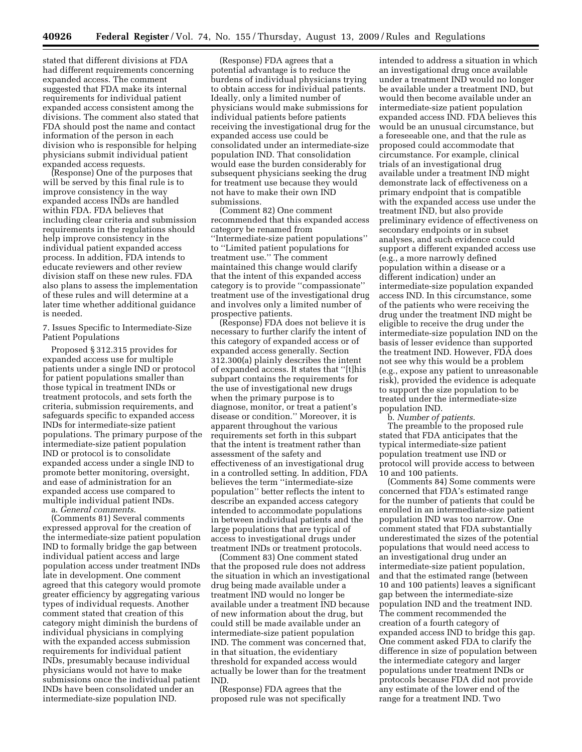stated that different divisions at FDA had different requirements concerning expanded access. The comment suggested that FDA make its internal requirements for individual patient expanded access consistent among the divisions. The comment also stated that FDA should post the name and contact information of the person in each division who is responsible for helping physicians submit individual patient expanded access requests.

(Response) One of the purposes that will be served by this final rule is to improve consistency in the way expanded access INDs are handled within FDA. FDA believes that including clear criteria and submission requirements in the regulations should help improve consistency in the individual patient expanded access process. In addition, FDA intends to educate reviewers and other review division staff on these new rules. FDA also plans to assess the implementation of these rules and will determine at a later time whether additional guidance is needed.

7. Issues Specific to Intermediate-Size Patient Populations

Proposed § 312.315 provides for expanded access use for multiple patients under a single IND or protocol for patient populations smaller than those typical in treatment INDs or treatment protocols, and sets forth the criteria, submission requirements, and safeguards specific to expanded access INDs for intermediate-size patient populations. The primary purpose of the intermediate-size patient population IND or protocol is to consolidate expanded access under a single IND to promote better monitoring, oversight, and ease of administration for an expanded access use compared to multiple individual patient INDs.

a. *General comments*.

(Comments 81) Several comments expressed approval for the creation of the intermediate-size patient population IND to formally bridge the gap between individual patient access and large population access under treatment INDs late in development. One comment agreed that this category would promote greater efficiency by aggregating various types of individual requests. Another comment stated that creation of this category might diminish the burdens of individual physicians in complying with the expanded access submission requirements for individual patient INDs, presumably because individual physicians would not have to make submissions once the individual patient INDs have been consolidated under an intermediate-size population IND.

(Response) FDA agrees that a potential advantage is to reduce the burdens of individual physicians trying to obtain access for individual patients. Ideally, only a limited number of physicians would make submissions for individual patients before patients receiving the investigational drug for the expanded access use could be consolidated under an intermediate-size population IND. That consolidation would ease the burden considerably for subsequent physicians seeking the drug for treatment use because they would not have to make their own IND submissions.

(Comment 82) One comment recommended that this expanded access category be renamed from "Intermediate-size patient populations" to "Limited patient populations for treatment use." The comment maintained this change would clarify that the intent of this expanded access category is to provide "compassionate" treatment use of the investigational drug and involves only a limited number of prospective patients.

(Response) FDA does not believe it is necessary to further clarify the intent of this category of expanded access or of expanded access generally. Section 312.300(a) plainly describes the intent of expanded access. It states that "[t]his subpart contains the requirements for the use of investigational new drugs when the primary purpose is to diagnose, monitor, or treat a patient's disease or condition." Moreover, it is apparent throughout the various requirements set forth in this subpart that the intent is treatment rather than assessment of the safety and effectiveness of an investigational drug in a controlled setting. In addition, FDA believes the term "intermediate-size population" better reflects the intent to describe an expanded access category intended to accommodate populations in between individual patients and the large populations that are typical of access to investigational drugs under treatment INDs or treatment protocols.

(Comment 83) One comment stated that the proposed rule does not address the situation in which an investigational drug being made available under a treatment IND would no longer be available under a treatment IND because of new information about the drug, but could still be made available under an intermediate-size patient population IND. The comment was concerned that, in that situation, the evidentiary threshold for expanded access would actually be lower than for the treatment IND.

(Response) FDA agrees that the proposed rule was not specifically intended to address a situation in which an investigational drug once available under a treatment IND would no longer be available under a treatment IND, but would then become available under an intermediate-size patient population expanded access IND. FDA believes this would be an unusual circumstance, but a foreseeable one, and that the rule as proposed could accommodate that circumstance. For example, clinical trials of an investigational drug available under a treatment IND might demonstrate lack of effectiveness on a primary endpoint that is compatible with the expanded access use under the treatment IND, but also provide preliminary evidence of effectiveness on secondary endpoints or in subset analyses, and such evidence could support a different expanded access use (e.g., a more narrowly defined population within a disease or a different indication) under an intermediate-size population expanded access IND. In this circumstance, some of the patients who were receiving the drug under the treatment IND might be eligible to receive the drug under the intermediate-size population IND on the basis of lesser evidence than supported the treatment IND. However, FDA does not see why this would be a problem (e.g., expose any patient to unreasonable risk), provided the evidence is adequate to support the size population to be treated under the intermediate-size population IND.

b. *Number of patients*.

The preamble to the proposed rule stated that FDA anticipates that the typical intermediate-size patient population treatment use IND or protocol will provide access to between 10 and 100 patients.

(Comments 84) Some comments were concerned that FDA's estimated range for the number of patients that could be enrolled in an intermediate-size patient population IND was too narrow. One comment stated that FDA substantially underestimated the sizes of the potential populations that would need access to an investigational drug under an intermediate-size patient population, and that the estimated range (between 10 and 100 patients) leaves a significant gap between the intermediate-size population IND and the treatment IND. The comment recommended the creation of a fourth category of expanded access IND to bridge this gap. One comment asked FDA to clarify the difference in size of population between the intermediate category and larger populations under treatment INDs or protocols because FDA did not provide any estimate of the lower end of the range for a treatment IND. Two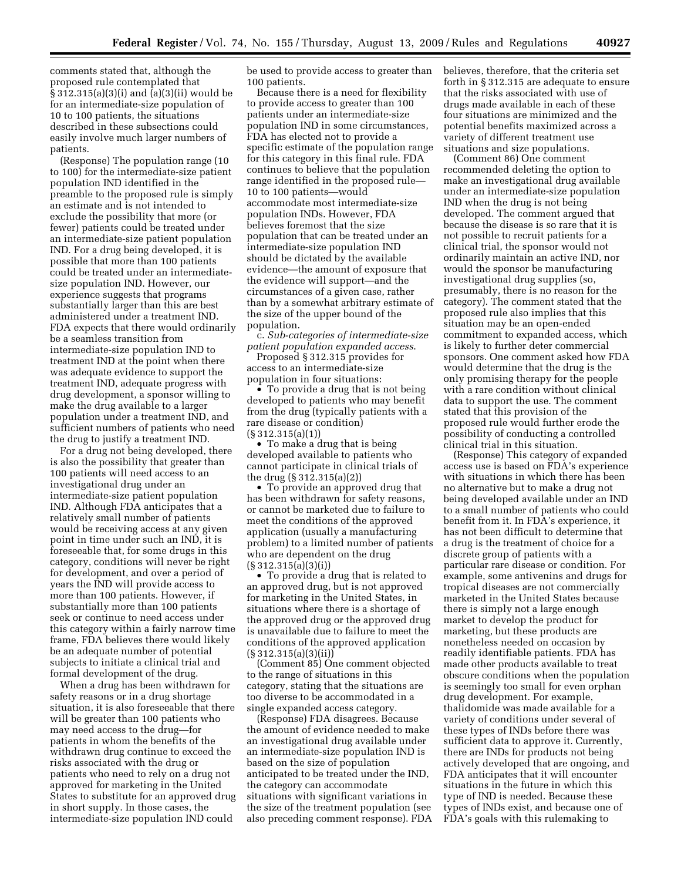comments stated that, although the proposed rule contemplated that § 312.315(a)(3)(i) and (a)(3)(ii) would be for an intermediate-size population of 10 to 100 patients, the situations described in these subsections could easily involve much larger numbers of patients.

(Response) The population range (10 to 100) for the intermediate-size patient population IND identified in the preamble to the proposed rule is simply an estimate and is not intended to exclude the possibility that more (or fewer) patients could be treated under an intermediate-size patient population IND. For a drug being developed, it is possible that more than 100 patients could be treated under an intermediate-size population IND. However, our experience suggests that programs substantially larger than this are best administered under a treatment IND. FDA expects that there would ordinarily be a seamless transition from intermediate-size population IND to treatment IND at the point when there was adequate evidence to support the treatment IND, adequate progress with drug development, a sponsor willing to make the drug available to a larger population under a treatment IND, and sufficient numbers of patients who need the drug to justify a treatment IND.

For a drug not being developed, there is also the possibility that greater than 100 patients will need access to an investigational drug under an intermediate-size patient population IND. Although FDA anticipates that a relatively small number of patients would be receiving access at any given point in time under such an IND, it is foreseeable that, for some drugs in this category, conditions will never be right for development, and over a period of years the IND will provide access to more than 100 patients. However, if substantially more than 100 patients seek or continue to need access under this category within a fairly narrow time frame, FDA believes there would likely be an adequate number of potential subjects to initiate a clinical trial and formal development of the drug.

When a drug has been withdrawn for safety reasons or in a drug shortage situation, it is also foreseeable that there will be greater than 100 patients who may need access to the drug—for patients in whom the benefits of the withdrawn drug continue to exceed the risks associated with the drug or patients who need to rely on a drug not approved for marketing in the United States to substitute for an approved drug in short supply. In those cases, the intermediate-size population IND could be used to provide access to greater than 100 patients.

Because there is a need for flexibility to provide access to greater than 100 patients under an intermediate-size population IND in some circumstances, FDA has elected not to provide a specific estimate of the population range for this category in this final rule. FDA continues to believe that the population range identified in the proposed rule—10 to 100 patients—would accommodate most intermediate-size population INDs. However, FDA believes foremost that the size population that can be treated under an intermediate-size population IND should be dictated by the available evidence—the amount of exposure that the evidence will support—and the circumstances of a given case, rather than by a somewhat arbitrary estimate of the size of the upper bound of the population.

c. *Sub-categories of intermediate-size patient population expanded access*.

Proposed § 312.315 provides for access to an intermediate-size population in four situations:

- To provide a drug that is not being developed to patients who may benefit from the drug (typically patients with a rare disease or condition) (§ 312.315(a)(1))
- To make a drug that is being developed available to patients who cannot participate in clinical trials of the drug (§ 312.315(a)(2))
- To provide an approved drug that has been withdrawn for safety reasons, or cannot be marketed due to failure to meet the conditions of the approved application (usually a manufacturing problem) to a limited number of patients who are dependent on the drug (§ 312.315(a)(3)(i))
- To provide a drug that is related to an approved drug, but is not approved for marketing in the United States, in situations where there is a shortage of the approved drug or the approved drug is unavailable due to failure to meet the conditions of the approved application (§ 312.315(a)(3)(ii))

(Comment 85) One comment objected to the range of situations in this category, stating that the situations are too diverse to be accommodated in a single expanded access category.

(Response) FDA disagrees. Because the amount of evidence needed to make an investigational drug available under an intermediate-size population IND is based on the size of population anticipated to be treated under the IND, the category can accommodate situations with significant variations in the size of the treatment population (see also preceding comment response). FDA believes, therefore, that the criteria set forth in § 312.315 are adequate to ensure that the risks associated with use of drugs made available in each of these four situations are minimized and the potential benefits maximized across a variety of different treatment use situations and size populations.

(Comment 86) One comment recommended deleting the option to make an investigational drug available under an intermediate-size population IND when the drug is not being developed. The comment argued that because the disease is so rare that it is not possible to recruit patients for a clinical trial, the sponsor would not ordinarily maintain an active IND, nor would the sponsor be manufacturing investigational drug supplies (so, presumably, there is no reason for the category). The comment stated that the proposed rule also implies that this situation may be an open-ended commitment to expanded access, which is likely to further deter commercial sponsors. One comment asked how FDA would determine that the drug is the only promising therapy for the people with a rare condition without clinical data to support the use. The comment stated that this provision of the proposed rule would further erode the possibility of conducting a controlled clinical trial in this situation.

(Response) This category of expanded access use is based on FDA's experience with situations in which there has been no alternative but to make a drug not being developed available under an IND to a small number of patients who could benefit from it. In FDA's experience, it has not been difficult to determine that a drug is the treatment of choice for a discrete group of patients with a particular rare disease or condition. For example, some antivenins and drugs for tropical diseases are not commercially marketed in the United States because there is simply not a large enough market to develop the product for marketing, but these products are nonetheless needed on occasion by readily identifiable patients. FDA has made other products available to treat obscure conditions when the population is seemingly too small for even orphan drug development. For example, thalidomide was made available for a variety of conditions under several of these types of INDs before there was sufficient data to approve it. Currently, there are INDs for products not being actively developed that are ongoing, and FDA anticipates that it will encounter situations in the future in which this type of IND is needed. Because these types of INDs exist, and because one of FDA's goals with this rulemaking to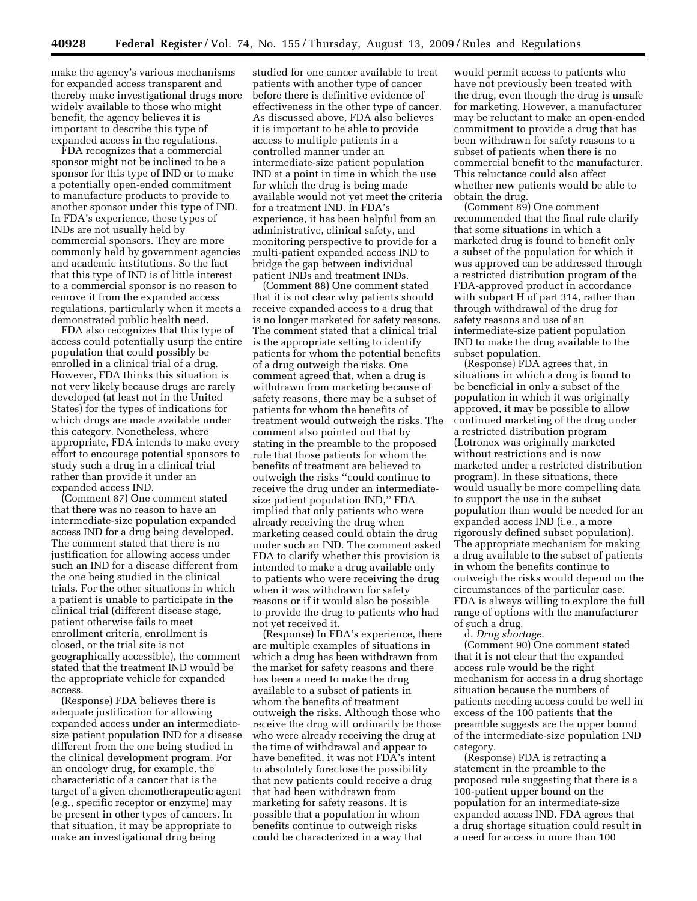make the agency's various mechanisms for expanded access transparent and thereby make investigational drugs more widely available to those who might benefit, the agency believes it is important to describe this type of expanded access in the regulations.

FDA recognizes that a commercial sponsor might not be inclined to be a sponsor for this type of IND or to make a potentially open-ended commitment to manufacture products to provide to another sponsor under this type of IND. In FDA's experience, these types of INDs are not usually held by commercial sponsors. They are more commonly held by government agencies and academic institutions. So the fact that this type of IND is of little interest to a commercial sponsor is no reason to remove it from the expanded access regulations, particularly when it meets a demonstrated public health need.

FDA also recognizes that this type of access could potentially usurp the entire population that could possibly be enrolled in a clinical trial of a drug. However, FDA thinks this situation is not very likely because drugs are rarely developed (at least not in the United States) for the types of indications for which drugs are made available under this category. Nonetheless, where appropriate, FDA intends to make every effort to encourage potential sponsors to study such a drug in a clinical trial rather than provide it under an expanded access IND.

(Comment 87) One comment stated that there was no reason to have an intermediate-size population expanded access IND for a drug being developed. The comment stated that there is no justification for allowing access under such an IND for a disease different from the one being studied in the clinical trials. For the other situations in which a patient is unable to participate in the clinical trial (different disease stage, patient otherwise fails to meet enrollment criteria, enrollment is closed, or the trial site is not geographically accessible), the comment stated that the treatment IND would be the appropriate vehicle for expanded access.

(Response) FDA believes there is adequate justification for allowing expanded access under an intermediate-size patient population IND for a disease different from the one being studied in the clinical development program. For an oncology drug, for example, the characteristic of a cancer that is the target of a given chemotherapeutic agent (e.g., specific receptor or enzyme) may be present in other types of cancers. In that situation, it may be appropriate to make an investigational drug being studied for one cancer available to treat patients with another type of cancer before there is definitive evidence of effectiveness in the other type of cancer. As discussed above, FDA also believes it is important to be able to provide access to multiple patients in a controlled manner under an intermediate-size patient population IND at a point in time in which the use for which the drug is being made available would not yet meet the criteria for a treatment IND. In FDA's experience, it has been helpful from an administrative, clinical safety, and monitoring perspective to provide for a multi-patient expanded access IND to bridge the gap between individual patient INDs and treatment INDs.

(Comment 88) One comment stated that it is not clear why patients should receive expanded access to a drug that is no longer marketed for safety reasons. The comment stated that a clinical trial is the appropriate setting to identify patients for whom the potential benefits of a drug outweigh the risks. One comment agreed that, when a drug is withdrawn from marketing because of safety reasons, there may be a subset of patients for whom the benefits of treatment would outweigh the risks. The comment also pointed out that by stating in the preamble to the proposed rule that those patients for whom the benefits of treatment are believed to outweigh the risks "could continue to receive the drug under an intermediate-size patient population IND," FDA implied that only patients who were already receiving the drug when marketing ceased could obtain the drug under such an IND. The comment asked FDA to clarify whether this provision is intended to make a drug available only to patients who were receiving the drug when it was withdrawn for safety reasons or if it would also be possible to provide the drug to patients who had not yet received it.

(Response) In FDA's experience, there are multiple examples of situations in which a drug has been withdrawn from the market for safety reasons and there has been a need to make the drug available to a subset of patients in whom the benefits of treatment outweigh the risks. Although those who receive the drug will ordinarily be those who were already receiving the drug at the time of withdrawal and appear to have benefited, it was not FDA's intent to absolutely foreclose the possibility that new patients could receive a drug that had been withdrawn from marketing for safety reasons. It is possible that a population in whom benefits continue to outweigh risks could be characterized in a way that would permit access to patients who have not previously been treated with the drug, even though the drug is unsafe for marketing. However, a manufacturer may be reluctant to make an open-ended commitment to provide a drug that has been withdrawn for safety reasons to a subset of patients when there is no commercial benefit to the manufacturer. This reluctance could also affect whether new patients would be able to obtain the drug.

(Comment 89) One comment recommended that the final rule clarify that some situations in which a marketed drug is found to benefit only a subset of the population for which it was approved can be addressed through a restricted distribution program of the FDA-approved product in accordance with subpart H of part 314, rather than through withdrawal of the drug for safety reasons and use of an intermediate-size patient population IND to make the drug available to the subset population.

(Response) FDA agrees that, in situations in which a drug is found to be beneficial in only a subset of the population in which it was originally approved, it may be possible to allow continued marketing of the drug under a restricted distribution program (Lotronex was originally marketed without restrictions and is now marketed under a restricted distribution program). In these situations, there would usually be more compelling data to support the use in the subset population than would be needed for an expanded access IND (i.e., a more rigorously defined subset population). The appropriate mechanism for making a drug available to the subset of patients in whom the benefits continue to outweigh the risks would depend on the circumstances of the particular case. FDA is always willing to explore the full range of options with the manufacturer of such a drug.

d. *Drug shortage*.

(Comment 90) One comment stated that it is not clear that the expanded access rule would be the right mechanism for access in a drug shortage situation because the numbers of patients needing access could be well in excess of the 100 patients that the preamble suggests are the upper bound of the intermediate-size population IND category.

(Response) FDA is retracting a statement in the preamble to the proposed rule suggesting that there is a 100-patient upper bound on the population for an intermediate-size expanded access IND. FDA agrees that a drug shortage situation could result in a need for access in more than 100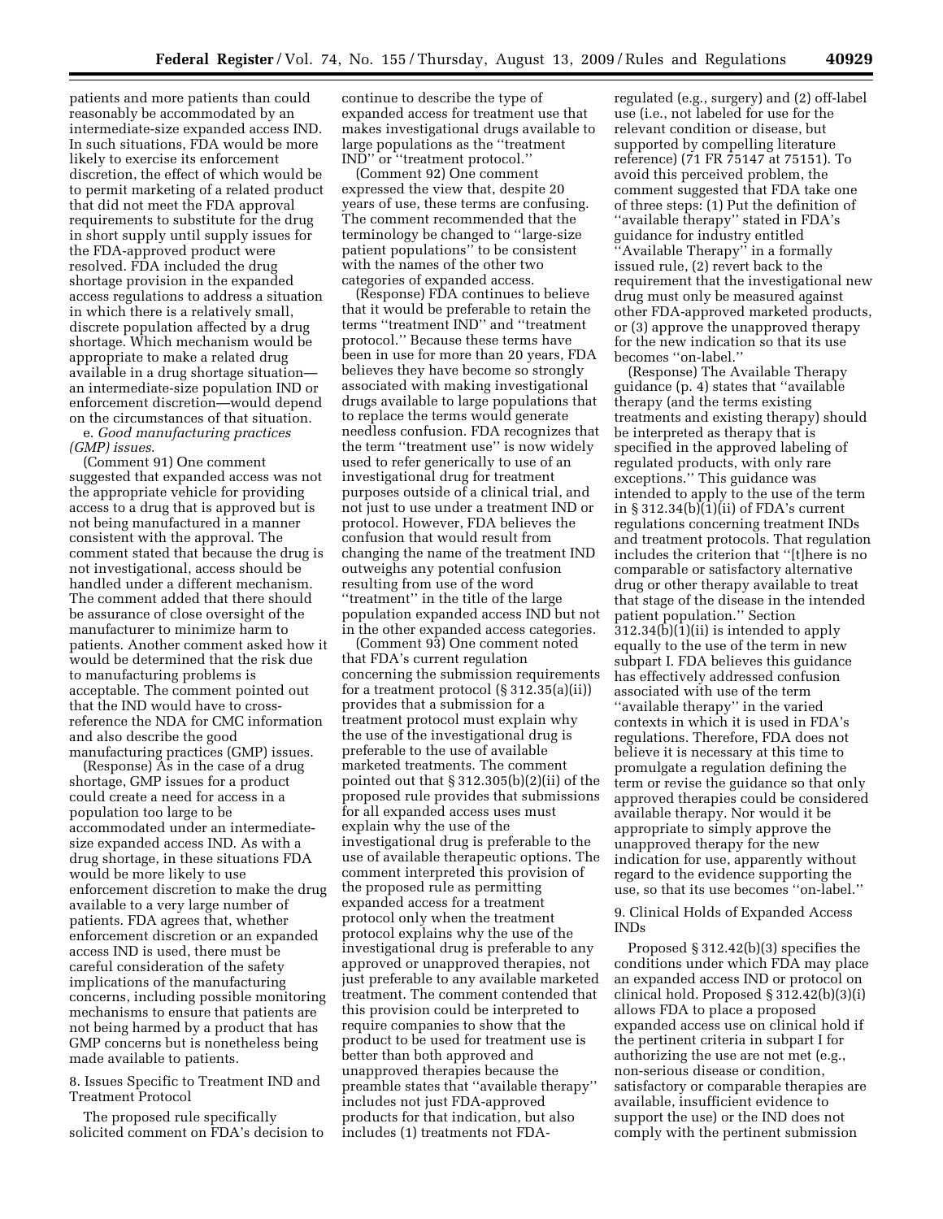patients and more patients than could reasonably be accommodated by an intermediate-size expanded access IND. In such situations, FDA would be more likely to exercise its enforcement discretion, the effect of which would be to permit marketing of a related product that did not meet the FDA approval requirements to substitute for the drug in short supply until supply issues for the FDA-approved product were resolved. FDA included the drug shortage provision in the expanded access regulations to address a situation in which there is a relatively small, discrete population affected by a drug shortage. Which mechanism would be appropriate to make a related drug available in a drug shortage situation—an intermediate-size population IND or enforcement discretion—would depend on the circumstances of that situation.

e. *Good manufacturing practices (GMP) issues*.

(Comment 91) One comment suggested that expanded access was not the appropriate vehicle for providing access to a drug that is approved but is not being manufactured in a manner consistent with the approval. The comment stated that because the drug is not investigational, access should be handled under a different mechanism. The comment added that there should be assurance of close oversight of the manufacturer to minimize harm to patients. Another comment asked how it would be determined that the risk due to manufacturing problems is acceptable. The comment pointed out that the IND would have to cross-reference the NDA for CMC information and also describe the good manufacturing practices (GMP) issues.

(Response) As in the case of a drug shortage, GMP issues for a product could create a need for access in a population too large to be accommodated under an intermediate-size expanded access IND. As with a drug shortage, in these situations FDA would be more likely to use enforcement discretion to make the drug available to a very large number of patients. FDA agrees that, whether enforcement discretion or an expanded access IND is used, there must be careful consideration of the safety implications of the manufacturing concerns, including possible monitoring mechanisms to ensure that patients are not being harmed by a product that has GMP concerns but is nonetheless being made available to patients.

## 8. Issues Specific to Treatment IND and Treatment Protocol

The proposed rule specifically solicited comment on FDA's decision to continue to describe the type of expanded access for treatment use that makes investigational drugs available to large populations as the ''treatment IND'' or ''treatment protocol.''

(Comment 92) One comment expressed the view that, despite 20 years of use, these terms are confusing. The comment recommended that the terminology be changed to ''large-size patient populations'' to be consistent with the names of the other two categories of expanded access.

(Response) FDA continues to believe that it would be preferable to retain the terms ''treatment IND'' and ''treatment protocol.'' Because these terms have been in use for more than 20 years, FDA believes they have become so strongly associated with making investigational drugs available to large populations that to replace the terms would generate needless confusion. FDA recognizes that the term ''treatment use'' is now widely used to refer generically to use of an investigational drug for treatment purposes outside of a clinical trial, and not just to use under a treatment IND or protocol. However, FDA believes the confusion that would result from changing the name of the treatment IND outweighs any potential confusion resulting from use of the word ''treatment'' in the title of the large population expanded access IND but not in the other expanded access categories.

(Comment 93) One comment noted that FDA's current regulation concerning the submission requirements for a treatment protocol (§ 312.35(a)(ii)) provides that a submission for a treatment protocol must explain why the use of the investigational drug is preferable to the use of available marketed treatments. The comment pointed out that § 312.305(b)(2)(ii) of the proposed rule provides that submissions for all expanded access uses must explain why the use of the investigational drug is preferable to the use of available therapeutic options. The comment interpreted this provision of the proposed rule as permitting expanded access for a treatment protocol only when the treatment protocol explains why the use of the investigational drug is preferable to any approved or unapproved therapies, not just preferable to any available marketed treatment. The comment contended that this provision could be interpreted to require companies to show that the product to be used for treatment use is better than both approved and unapproved therapies because the preamble states that ''available therapy'' includes not just FDA-approved products for that indication, but also includes (1) treatments not FDA-regulated (e.g., surgery) and (2) off-label use (i.e., not labeled for use for the relevant condition or disease, but supported by compelling literature reference) (71 FR 75147 at 75151). To avoid this perceived problem, the comment suggested that FDA take one of three steps: (1) Put the definition of ''available therapy'' stated in FDA's guidance for industry entitled ''Available Therapy'' in a formally issued rule, (2) revert back to the requirement that the investigational new drug must only be measured against other FDA-approved marketed products, or (3) approve the unapproved therapy for the new indication so that its use becomes ''on-label.''

(Response) The Available Therapy guidance (p. 4) states that ''available therapy (and the terms existing treatments and existing therapy) should be interpreted as therapy that is specified in the approved labeling of regulated products, with only rare exceptions.'' This guidance was intended to apply to the use of the term in § 312.34(b)(1)(ii) of FDA's current regulations concerning treatment INDs and treatment protocols. That regulation includes the criterion that ''[t]here is no comparable or satisfactory alternative drug or other therapy available to treat that stage of the disease in the intended patient population.'' Section 312.34(b)(1)(ii) is intended to apply equally to the use of the term in new subpart I. FDA believes this guidance has effectively addressed confusion associated with use of the term ''available therapy'' in the varied contexts in which it is used in FDA's regulations. Therefore, FDA does not believe it is necessary at this time to promulgate a regulation defining the term or revise the guidance so that only approved therapies could be considered available therapy. Nor would it be appropriate to simply approve the unapproved therapy for the new indication for use, apparently without regard to the evidence supporting the use, so that its use becomes ''on-label.''

## 9. Clinical Holds of Expanded Access INDs

Proposed § 312.42(b)(3) specifies the conditions under which FDA may place an expanded access IND or protocol on clinical hold. Proposed § 312.42(b)(3)(i) allows FDA to place a proposed expanded access use on clinical hold if the pertinent criteria in subpart I for authorizing the use are not met (e.g., non-serious disease or condition, satisfactory or comparable therapies are available, insufficient evidence to support the use) or the IND does not comply with the pertinent submission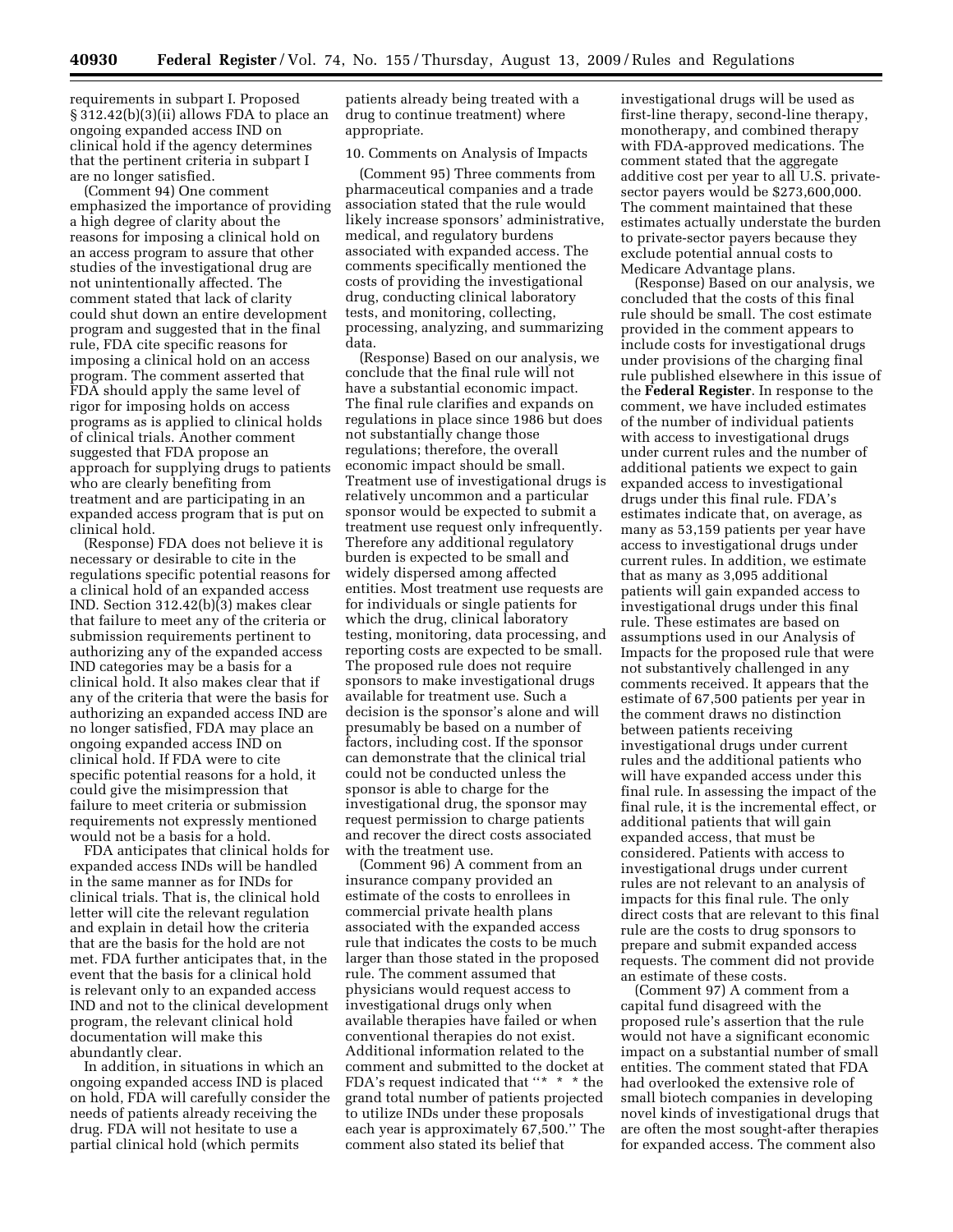requirements in subpart I. Proposed § 312.42(b)(3)(ii) allows FDA to place an ongoing expanded access IND on clinical hold if the agency determines that the pertinent criteria in subpart I are no longer satisfied.

(Comment 94) One comment emphasized the importance of providing a high degree of clarity about the reasons for imposing a clinical hold on an access program to assure that other studies of the investigational drug are not unintentionally affected. The comment stated that lack of clarity could shut down an entire development program and suggested that in the final rule, FDA cite specific reasons for imposing a clinical hold on an access program. The comment asserted that FDA should apply the same level of rigor for imposing holds on access programs as is applied to clinical holds of clinical trials. Another comment suggested that FDA propose an approach for supplying drugs to patients who are clearly benefiting from treatment and are participating in an expanded access program that is put on clinical hold.

(Response) FDA does not believe it is necessary or desirable to cite in the regulations specific potential reasons for a clinical hold of an expanded access IND. Section 312.42(b)(3) makes clear that failure to meet any of the criteria or submission requirements pertinent to authorizing any of the expanded access IND categories may be a basis for a clinical hold. It also makes clear that if any of the criteria that were the basis for authorizing an expanded access IND are no longer satisfied, FDA may place an ongoing expanded access IND on clinical hold. If FDA were to cite specific potential reasons for a hold, it could give the misimpression that failure to meet criteria or submission requirements not expressly mentioned would not be a basis for a hold.

FDA anticipates that clinical holds for expanded access INDs will be handled in the same manner as for INDs for clinical trials. That is, the clinical hold letter will cite the relevant regulation and explain in detail how the criteria that are the basis for the hold are not met. FDA further anticipates that, in the event that the basis for a clinical hold is relevant only to an expanded access IND and not to the clinical development program, the relevant clinical hold documentation will make this abundantly clear.

In addition, in situations in which an ongoing expanded access IND is placed on hold, FDA will carefully consider the needs of patients already receiving the drug. FDA will not hesitate to use a partial clinical hold (which permits patients already being treated with a drug to continue treatment) where appropriate.

10. Comments on Analysis of Impacts

(Comment 95) Three comments from pharmaceutical companies and a trade association stated that the rule would likely increase sponsors' administrative, medical, and regulatory burdens associated with expanded access. The comments specifically mentioned the costs of providing the investigational drug, conducting clinical laboratory tests, and monitoring, collecting, processing, analyzing, and summarizing data.

(Response) Based on our analysis, we conclude that the final rule will not have a substantial economic impact. The final rule clarifies and expands on regulations in place since 1986 but does not substantially change those regulations; therefore, the overall economic impact should be small. Treatment use of investigational drugs is relatively uncommon and a particular sponsor would be expected to submit a treatment use request only infrequently. Therefore any additional regulatory burden is expected to be small and widely dispersed among affected entities. Most treatment use requests are for individuals or single patients for which the drug, clinical laboratory testing, monitoring, data processing, and reporting costs are expected to be small. The proposed rule does not require sponsors to make investigational drugs available for treatment use. Such a decision is the sponsor's alone and will presumably be based on a number of factors, including cost. If the sponsor can demonstrate that the clinical trial could not be conducted unless the sponsor is able to charge for the investigational drug, the sponsor may request permission to charge patients and recover the direct costs associated with the treatment use.

(Comment 96) A comment from an insurance company provided an estimate of the costs to enrollees in commercial private health plans associated with the expanded access rule that indicates the costs to be much larger than those stated in the proposed rule. The comment assumed that physicians would request access to investigational drugs only when available therapies have failed or when conventional therapies do not exist. Additional information related to the comment and submitted to the docket at FDA's request indicated that "* * * the grand total number of patients projected to utilize INDs under these proposals each year is approximately 67,500." The comment also stated its belief that investigational drugs will be used as first-line therapy, second-line therapy, monotherapy, and combined therapy with FDA-approved medications. The comment stated that the aggregate additive cost per year to all U.S. private-sector payers would be $273,600,000. The comment maintained that these estimates actually understate the burden to private-sector payers because they exclude potential annual costs to Medicare Advantage plans.

(Response) Based on our analysis, we concluded that the costs of this final rule should be small. The cost estimate provided in the comment appears to include costs for investigational drugs under provisions of the charging final rule published elsewhere in this issue of the **Federal Register**. In response to the comment, we have included estimates of the number of individual patients with access to investigational drugs under current rules and the number of additional patients we expect to gain expanded access to investigational drugs under this final rule. FDA's estimates indicate that, on average, as many as 53,159 patients per year have access to investigational drugs under current rules. In addition, we estimate that as many as 3,095 additional patients will gain expanded access to investigational drugs under this final rule. These estimates are based on assumptions used in our Analysis of Impacts for the proposed rule that were not substantively challenged in any comments received. It appears that the estimate of 67,500 patients per year in the comment draws no distinction between patients receiving investigational drugs under current rules and the additional patients who will have expanded access under this final rule. In assessing the impact of the final rule, it is the incremental effect, or additional patients that will gain expanded access, that must be considered. Patients with access to investigational drugs under current rules are not relevant to an analysis of impacts for this final rule. The only direct costs that are relevant to this final rule are the costs to drug sponsors to prepare and submit expanded access requests. The comment did not provide an estimate of these costs.

(Comment 97) A comment from a capital fund disagreed with the proposed rule's assertion that the rule would not have a significant economic impact on a substantial number of small entities. The comment stated that FDA had overlooked the extensive role of small biotech companies in developing novel kinds of investigational drugs that are often the most sought-after therapies for expanded access. The comment also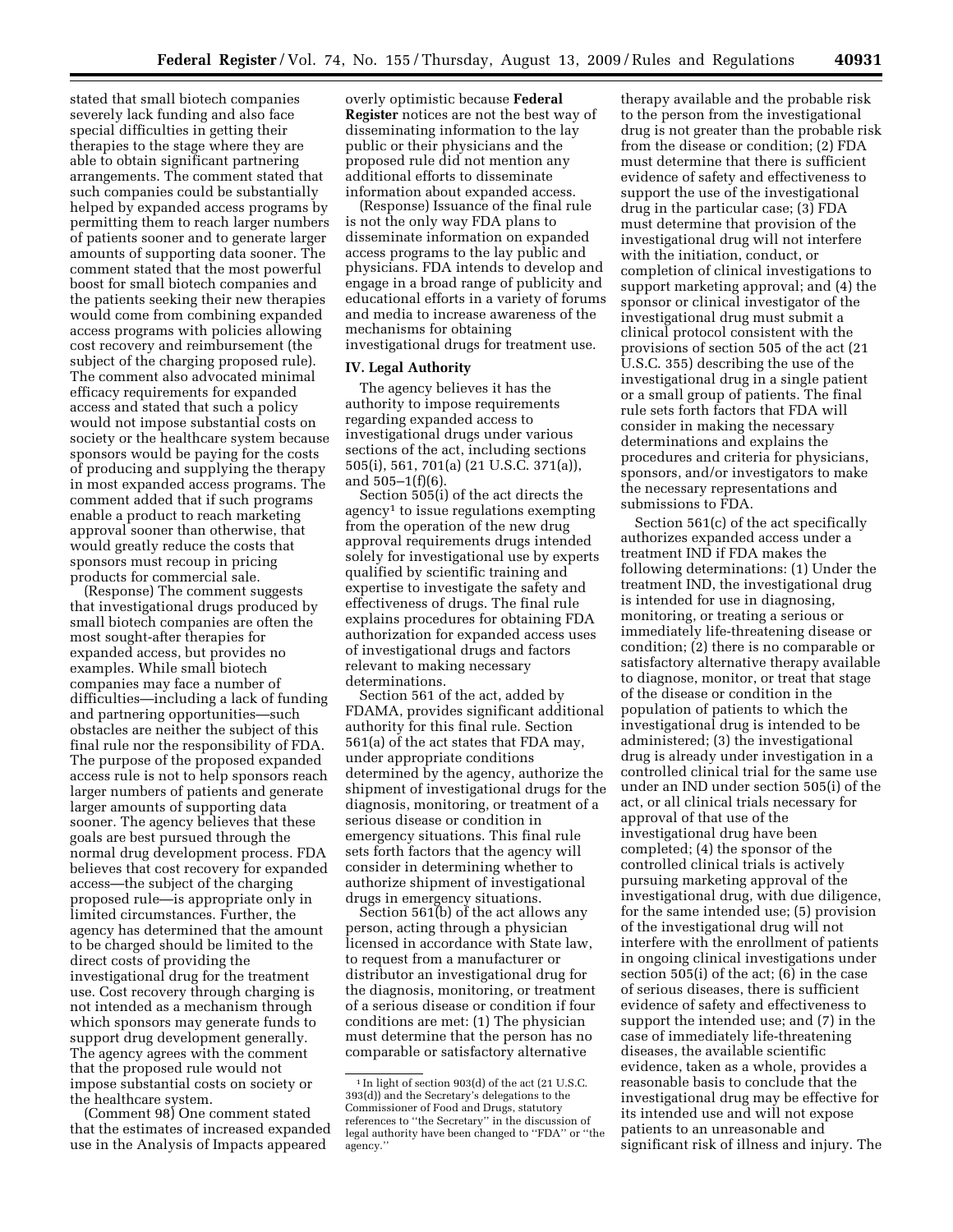stated that small biotech companies severely lack funding and also face special difficulties in getting their therapies to the stage where they are able to obtain significant partnering arrangements. The comment stated that such companies could be substantially helped by expanded access programs by permitting them to reach larger numbers of patients sooner and to generate larger amounts of supporting data sooner. The comment stated that the most powerful boost for small biotech companies and the patients seeking their new therapies would come from combining expanded access programs with policies allowing cost recovery and reimbursement (the subject of the charging proposed rule). The comment also advocated minimal efficacy requirements for expanded access and stated that such a policy would not impose substantial costs on society or the healthcare system because sponsors would be paying for the costs of producing and supplying the therapy in most expanded access programs. The comment added that if such programs enable a product to reach marketing approval sooner than otherwise, that would greatly reduce the costs that sponsors must recoup in pricing products for commercial sale.

(Response) The comment suggests that investigational drugs produced by small biotech companies are often the most sought-after therapies for expanded access, but provides no examples. While small biotech companies may face a number of difficulties—including a lack of funding and partnering opportunities—such obstacles are neither the subject of this final rule nor the responsibility of FDA. The purpose of the proposed expanded access rule is not to help sponsors reach larger numbers of patients and generate larger amounts of supporting data sooner. The agency believes that these goals are best pursued through the normal drug development process. FDA believes that cost recovery for expanded access—the subject of the charging proposed rule—is appropriate only in limited circumstances. Further, the agency has determined that the amount to be charged should be limited to the direct costs of providing the investigational drug for the treatment use. Cost recovery through charging is not intended as a mechanism through which sponsors may generate funds to support drug development generally. The agency agrees with the comment that the proposed rule would not impose substantial costs on society or the healthcare system.

(Comment 98) One comment stated that the estimates of increased expanded use in the Analysis of Impacts appeared overly optimistic because **Federal Register** notices are not the best way of disseminating information to the lay public or their physicians and the proposed rule did not mention any additional efforts to disseminate information about expanded access.

(Response) Issuance of the final rule is not the only way FDA plans to disseminate information on expanded access programs to the lay public and physicians. FDA intends to develop and engage in a broad range of publicity and educational efforts in a variety of forums and media to increase awareness of the mechanisms for obtaining investigational drugs for treatment use.

## IV. Legal Authority

The agency believes it has the authority to impose requirements regarding expanded access to investigational drugs under various sections of the act, including sections 505(i), 561, 701(a) (21 U.S.C. 371(a)), and 505–1(f)(6).

Section 505(i) of the act directs the agency[1] to issue regulations exempting from the operation of the new drug approval requirements drugs intended solely for investigational use by experts qualified by scientific training and expertise to investigate the safety and effectiveness of drugs. The final rule explains procedures for obtaining FDA authorization for expanded access uses of investigational drugs and factors relevant to making necessary determinations.

Section 561 of the act, added by FDAMA, provides significant additional authority for this final rule. Section 561(a) of the act states that FDA may, under appropriate conditions determined by the agency, authorize the shipment of investigational drugs for the diagnosis, monitoring, or treatment of a serious disease or condition in emergency situations. This final rule sets forth factors that the agency will consider in determining whether to authorize shipment of investigational drugs in emergency situations.

Section 561(b) of the act allows any person, acting through a physician licensed in accordance with State law, to request from a manufacturer or distributor an investigational drug for the diagnosis, monitoring, or treatment of a serious disease or condition if four conditions are met: (1) The physician must determine that the person has no comparable or satisfactory alternative therapy available and the probable risk to the person from the investigational drug is not greater than the probable risk from the disease or condition; (2) FDA must determine that there is sufficient evidence of safety and effectiveness to support the use of the investigational drug in the particular case; (3) FDA must determine that provision of the investigational drug will not interfere with the initiation, conduct, or completion of clinical investigations to support marketing approval; and (4) the sponsor or clinical investigator of the investigational drug must submit a clinical protocol consistent with the provisions of section 505 of the act (21 U.S.C. 355) describing the use of the investigational drug in a single patient or a small group of patients. The final rule sets forth factors that FDA will consider in making the necessary determinations and explains the procedures and criteria for physicians, sponsors, and/or investigators to make the necessary representations and submissions to FDA.

Section 561(c) of the act specifically authorizes expanded access under a treatment IND if FDA makes the following determinations: (1) Under the treatment IND, the investigational drug is intended for use in diagnosing, monitoring, or treating a serious or immediately life-threatening disease or condition; (2) there is no comparable or satisfactory alternative therapy available to diagnose, monitor, or treat that stage of the disease or condition in the population of patients to which the investigational drug is intended to be administered; (3) the investigational drug is already under investigation in a controlled clinical trial for the same use under an IND under section 505(i) of the act, or all clinical trials necessary for approval of that use of the investigational drug have been completed; (4) the sponsor of the controlled clinical trials is actively pursuing marketing approval of the investigational drug, with due diligence, for the same intended use; (5) provision of the investigational drug will not interfere with the enrollment of patients in ongoing clinical investigations under section 505(i) of the act; (6) in the case of serious diseases, there is sufficient evidence of safety and effectiveness to support the intended use; and (7) in the case of immediately life-threatening diseases, the available scientific evidence, taken as a whole, provides a reasonable basis to conclude that the investigational drug may be effective for its intended use and will not expose patients to an unreasonable and significant risk of illness and injury. The

[1] In light of section 903(d) of the act (21 U.S.C. 393(d)) and the Secretary's delegations to the Commissioner of Food and Drugs, statutory references to "the Secretary" in the discussion of legal authority have been changed to "FDA" or "the agency."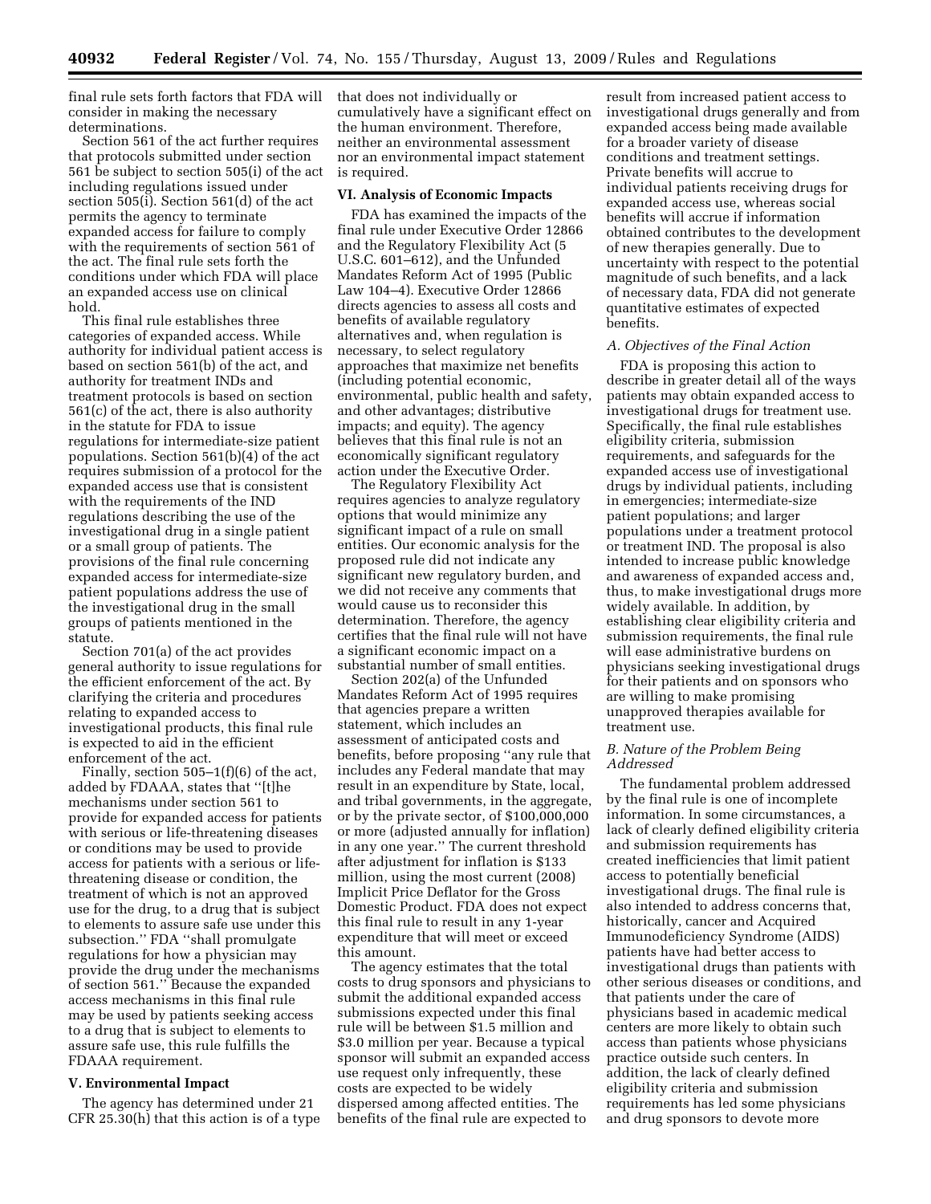final rule sets forth factors that FDA will consider in making the necessary determinations.

Section 561 of the act further requires that protocols submitted under section 561 be subject to section 505(i) of the act including regulations issued under section 505(i). Section 561(d) of the act permits the agency to terminate expanded access for failure to comply with the requirements of section 561 of the act. The final rule sets forth the conditions under which FDA will place an expanded access use on clinical hold.

This final rule establishes three categories of expanded access. While authority for individual patient access is based on section 561(b) of the act, and authority for treatment INDs and treatment protocols is based on section 561(c) of the act, there is also authority in the statute for FDA to issue regulations for intermediate-size patient populations. Section 561(b)(4) of the act requires submission of a protocol for the expanded access use that is consistent with the requirements of the IND regulations describing the use of the investigational drug in a single patient or a small group of patients. The provisions of the final rule concerning expanded access for intermediate-size patient populations address the use of the investigational drug in the small groups of patients mentioned in the statute.

Section 701(a) of the act provides general authority to issue regulations for the efficient enforcement of the act. By clarifying the criteria and procedures relating to expanded access to investigational products, this final rule is expected to aid in the efficient enforcement of the act.

Finally, section 505–1(f)(6) of the act, added by FDAAA, states that ''[t]he mechanisms under section 561 to provide for expanded access for patients with serious or life-threatening diseases or conditions may be used to provide access for patients with a serious or life-threatening disease or condition, the treatment of which is not an approved use for the drug, to a drug that is subject to elements to assure safe use under this subsection.'' FDA ''shall promulgate regulations for how a physician may provide the drug under the mechanisms of section 561.'' Because the expanded access mechanisms in this final rule may be used by patients seeking access to a drug that is subject to elements to assure safe use, this rule fulfills the FDAAA requirement.

## V. Environmental Impact

The agency has determined under 21 CFR 25.30(h) that this action is of a type that does not individually or cumulatively have a significant effect on the human environment. Therefore, neither an environmental assessment nor an environmental impact statement is required.

## VI. Analysis of Economic Impacts

FDA has examined the impacts of the final rule under Executive Order 12866 and the Regulatory Flexibility Act (5 U.S.C. 601–612), and the Unfunded Mandates Reform Act of 1995 (Public Law 104–4). Executive Order 12866 directs agencies to assess all costs and benefits of available regulatory alternatives and, when regulation is necessary, to select regulatory approaches that maximize net benefits (including potential economic, environmental, public health and safety, and other advantages; distributive impacts; and equity). The agency believes that this final rule is not an economically significant regulatory action under the Executive Order.

The Regulatory Flexibility Act requires agencies to analyze regulatory options that would minimize any significant impact of a rule on small entities. Our economic analysis for the proposed rule did not indicate any significant new regulatory burden, and we did not receive any comments that would cause us to reconsider this determination. Therefore, the agency certifies that the final rule will not have a significant economic impact on a substantial number of small entities.

Section 202(a) of the Unfunded Mandates Reform Act of 1995 requires that agencies prepare a written statement, which includes an assessment of anticipated costs and benefits, before proposing ''any rule that includes any Federal mandate that may result in an expenditure by State, local, and tribal governments, in the aggregate, or by the private sector, of $100,000,000 or more (adjusted annually for inflation) in any one year.'' The current threshold after adjustment for inflation is $133 million, using the most current (2008) Implicit Price Deflator for the Gross Domestic Product. FDA does not expect this final rule to result in any 1-year expenditure that will meet or exceed this amount.

The agency estimates that the total costs to drug sponsors and physicians to submit the additional expanded access submissions expected under this final rule will be between $1.5 million and $3.0 million per year. Because a typical sponsor will submit an expanded access use request only infrequently, these costs are expected to be widely dispersed among affected entities. The benefits of the final rule are expected to result from increased patient access to investigational drugs generally and from expanded access being made available for a broader variety of disease conditions and treatment settings. Private benefits will accrue to individual patients receiving drugs for expanded access use, whereas social benefits will accrue if information obtained contributes to the development of new therapies generally. Due to uncertainty with respect to the potential magnitude of such benefits, and a lack of necessary data, FDA did not generate quantitative estimates of expected benefits.

### A. Objectives of the Final Action

FDA is proposing this action to describe in greater detail all of the ways patients may obtain expanded access to investigational drugs for treatment use. Specifically, the final rule establishes eligibility criteria, submission requirements, and safeguards for the expanded access use of investigational drugs by individual patients, including in emergencies; intermediate-size patient populations; and larger populations under a treatment protocol or treatment IND. The proposal is also intended to increase public knowledge and awareness of expanded access and, thus, to make investigational drugs more widely available. In addition, by establishing clear eligibility criteria and submission requirements, the final rule will ease administrative burdens on physicians seeking investigational drugs for their patients and on sponsors who are willing to make promising unapproved therapies available for treatment use.

### B. Nature of the Problem Being Addressed

The fundamental problem addressed by the final rule is one of incomplete information. In some circumstances, a lack of clearly defined eligibility criteria and submission requirements has created inefficiencies that limit patient access to potentially beneficial investigational drugs. The final rule is also intended to address concerns that, historically, cancer and Acquired Immunodeficiency Syndrome (AIDS) patients have had better access to investigational drugs than patients with other serious diseases or conditions, and that patients under the care of physicians based in academic medical centers are more likely to obtain such access than patients whose physicians practice outside such centers. In addition, the lack of clearly defined eligibility criteria and submission requirements has led some physicians and drug sponsors to devote more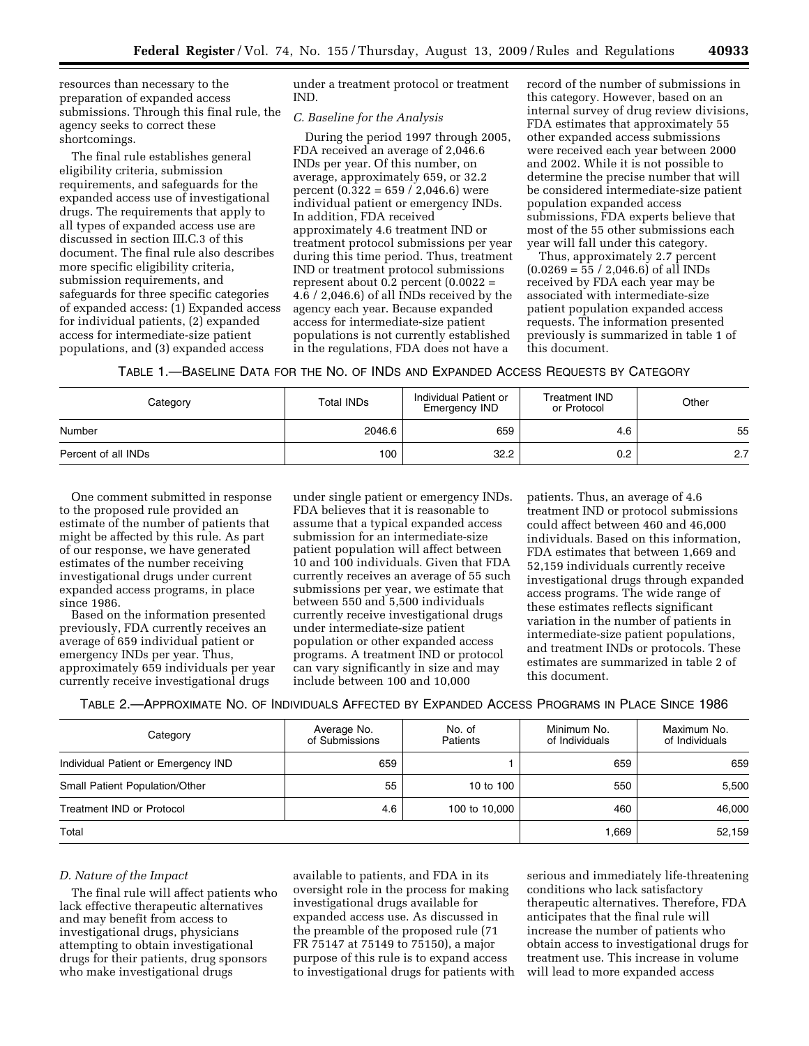resources than necessary to the preparation of expanded access submissions. Through this final rule, the agency seeks to correct these shortcomings.

The final rule establishes general eligibility criteria, submission requirements, and safeguards for the expanded access use of investigational drugs. The requirements that apply to all types of expanded access use are discussed in section III.C.3 of this document. The final rule also describes more specific eligibility criteria, submission requirements, and safeguards for three specific categories of expanded access: (1) Expanded access for individual patients, (2) expanded access for intermediate-size patient populations, and (3) expanded access under a treatment protocol or treatment IND.

### *C. Baseline for the Analysis*

During the period 1997 through 2005, FDA received an average of 2,046.6 INDs per year. Of this number, on average, approximately 659, or 32.2 percent (0.322 = 659 / 2,046.6) were individual patient or emergency INDs. In addition, FDA received approximately 4.6 treatment IND or treatment protocol submissions per year during this time period. Thus, treatment IND or treatment protocol submissions represent about 0.2 percent (0.0022 = 4.6 / 2,046.6) of all INDs received by the agency each year. Because expanded access for intermediate-size patient populations is not currently established in the regulations, FDA does not have a record of the number of submissions in this category. However, based on an internal survey of drug review divisions, FDA estimates that approximately 55 other expanded access submissions were received each year between 2000 and 2002. While it is not possible to determine the precise number that will be considered intermediate-size patient population expanded access submissions, FDA experts believe that most of the 55 other submissions each year will fall under this category.

Thus, approximately 2.7 percent (0.0269 = 55 / 2,046.6) of all INDs received by FDA each year may be associated with intermediate-size patient population expanded access requests. The information presented previously is summarized in table 1 of this document.

TABLE 1.—BASELINE DATA FOR THE NO. OF INDS AND EXPANDED ACCESS REQUESTS BY CATEGORY

| Category | Total INDs | Individual Patient or Emergency IND | Treatment IND or Protocol | Other |
|---|---|---|---|---|
| Number | 2046.6 | 659 | 4.6 | 55 |
| Percent of all INDs | 100 | 32.2 | 0.2 | 2.7 |

One comment submitted in response to the proposed rule provided an estimate of the number of patients that might be affected by this rule. As part of our response, we have generated estimates of the number receiving investigational drugs under current expanded access programs, in place since 1986.

Based on the information presented previously, FDA currently receives an average of 659 individual patient or emergency INDs per year. Thus, approximately 659 individuals per year currently receive investigational drugs under single patient or emergency INDs. FDA believes that it is reasonable to assume that a typical expanded access submission for an intermediate-size patient population will affect between 10 and 100 individuals. Given that FDA currently receives an average of 55 such submissions per year, we estimate that between 550 and 5,500 individuals currently receive investigational drugs under intermediate-size patient population or other expanded access programs. A treatment IND or protocol can vary significantly in size and may include between 100 and 10,000 patients. Thus, an average of 4.6 treatment IND or protocol submissions could affect between 460 and 46,000 individuals. Based on this information, FDA estimates that between 1,669 and 52,159 individuals currently receive investigational drugs through expanded access programs. The wide range of these estimates reflects significant variation in the number of patients in intermediate-size patient populations, and treatment INDs or protocols. These estimates are summarized in table 2 of this document.

TABLE 2.—APPROXIMATE NO. OF INDIVIDUALS AFFECTED BY EXPANDED ACCESS PROGRAMS IN PLACE SINCE 1986

| Category | Average No. of Submissions | No. of Patients | Minimum No. of Individuals | Maximum No. of Individuals |
|---|---|---|---|---|
| Individual Patient or Emergency IND | 659 | 1 | 659 | 659 |
| Small Patient Population/Other | 55 | 10 to 100 | 550 | 5,500 |
| Treatment IND or Protocol | 4.6 | 100 to 10,000 | 460 | 46,000 |
| Total | | | 1,669 | 52,159 |

### *D. Nature of the Impact*

The final rule will affect patients who lack effective therapeutic alternatives and may benefit from access to investigational drugs, physicians attempting to obtain investigational drugs for their patients, drug sponsors who make investigational drugs available to patients, and FDA in its oversight role in the process for making investigational drugs available for expanded access use. As discussed in the preamble of the proposed rule (71 FR 75147 at 75149 to 75150), a major purpose of this rule is to expand access to investigational drugs for patients with serious and immediately life-threatening conditions who lack satisfactory therapeutic alternatives. Therefore, FDA anticipates that the final rule will increase the number of patients who obtain access to investigational drugs for treatment use. This increase in volume will lead to more expanded access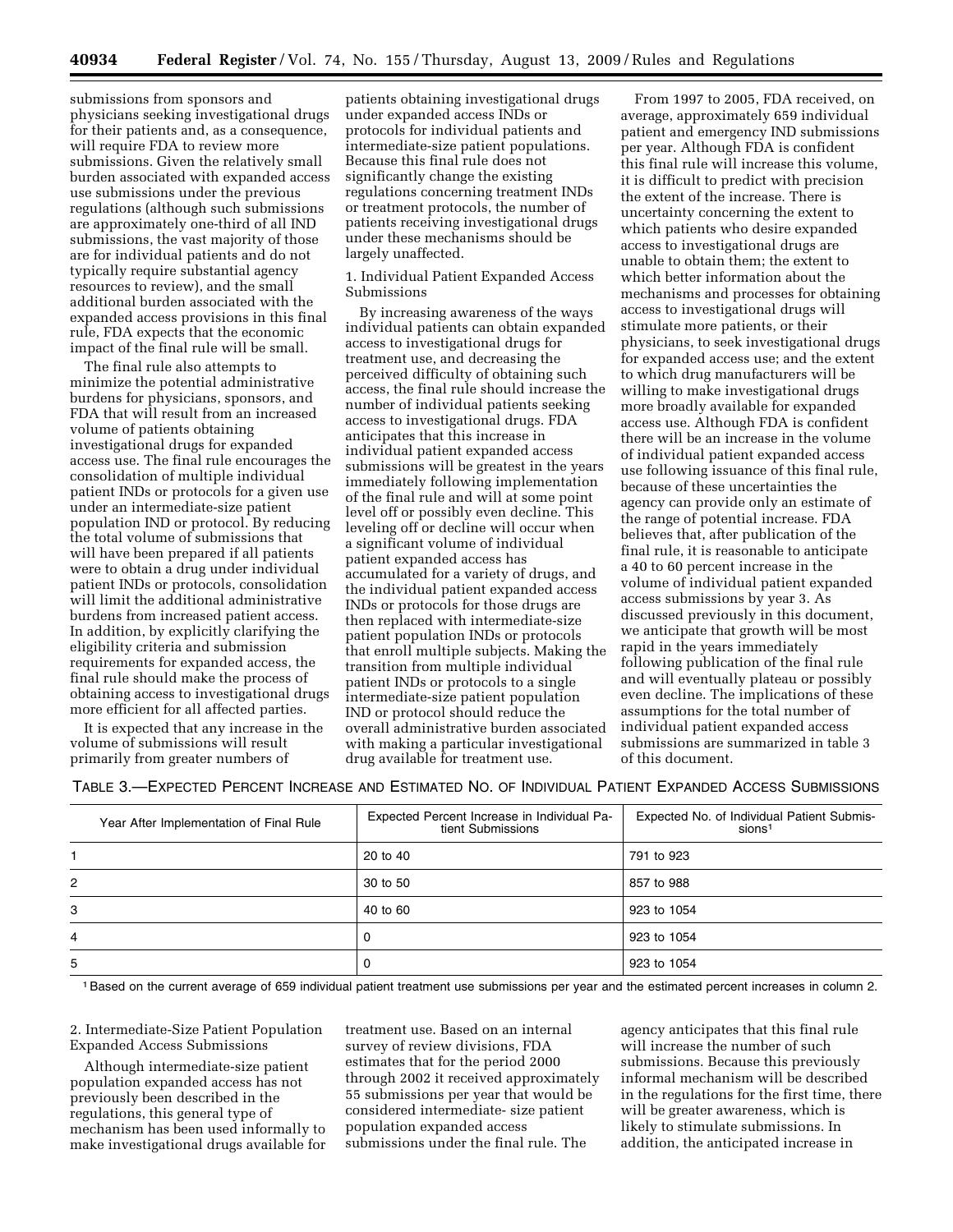submissions from sponsors and physicians seeking investigational drugs for their patients and, as a consequence, will require FDA to review more submissions. Given the relatively small burden associated with expanded access use submissions under the previous regulations (although such submissions are approximately one-third of all IND submissions, the vast majority of those are for individual patients and do not typically require substantial agency resources to review), and the small additional burden associated with the expanded access provisions in this final rule, FDA expects that the economic impact of the final rule will be small.

The final rule also attempts to minimize the potential administrative burdens for physicians, sponsors, and FDA that will result from an increased volume of patients obtaining investigational drugs for expanded access use. The final rule encourages the consolidation of multiple individual patient INDs or protocols for a given use under an intermediate-size patient population IND or protocol. By reducing the total volume of submissions that will have been prepared if all patients were to obtain a drug under individual patient INDs or protocols, consolidation will limit the additional administrative burdens from increased patient access. In addition, by explicitly clarifying the eligibility criteria and submission requirements for expanded access, the final rule should make the process of obtaining access to investigational drugs more efficient for all affected parties.

It is expected that any increase in the volume of submissions will result primarily from greater numbers of patients obtaining investigational drugs under expanded access INDs or protocols for individual patients and intermediate-size patient populations. Because this final rule does not significantly change the existing regulations concerning treatment INDs or treatment protocols, the number of patients receiving investigational drugs under these mechanisms should be largely unaffected.

1. Individual Patient Expanded Access Submissions

By increasing awareness of the ways individual patients can obtain expanded access to investigational drugs for treatment use, and decreasing the perceived difficulty of obtaining such access, the final rule should increase the number of individual patients seeking access to investigational drugs. FDA anticipates that this increase in individual patient expanded access submissions will be greatest in the years immediately following implementation of the final rule and will at some point level off or possibly even decline. This leveling off or decline will occur when a significant volume of individual patient expanded access has accumulated for a variety of drugs, and the individual patient expanded access INDs or protocols for those drugs are then replaced with intermediate-size patient population INDs or protocols that enroll multiple subjects. Making the transition from multiple individual patient INDs or protocols to a single intermediate-size patient population IND or protocol should reduce the overall administrative burden associated with making a particular investigational drug available for treatment use.

From 1997 to 2005, FDA received, on average, approximately 659 individual patient and emergency IND submissions per year. Although FDA is confident this final rule will increase this volume, it is difficult to predict with precision the extent of the increase. There is uncertainty concerning the extent to which patients who desire expanded access to investigational drugs are unable to obtain them; the extent to which better information about the mechanisms and processes for obtaining access to investigational drugs will stimulate more patients, or their physicians, to seek investigational drugs for expanded access use; and the extent to which drug manufacturers will be willing to make investigational drugs more broadly available for expanded access use. Although FDA is confident there will be an increase in the volume of individual patient expanded access use following issuance of this final rule, because of these uncertainties the agency can provide only an estimate of the range of potential increase. FDA believes that, after publication of the final rule, it is reasonable to anticipate a 40 to 60 percent increase in the volume of individual patient expanded access submissions by year 3. As discussed previously in this document, we anticipate that growth will be most rapid in the years immediately following publication of the final rule and will eventually plateau or possibly even decline. The implications of these assumptions for the total number of individual patient expanded access submissions are summarized in table 3 of this document.

TABLE 3.—EXPECTED PERCENT INCREASE AND ESTIMATED NO. OF INDIVIDUAL PATIENT EXPANDED ACCESS SUBMISSIONS

| Year After Implementation of Final Rule | Expected Percent Increase in Individual Patient Submissions | Expected No. of Individual Patient Submissions[1] |
|---|---|---|
| 1 | 20 to 40 | 791 to 923 |
| 2 | 30 to 50 | 857 to 988 |
| 3 | 40 to 60 | 923 to 1054 |
| 4 | 0 | 923 to 1054 |
| 5 | 0 | 923 to 1054 |

[1] Based on the current average of 659 individual patient treatment use submissions per year and the estimated percent increases in column 2.

2. Intermediate-Size Patient Population Expanded Access Submissions

Although intermediate-size patient population expanded access has not previously been described in the regulations, this general type of mechanism has been used informally to make investigational drugs available for treatment use. Based on an internal survey of review divisions, FDA estimates that for the period 2000 through 2002 it received approximately 55 submissions per year that would be considered intermediate- size patient population expanded access submissions under the final rule. The agency anticipates that this final rule will increase the number of such submissions. Because this previously informal mechanism will be described in the regulations for the first time, there will be greater awareness, which is likely to stimulate submissions. In addition, the anticipated increase in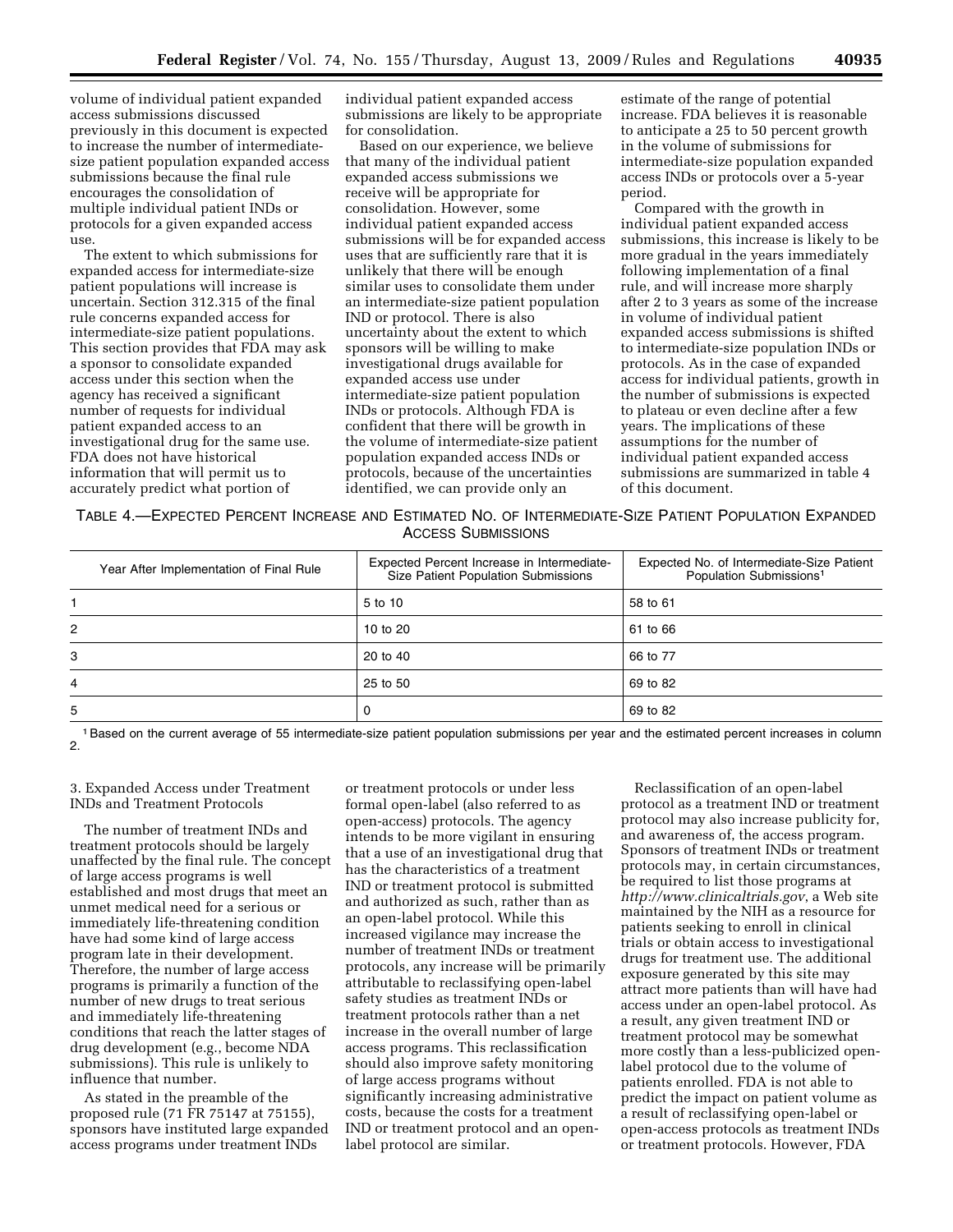volume of individual patient expanded access submissions discussed previously in this document is expected to increase the number of intermediate-size patient population expanded access submissions because the final rule encourages the consolidation of multiple individual patient INDs or protocols for a given expanded access use.

The extent to which submissions for expanded access for intermediate-size patient populations will increase is uncertain. Section 312.315 of the final rule concerns expanded access for intermediate-size patient populations. This section provides that FDA may ask a sponsor to consolidate expanded access under this section when the agency has received a significant number of requests for individual patient expanded access to an investigational drug for the same use. FDA does not have historical information that will permit us to accurately predict what portion of individual patient expanded access submissions are likely to be appropriate for consolidation.

Based on our experience, we believe that many of the individual patient expanded access submissions we receive will be appropriate for consolidation. However, some individual patient expanded access submissions will be for expanded access uses that are sufficiently rare that it is unlikely that there will be enough similar uses to consolidate them under an intermediate-size patient population IND or protocol. There is also uncertainty about the extent to which sponsors will be willing to make investigational drugs available for expanded access use under intermediate-size patient population INDs or protocols. Although FDA is confident that there will be growth in the volume of intermediate-size patient population expanded access INDs or protocols, because of the uncertainties identified, we can provide only an estimate of the range of potential increase. FDA believes it is reasonable to anticipate a 25 to 50 percent growth in the volume of submissions for intermediate-size population expanded access INDs or protocols over a 5-year period.

Compared with the growth in individual patient expanded access submissions, this increase is likely to be more gradual in the years immediately following implementation of a final rule, and will increase more sharply after 2 to 3 years as some of the increase in volume of individual patient expanded access submissions is shifted to intermediate-size population INDs or protocols. As in the case of expanded access for individual patients, growth in the number of submissions is expected to plateau or even decline after a few years. The implications of these assumptions for the number of individual patient expanded access submissions are summarized in table 4 of this document.

TABLE 4.—EXPECTED PERCENT INCREASE AND ESTIMATED NO. OF INTERMEDIATE-SIZE PATIENT POPULATION EXPANDED ACCESS SUBMISSIONS

| Year After Implementation of Final Rule | Expected Percent Increase in Intermediate-Size Patient Population Submissions | Expected No. of Intermediate-Size Patient Population Submissions[1] |
|---|---|---|
| 1 | 5 to 10 | 58 to 61 |
| 2 | 10 to 20 | 61 to 66 |
| 3 | 20 to 40 | 66 to 77 |
| 4 | 25 to 50 | 69 to 82 |
| 5 | 0 | 69 to 82 |

[1] Based on the current average of 55 intermediate-size patient population submissions per year and the estimated percent increases in column 2.

### 3. Expanded Access under Treatment INDs and Treatment Protocols

The number of treatment INDs and treatment protocols should be largely unaffected by the final rule. The concept of large access programs is well established and most drugs that meet an unmet medical need for a serious or immediately life-threatening condition have had some kind of large access program late in their development. Therefore, the number of large access programs is primarily a function of the number of new drugs to treat serious and immediately life-threatening conditions that reach the latter stages of drug development (e.g., become NDA submissions). This rule is unlikely to influence that number.

As stated in the preamble of the proposed rule (71 FR 75147 at 75155), sponsors have instituted large expanded access programs under treatment INDs or treatment protocols or under less formal open-label (also referred to as open-access) protocols. The agency intends to be more vigilant in ensuring that a use of an investigational drug that has the characteristics of a treatment IND or treatment protocol is submitted and authorized as such, rather than as an open-label protocol. While this increased vigilance may increase the number of treatment INDs or treatment protocols, any increase will be primarily attributable to reclassifying open-label safety studies as treatment INDs or treatment protocols rather than a net increase in the overall number of large access programs. This reclassification should also improve safety monitoring of large access programs without significantly increasing administrative costs, because the costs for a treatment IND or treatment protocol and an open-label protocol are similar.

Reclassification of an open-label protocol as a treatment IND or treatment protocol may also increase publicity for, and awareness of, the access program. Sponsors of treatment INDs or treatment protocols may, in certain circumstances, be required to list those programs at *http://www.clinicaltrials.gov*, a Web site maintained by the NIH as a resource for patients seeking to enroll in clinical trials or obtain access to investigational drugs for treatment use. The additional exposure generated by this site may attract more patients than will have had access under an open-label protocol. As a result, any given treatment IND or treatment protocol may be somewhat more costly than a less-publicized open-label protocol due to the volume of patients enrolled. FDA is not able to predict the impact on patient volume as a result of reclassifying open-label or open-access protocols as treatment INDs or treatment protocols. However, FDA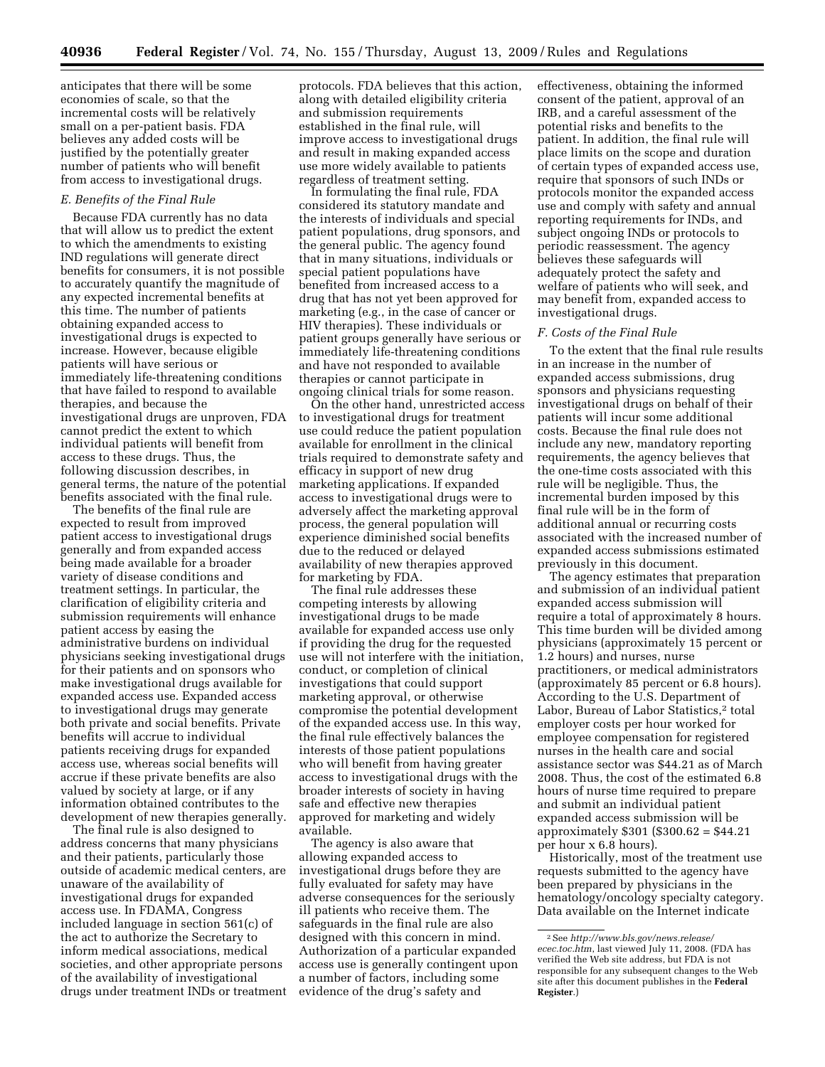anticipates that there will be some economies of scale, so that the incremental costs will be relatively small on a per-patient basis. FDA believes any added costs will be justified by the potentially greater number of patients who will benefit from access to investigational drugs.

*E. Benefits of the Final Rule*

Because FDA currently has no data that will allow us to predict the extent to which the amendments to existing IND regulations will generate direct benefits for consumers, it is not possible to accurately quantify the magnitude of any expected incremental benefits at this time. The number of patients obtaining expanded access to investigational drugs is expected to increase. However, because eligible patients will have serious or immediately life-threatening conditions that have failed to respond to available therapies, and because the investigational drugs are unproven, FDA cannot predict the extent to which individual patients will benefit from access to these drugs. Thus, the following discussion describes, in general terms, the nature of the potential benefits associated with the final rule.

The benefits of the final rule are expected to result from improved patient access to investigational drugs generally and from expanded access being made available for a broader variety of disease conditions and treatment settings. In particular, the clarification of eligibility criteria and submission requirements will enhance patient access by easing the administrative burdens on individual physicians seeking investigational drugs for their patients and on sponsors who make investigational drugs available for expanded access use. Expanded access to investigational drugs may generate both private and social benefits. Private benefits will accrue to individual patients receiving drugs for expanded access use, whereas social benefits will accrue if these private benefits are also valued by society at large, or if any information obtained contributes to the development of new therapies generally.

The final rule is also designed to address concerns that many physicians and their patients, particularly those outside of academic medical centers, are unaware of the availability of investigational drugs for expanded access use. In FDAMA, Congress included language in section 561(c) of the act to authorize the Secretary to inform medical associations, medical societies, and other appropriate persons of the availability of investigational drugs under treatment INDs or treatment protocols. FDA believes that this action, along with detailed eligibility criteria and submission requirements established in the final rule, will improve access to investigational drugs and result in making expanded access use more widely available to patients regardless of treatment setting.

In formulating the final rule, FDA considered its statutory mandate and the interests of individuals and special patient populations, drug sponsors, and the general public. The agency found that in many situations, individuals or special patient populations have benefited from increased access to a drug that has not yet been approved for marketing (e.g., in the case of cancer or HIV therapies). These individuals or patient groups generally have serious or immediately life-threatening conditions and have not responded to available therapies or cannot participate in ongoing clinical trials for some reason.

On the other hand, unrestricted access to investigational drugs for treatment use could reduce the patient population available for enrollment in the clinical trials required to demonstrate safety and efficacy in support of new drug marketing applications. If expanded access to investigational drugs were to adversely affect the marketing approval process, the general population will experience diminished social benefits due to the reduced or delayed availability of new therapies approved for marketing by FDA.

The final rule addresses these competing interests by allowing investigational drugs to be made available for expanded access use only if providing the drug for the requested use will not interfere with the initiation, conduct, or completion of clinical investigations that could support marketing approval, or otherwise compromise the potential development of the expanded access use. In this way, the final rule effectively balances the interests of those patient populations who will benefit from having greater access to investigational drugs with the broader interests of society in having safe and effective new therapies approved for marketing and widely available.

The agency is also aware that allowing expanded access to investigational drugs before they are fully evaluated for safety may have adverse consequences for the seriously ill patients who receive them. The safeguards in the final rule are also designed with this concern in mind. Authorization of a particular expanded access use is generally contingent upon a number of factors, including some evidence of the drug's safety and effectiveness, obtaining the informed consent of the patient, approval of an IRB, and a careful assessment of the potential risks and benefits to the patient. In addition, the final rule will place limits on the scope and duration of certain types of expanded access use, require that sponsors of such INDs or protocols monitor the expanded access use and comply with safety and annual reporting requirements for INDs, and subject ongoing INDs or protocols to periodic reassessment. The agency believes these safeguards will adequately protect the safety and welfare of patients who will seek, and may benefit from, expanded access to investigational drugs.

*F. Costs of the Final Rule*

To the extent that the final rule results in an increase in the number of expanded access submissions, drug sponsors and physicians requesting investigational drugs on behalf of their patients will incur some additional costs. Because the final rule does not include any new, mandatory reporting requirements, the agency believes that the one-time costs associated with this rule will be negligible. Thus, the incremental burden imposed by this final rule will be in the form of additional annual or recurring costs associated with the increased number of expanded access submissions estimated previously in this document.

The agency estimates that preparation and submission of an individual patient expanded access submission will require a total of approximately 8 hours. This time burden will be divided among physicians (approximately 15 percent or 1.2 hours) and nurses, nurse practitioners, or medical administrators (approximately 85 percent or 6.8 hours). According to the U.S. Department of Labor, Bureau of Labor Statistics,[2] total employer costs per hour worked for employee compensation for registered nurses in the health care and social assistance sector was $44.21 as of March 2008. Thus, the cost of the estimated 6.8 hours of nurse time required to prepare and submit an individual patient expanded access submission will be approximately $301 ($300.62 = $44.21 per hour x 6.8 hours).

Historically, most of the treatment use requests submitted to the agency have been prepared by physicians in the hematology/oncology specialty category. Data available on the Internet indicate

[2] See *http://www.bls.gov/news.release/ecec.toc.htm*, last viewed July 11, 2008. (FDA has verified the Web site address, but FDA is not responsible for any subsequent changes to the Web site after this document publishes in the **Federal Register**.)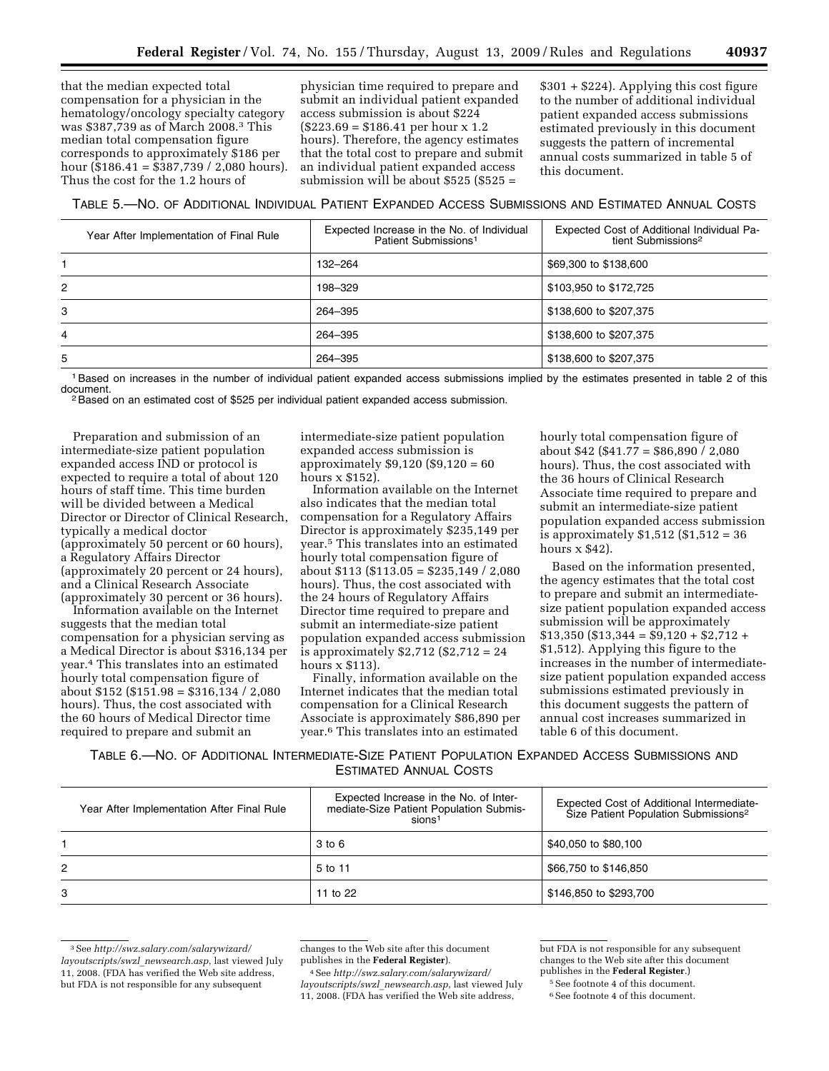that the median expected total compensation for a physician in the hematology/oncology specialty category was $387,739 as of March 2008.[3] This median total compensation figure corresponds to approximately $186 per hour ($186.41 = $387,739 / 2,080 hours). Thus the cost for the 1.2 hours of physician time required to prepare and submit an individual patient expanded access submission is about $224 ($223.69 = $186.41 per hour x 1.2 hours). Therefore, the agency estimates that the total cost to prepare and submit an individual patient expanded access submission will be about $525 ($525 = $301 + $224). Applying this cost figure to the number of additional individual patient expanded access submissions estimated previously in this document suggests the pattern of incremental annual costs summarized in table 5 of this document.

TABLE 5.—NO. OF ADDITIONAL INDIVIDUAL PATIENT EXPANDED ACCESS SUBMISSIONS AND ESTIMATED ANNUAL COSTS

| Year After Implementation of Final Rule | Expected Increase in the No. of Individual Patient Submissions[1] | Expected Cost of Additional Individual Patient Submissions[2] |
|---|---|---|
| 1 | 132–264 | $69,300 to $138,600 |
| 2 | 198–329 | $103,950 to $172,725 |
| 3 | 264–395 | $138,600 to $207,375 |
| 4 | 264–395 | $138,600 to $207,375 |
| 5 | 264–395 | $138,600 to $207,375 |

[1] Based on increases in the number of individual patient expanded access submissions implied by the estimates presented in table 2 of this document.

[2] Based on an estimated cost of $525 per individual patient expanded access submission.

Preparation and submission of an intermediate-size patient population expanded access IND or protocol is expected to require a total of about 120 hours of staff time. This time burden will be divided between a Medical Director or Director of Clinical Research, typically a medical doctor (approximately 50 percent or 60 hours), a Regulatory Affairs Director (approximately 20 percent or 24 hours), and a Clinical Research Associate (approximately 30 percent or 36 hours).

Information available on the Internet suggests that the median total compensation for a physician serving as a Medical Director is about $316,134 per year.[4] This translates into an estimated hourly total compensation figure of about $152 ($151.98 = $316,134 / 2,080 hours). Thus, the cost associated with the 60 hours of Medical Director time required to prepare and submit an intermediate-size patient population expanded access submission is approximately $9,120 ($9,120 = 60 hours x $152).

Information available on the Internet also indicates that the median total compensation for a Regulatory Affairs Director is approximately $235,149 per year.[5] This translates into an estimated hourly total compensation figure of about $113 ($113.05 = $235,149 / 2,080 hours). Thus, the cost associated with the 24 hours of Regulatory Affairs Director time required to prepare and submit an intermediate-size patient population expanded access submission is approximately $2,712 ($2,712 = 24 hours x $113).

Finally, information available on the Internet indicates that the median total compensation for a Clinical Research Associate is approximately $86,890 per year.[6] This translates into an estimated hourly total compensation figure of about $42 ($41.77 = $86,890 / 2,080 hours). Thus, the cost associated with the 36 hours of Clinical Research Associate time required to prepare and submit an intermediate-size patient population expanded access submission is approximately $1,512 ($1,512 = 36 hours x $42).

Based on the information presented, the agency estimates that the total cost to prepare and submit an intermediate-size patient population expanded access submission will be approximately $13,350 ($13,344 = $9,120 + $2,712 + $1,512). Applying this figure to the increases in the number of intermediate-size patient population expanded access submissions estimated previously in this document suggests the pattern of annual cost increases summarized in table 6 of this document.

TABLE 6.—NO. OF ADDITIONAL INTERMEDIATE-SIZE PATIENT POPULATION EXPANDED ACCESS SUBMISSIONS AND ESTIMATED ANNUAL COSTS

| Year After Implementation After Final Rule | Expected Increase in the No. of Intermediate-Size Patient Population Submissions[1] | Expected Cost of Additional Intermediate-Size Patient Population Submissions[2] |
|---|---|---|
| 1 | 3 to 6 | $40,050 to $80,100 |
| 2 | 5 to 11 | $66,750 to $146,850 |
| 3 | 11 to 22 | $146,850 to $293,700 |

[3] See *http://swz.salary.com/salarywizard/layoutscripts/swzl_newsearch.asp*, last viewed July 11, 2008. (FDA has verified the Web site address, but FDA is not responsible for any subsequent changes to the Web site after this document publishes in the **Federal Register**).

[4] See *http://swz.salary.com/salarywizard/layoutscripts/swzl_newsearch.asp*, last viewed July 11, 2008. (FDA has verified the Web site address, but FDA is not responsible for any subsequent changes to the Web site after this document publishes in the **Federal Register**.)

[5] See footnote 4 of this document.

[6] See footnote 4 of this document.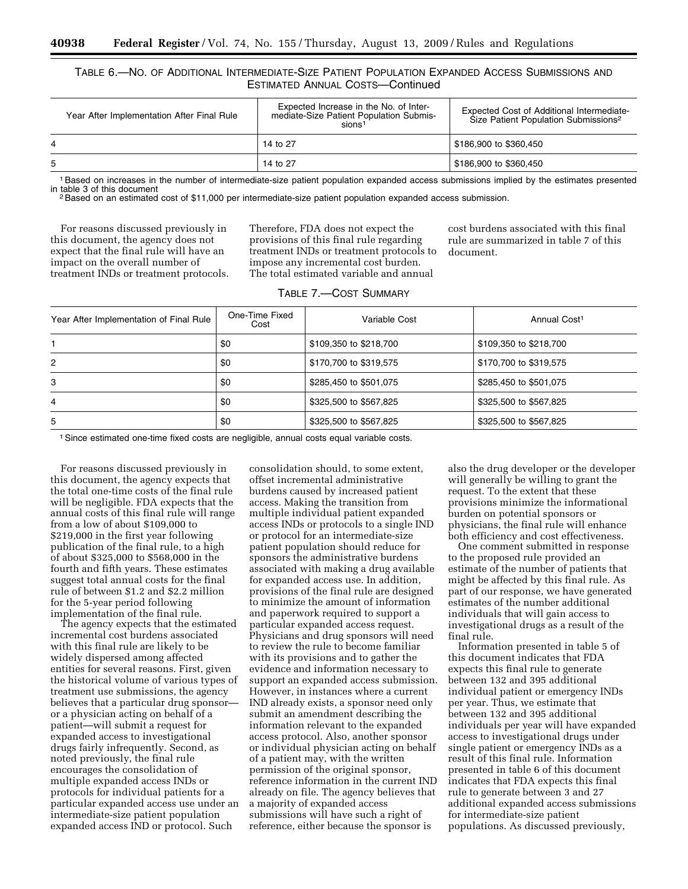TABLE 6.—NO. OF ADDITIONAL INTERMEDIATE-SIZE PATIENT POPULATION EXPANDED ACCESS SUBMISSIONS AND ESTIMATED ANNUAL COSTS—Continued

| Year After Implementation After Final Rule | Expected Increase in the No. of Intermediate-Size Patient Population Submissions[1] | Expected Cost of Additional Intermediate-Size Patient Population Submissions[2] |
|---|---|---|
| 4 | 14 to 27 | $186,900 to $360,450 |
| 5 | 14 to 27 | $186,900 to $360,450 |

[1] Based on increases in the number of intermediate-size patient population expanded access submissions implied by the estimates presented in table 3 of this document

[2] Based on an estimated cost of $11,000 per intermediate-size patient population expanded access submission.

For reasons discussed previously in this document, the agency does not expect that the final rule will have an impact on the overall number of treatment INDs or treatment protocols. Therefore, FDA does not expect the provisions of this final rule regarding treatment INDs or treatment protocols to impose any incremental cost burden. The total estimated variable and annual cost burdens associated with this final rule are summarized in table 7 of this document.

TABLE 7.—COST SUMMARY

| Year After Implementation of Final Rule | One-Time Fixed Cost | Variable Cost | Annual Cost[1] |
|---|---|---|---|
| 1 | $0 | $109,350 to $218,700 | $109,350 to $218,700 |
| 2 | $0 | $170,700 to $319,575 | $170,700 to $319,575 |
| 3 | $0 | $285,450 to $501,075 | $285,450 to $501,075 |
| 4 | $0 | $325,500 to $567,825 | $325,500 to $567,825 |
| 5 | $0 | $325,500 to $567,825 | $325,500 to $567,825 |

[1] Since estimated one-time fixed costs are negligible, annual costs equal variable costs.

For reasons discussed previously in this document, the agency expects that the total one-time costs of the final rule will be negligible. FDA expects that the annual costs of this final rule will range from a low of about $109,000 to $219,000 in the first year following publication of the final rule, to a high of about $325,000 to $568,000 in the fourth and fifth years. These estimates suggest total annual costs for the final rule of between $1.2 and $2.2 million for the 5-year period following implementation of the final rule.

The agency expects that the estimated incremental cost burdens associated with this final rule are likely to be widely dispersed among affected entities for several reasons. First, given the historical volume of various types of treatment use submissions, the agency believes that a particular drug sponsor—or a physician acting on behalf of a patient—will submit a request for expanded access to investigational drugs fairly infrequently. Second, as noted previously, the final rule encourages the consolidation of multiple expanded access INDs or protocols for individual patients for a particular expanded access use under an intermediate-size patient population expanded access IND or protocol. Such consolidation should, to some extent, offset incremental administrative burdens caused by increased patient access. Making the transition from multiple individual patient expanded access INDs or protocols to a single IND or protocol for an intermediate-size patient population should reduce for sponsors the administrative burdens associated with making a drug available for expanded access use. In addition, provisions of the final rule are designed to minimize the amount of information and paperwork required to support a particular expanded access request. Physicians and drug sponsors will need to review the rule to become familiar with its provisions and to gather the evidence and information necessary to support an expanded access submission. However, in instances where a current IND already exists, a sponsor need only submit an amendment describing the information relevant to the expanded access protocol. Also, another sponsor or individual physician acting on behalf of a patient may, with the written permission of the original sponsor, reference information in the current IND already on file. The agency believes that a majority of expanded access submissions will have such a right of reference, either because the sponsor is also the drug developer or the developer will generally be willing to grant the request. To the extent that these provisions minimize the informational burden on potential sponsors or physicians, the final rule will enhance both efficiency and cost effectiveness.

One comment submitted in response to the proposed rule provided an estimate of the number of patients that might be affected by this final rule. As part of our response, we have generated estimates of the number additional individuals that will gain access to investigational drugs as a result of the final rule.

Information presented in table 5 of this document indicates that FDA expects this final rule to generate between 132 and 395 additional individual patient or emergency INDs per year. Thus, we estimate that between 132 and 395 additional individuals per year will have expanded access to investigational drugs under single patient or emergency INDs as a result of this final rule. Information presented in table 6 of this document indicates that FDA expects this final rule to generate between 3 and 27 additional expanded access submissions for intermediate-size patient populations. As discussed previously,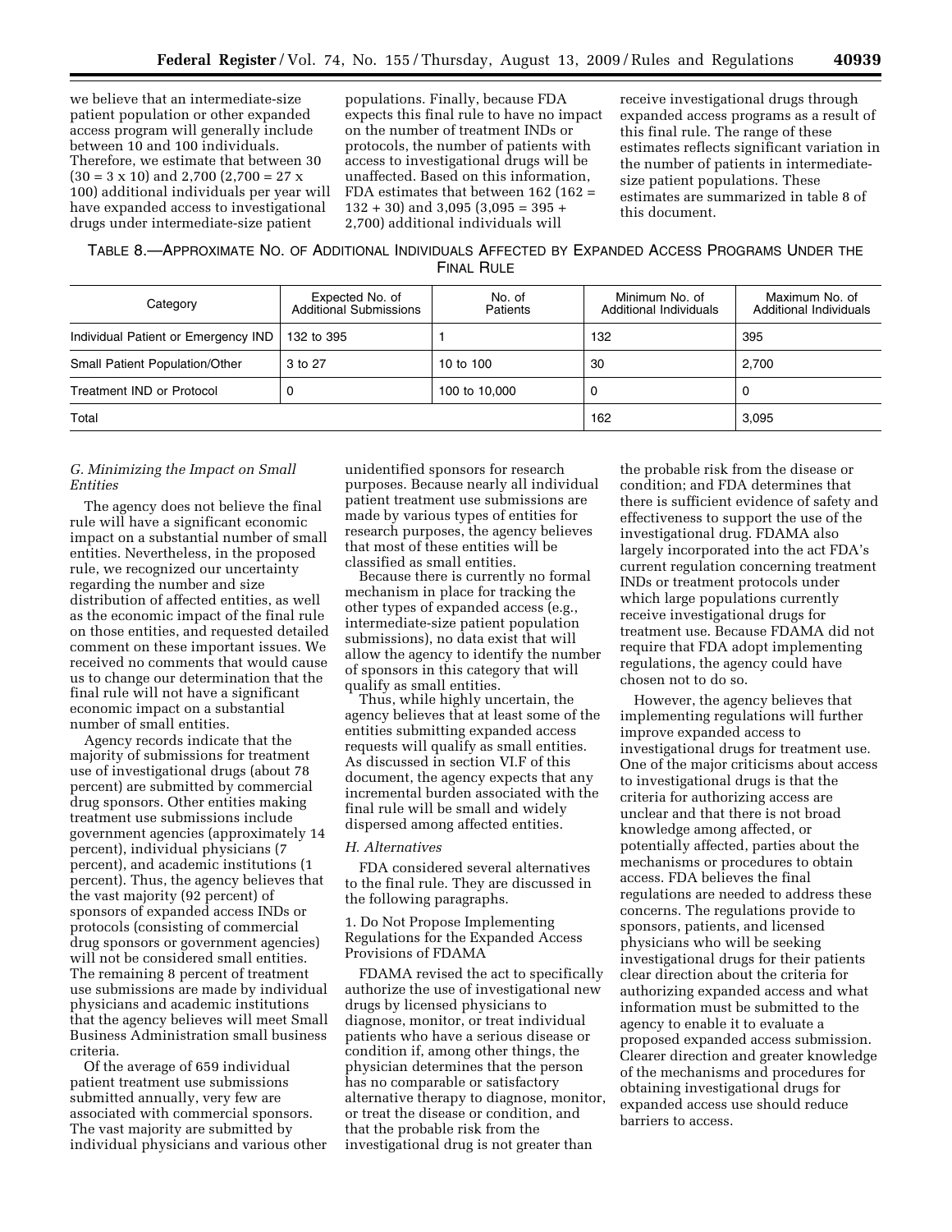we believe that an intermediate-size patient population or other expanded access program will generally include between 10 and 100 individuals. Therefore, we estimate that between 30 (30 = 3 x 10) and 2,700 (2,700 = 27 x 100) additional individuals per year will have expanded access to investigational drugs under intermediate-size patient populations. Finally, because FDA expects this final rule to have no impact on the number of treatment INDs or protocols, the number of patients with access to investigational drugs will be unaffected. Based on this information, FDA estimates that between 162 (162 = 132 + 30) and 3,095 (3,095 = 395 + 2,700) additional individuals will receive investigational drugs through expanded access programs as a result of this final rule. The range of these estimates reflects significant variation in the number of patients in intermediate-size patient populations. These estimates are summarized in table 8 of this document.

TABLE 8.—APPROXIMATE NO. OF ADDITIONAL INDIVIDUALS AFFECTED BY EXPANDED ACCESS PROGRAMS UNDER THE FINAL RULE

| Category | Expected No. of Additional Submissions | No. of Patients | Minimum No. of Additional Individuals | Maximum No. of Additional Individuals |
|---|---|---|---|---|
| Individual Patient or Emergency IND | 132 to 395 | 1 | 132 | 395 |
| Small Patient Population/Other | 3 to 27 | 10 to 100 | 30 | 2,700 |
| Treatment IND or Protocol | 0 | 100 to 10,000 | 0 | 0 |
| Total | | | 162 | 3,095 |

### *G. Minimizing the Impact on Small Entities*

The agency does not believe the final rule will have a significant economic impact on a substantial number of small entities. Nevertheless, in the proposed rule, we recognized our uncertainty regarding the number and size distribution of affected entities, as well as the economic impact of the final rule on those entities, and requested detailed comment on these important issues. We received no comments that would cause us to change our determination that the final rule will not have a significant economic impact on a substantial number of small entities.

Agency records indicate that the majority of submissions for treatment use of investigational drugs (about 78 percent) are submitted by commercial drug sponsors. Other entities making treatment use submissions include government agencies (approximately 14 percent), individual physicians (7 percent), and academic institutions (1 percent). Thus, the agency believes that the vast majority (92 percent) of sponsors of expanded access INDs or protocols (consisting of commercial drug sponsors or government agencies) will not be considered small entities. The remaining 8 percent of treatment use submissions are made by individual physicians and academic institutions that the agency believes will meet Small Business Administration small business criteria.

Of the average of 659 individual patient treatment use submissions submitted annually, very few are associated with commercial sponsors. The vast majority are submitted by individual physicians and various other unidentified sponsors for research purposes. Because nearly all individual patient treatment use submissions are made by various types of entities for research purposes, the agency believes that most of these entities will be classified as small entities.

Because there is currently no formal mechanism in place for tracking the other types of expanded access (e.g., intermediate-size patient population submissions), no data exist that will allow the agency to identify the number of sponsors in this category that will qualify as small entities.

Thus, while highly uncertain, the agency believes that at least some of the entities submitting expanded access requests will qualify as small entities. As discussed in section VI.F of this document, the agency expects that any incremental burden associated with the final rule will be small and widely dispersed among affected entities.

### *H. Alternatives*

FDA considered several alternatives to the final rule. They are discussed in the following paragraphs.

1. Do Not Propose Implementing Regulations for the Expanded Access Provisions of FDAMA

FDAMA revised the act to specifically authorize the use of investigational new drugs by licensed physicians to diagnose, monitor, or treat individual patients who have a serious disease or condition if, among other things, the physician determines that the person has no comparable or satisfactory alternative therapy to diagnose, monitor, or treat the disease or condition, and that the probable risk from the investigational drug is not greater than the probable risk from the disease or condition; and FDA determines that there is sufficient evidence of safety and effectiveness to support the use of the investigational drug. FDAMA also largely incorporated into the act FDA's current regulation concerning treatment INDs or treatment protocols under which large populations currently receive investigational drugs for treatment use. Because FDAMA did not require that FDA adopt implementing regulations, the agency could have chosen not to do so.

However, the agency believes that implementing regulations will further improve expanded access to investigational drugs for treatment use. One of the major criticisms about access to investigational drugs is that the criteria for authorizing access are unclear and that there is not broad knowledge among affected, or potentially affected, parties about the mechanisms or procedures to obtain access. FDA believes the final regulations are needed to address these concerns. The regulations provide to sponsors, patients, and licensed physicians who will be seeking investigational drugs for their patients clear direction about the criteria for authorizing expanded access and what information must be submitted to the agency to enable it to evaluate a proposed expanded access submission. Clearer direction and greater knowledge of the mechanisms and procedures for obtaining investigational drugs for expanded access use should reduce barriers to access.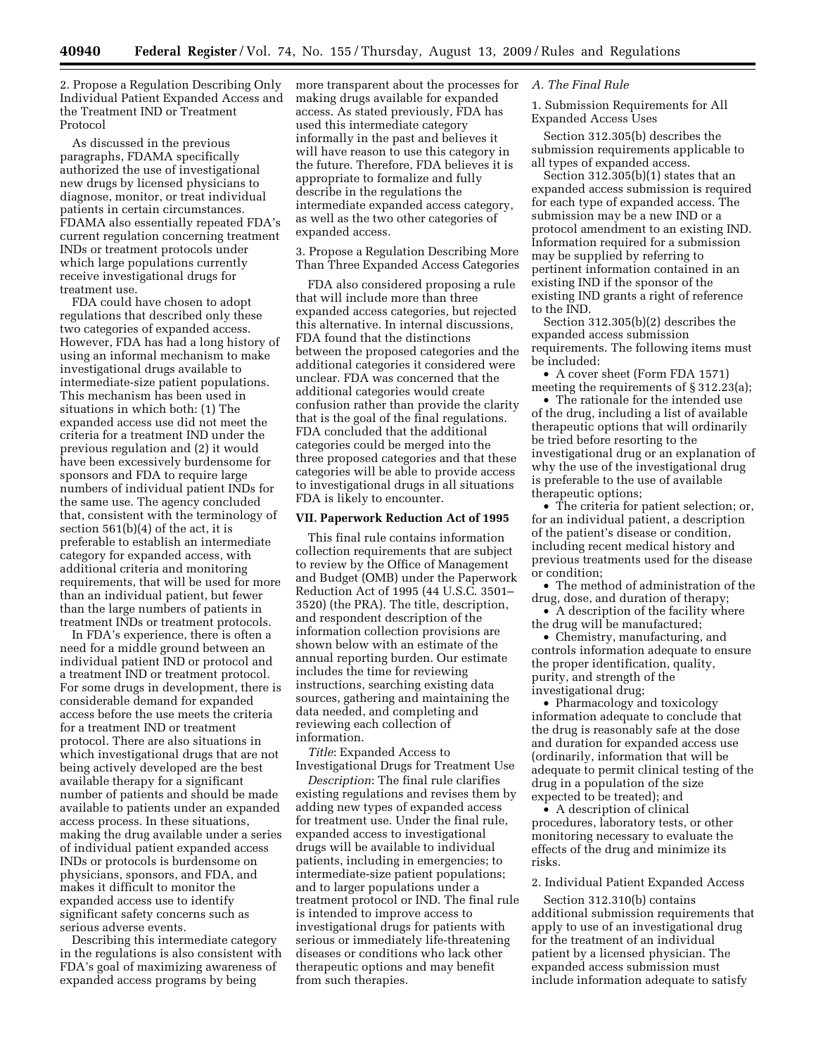2. Propose a Regulation Describing Only Individual Patient Expanded Access and the Treatment IND or Treatment Protocol

As discussed in the previous paragraphs, FDAMA specifically authorized the use of investigational new drugs by licensed physicians to diagnose, monitor, or treat individual patients in certain circumstances. FDAMA also essentially repeated FDA's current regulation concerning treatment INDs or treatment protocols under which large populations currently receive investigational drugs for treatment use.

FDA could have chosen to adopt regulations that described only these two categories of expanded access. However, FDA has had a long history of using an informal mechanism to make investigational drugs available to intermediate-size patient populations. This mechanism has been used in situations in which both: (1) The expanded access use did not meet the criteria for a treatment IND under the previous regulation and (2) it would have been excessively burdensome for sponsors and FDA to require large numbers of individual patient INDs for the same use. The agency concluded that, consistent with the terminology of section 561(b)(4) of the act, it is preferable to establish an intermediate category for expanded access, with additional criteria and monitoring requirements, that will be used for more than an individual patient, but fewer than the large numbers of patients in treatment INDs or treatment protocols.

In FDA's experience, there is often a need for a middle ground between an individual patient IND or protocol and a treatment IND or treatment protocol. For some drugs in development, there is considerable demand for expanded access before the use meets the criteria for a treatment IND or treatment protocol. There are also situations in which investigational drugs that are not being actively developed are the best available therapy for a significant number of patients and should be made available to patients under an expanded access process. In these situations, making the drug available under a series of individual patient expanded access INDs or protocols is burdensome on physicians, sponsors, and FDA, and makes it difficult to monitor the expanded access use to identify significant safety concerns such as serious adverse events.

Describing this intermediate category in the regulations is also consistent with FDA's goal of maximizing awareness of expanded access programs by being more transparent about the processes for making drugs available for expanded access. As stated previously, FDA has used this intermediate category informally in the past and believes it will have reason to use this category in the future. Therefore, FDA believes it is appropriate to formalize and fully describe in the regulations the intermediate expanded access category, as well as the two other categories of expanded access.

3. Propose a Regulation Describing More Than Three Expanded Access Categories

FDA also considered proposing a rule that will include more than three expanded access categories, but rejected this alternative. In internal discussions, FDA found that the distinctions between the proposed categories and the additional categories it considered were unclear. FDA was concerned that the additional categories would create confusion rather than provide the clarity that is the goal of the final regulations. FDA concluded that the additional categories could be merged into the three proposed categories and that these categories will be able to provide access to investigational drugs in all situations FDA is likely to encounter.

## VII. Paperwork Reduction Act of 1995

This final rule contains information collection requirements that are subject to review by the Office of Management and Budget (OMB) under the Paperwork Reduction Act of 1995 (44 U.S.C. 3501–3520) (the PRA). The title, description, and respondent description of the information collection provisions are shown below with an estimate of the annual reporting burden. Our estimate includes the time for reviewing instructions, searching existing data sources, gathering and maintaining the data needed, and completing and reviewing each collection of information.

*Title*: Expanded Access to Investigational Drugs for Treatment Use

*Description*: The final rule clarifies existing regulations and revises them by adding new types of expanded access for treatment use. Under the final rule, expanded access to investigational drugs will be available to individual patients, including in emergencies; to intermediate-size patient populations; and to larger populations under a treatment protocol or IND. The final rule is intended to improve access to investigational drugs for patients with serious or immediately life-threatening diseases or conditions who lack other therapeutic options and may benefit from such therapies.

*A. The Final Rule*

1. Submission Requirements for All Expanded Access Uses

Section 312.305(b) describes the submission requirements applicable to all types of expanded access.

Section 312.305(b)(1) states that an expanded access submission is required for each type of expanded access. The submission may be a new IND or a protocol amendment to an existing IND. Information required for a submission may be supplied by referring to pertinent information contained in an existing IND if the sponsor of the existing IND grants a right of reference to the IND.

Section 312.305(b)(2) describes the expanded access submission requirements. The following items must be included:

- A cover sheet (Form FDA 1571) meeting the requirements of § 312.23(a);
- The rationale for the intended use of the drug, including a list of available therapeutic options that will ordinarily be tried before resorting to the investigational drug or an explanation of why the use of the investigational drug is preferable to the use of available therapeutic options;
- The criteria for patient selection; or, for an individual patient, a description of the patient's disease or condition, including recent medical history and previous treatments used for the disease or condition;
- The method of administration of the drug, dose, and duration of therapy;
- A description of the facility where the drug will be manufactured;
- Chemistry, manufacturing, and controls information adequate to ensure the proper identification, quality, purity, and strength of the investigational drug;
- Pharmacology and toxicology information adequate to conclude that the drug is reasonably safe at the dose and duration for expanded access use (ordinarily, information that will be adequate to permit clinical testing of the drug in a population of the size expected to be treated); and
- A description of clinical procedures, laboratory tests, or other monitoring necessary to evaluate the effects of the drug and minimize its risks.

2. Individual Patient Expanded Access

Section 312.310(b) contains additional submission requirements that apply to use of an investigational drug for the treatment of an individual patient by a licensed physician. The expanded access submission must include information adequate to satisfy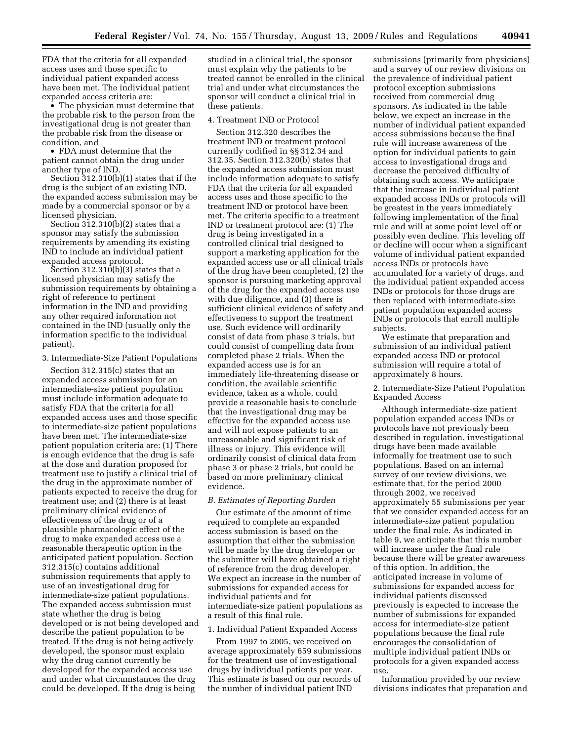FDA that the criteria for all expanded access uses and those specific to individual patient expanded access have been met. The individual patient expanded access criteria are:

- The physician must determine that the probable risk to the person from the investigational drug is not greater than the probable risk from the disease or condition, and
- FDA must determine that the patient cannot obtain the drug under another type of IND.

Section 312.310(b)(1) states that if the drug is the subject of an existing IND, the expanded access submission may be made by a commercial sponsor or by a licensed physician.

Section 312.310(b)(2) states that a sponsor may satisfy the submission requirements by amending its existing IND to include an individual patient expanded access protocol.

Section 312.310(b)(3) states that a licensed physician may satisfy the submission requirements by obtaining a right of reference to pertinent information in the IND and providing any other required information not contained in the IND (usually only the information specific to the individual patient).

3. Intermediate-Size Patient Populations

Section 312.315(c) states that an expanded access submission for an intermediate-size patient population must include information adequate to satisfy FDA that the criteria for all expanded access uses and those specific to intermediate-size patient populations have been met. The intermediate-size patient population criteria are: (1) There is enough evidence that the drug is safe at the dose and duration proposed for treatment use to justify a clinical trial of the drug in the approximate number of patients expected to receive the drug for treatment use; and (2) there is at least preliminary clinical evidence of effectiveness of the drug or of a plausible pharmacologic effect of the drug to make expanded access use a reasonable therapeutic option in the anticipated patient population. Section 312.315(c) contains additional submission requirements that apply to use of an investigational drug for intermediate-size patient populations. The expanded access submission must state whether the drug is being developed or is not being developed and describe the patient population to be treated. If the drug is not being actively developed, the sponsor must explain why the drug cannot currently be developed for the expanded access use and under what circumstances the drug could be developed. If the drug is being studied in a clinical trial, the sponsor must explain why the patients to be treated cannot be enrolled in the clinical trial and under what circumstances the sponsor will conduct a clinical trial in these patients.

4. Treatment IND or Protocol

Section 312.320 describes the treatment IND or treatment protocol currently codified in §§ 312.34 and 312.35. Section 312.320(b) states that the expanded access submission must include information adequate to satisfy FDA that the criteria for all expanded access uses and those specific to the treatment IND or protocol have been met. The criteria specific to a treatment IND or treatment protocol are: (1) The drug is being investigated in a controlled clinical trial designed to support a marketing application for the expanded access use or all clinical trials of the drug have been completed, (2) the sponsor is pursuing marketing approval of the drug for the expanded access use with due diligence, and (3) there is sufficient clinical evidence of safety and effectiveness to support the treatment use. Such evidence will ordinarily consist of data from phase 3 trials, but could consist of compelling data from completed phase 2 trials. When the expanded access use is for an immediately life-threatening disease or condition, the available scientific evidence, taken as a whole, could provide a reasonable basis to conclude that the investigational drug may be effective for the expanded access use and will not expose patients to an unreasonable and significant risk of illness or injury. This evidence will ordinarily consist of clinical data from phase 3 or phase 2 trials, but could be based on more preliminary clinical evidence.

*B. Estimates of Reporting Burden*

Our estimate of the amount of time required to complete an expanded access submission is based on the assumption that either the submission will be made by the drug developer or the submitter will have obtained a right of reference from the drug developer. We expect an increase in the number of submissions for expanded access for individual patients and for intermediate-size patient populations as a result of this final rule.

1. Individual Patient Expanded Access

From 1997 to 2005, we received on average approximately 659 submissions for the treatment use of investigational drugs by individual patients per year. This estimate is based on our records of the number of individual patient IND submissions (primarily from physicians) and a survey of our review divisions on the prevalence of individual patient protocol exception submissions received from commercial drug sponsors. As indicated in the table below, we expect an increase in the number of individual patient expanded access submissions because the final rule will increase awareness of the option for individual patients to gain access to investigational drugs and decrease the perceived difficulty of obtaining such access. We anticipate that the increase in individual patient expanded access INDs or protocols will be greatest in the years immediately following implementation of the final rule and will at some point level off or possibly even decline. This leveling off or decline will occur when a significant volume of individual patient expanded access INDs or protocols have accumulated for a variety of drugs, and the individual patient expanded access INDs or protocols for those drugs are then replaced with intermediate-size patient population expanded access INDs or protocols that enroll multiple subjects.

We estimate that preparation and submission of an individual patient expanded access IND or protocol submission will require a total of approximately 8 hours.

2. Intermediate-Size Patient Population Expanded Access

Although intermediate-size patient population expanded access INDs or protocols have not previously been described in regulation, investigational drugs have been made available informally for treatment use to such populations. Based on an internal survey of our review divisions, we estimate that, for the period 2000 through 2002, we received approximately 55 submissions per year that we consider expanded access for an intermediate-size patient population under the final rule. As indicated in table 9, we anticipate that this number will increase under the final rule because there will be greater awareness of this option. In addition, the anticipated increase in volume of submissions for expanded access for individual patients discussed previously is expected to increase the number of submissions for expanded access for intermediate-size patient populations because the final rule encourages the consolidation of multiple individual patient INDs or protocols for a given expanded access use.

Information provided by our review divisions indicates that preparation and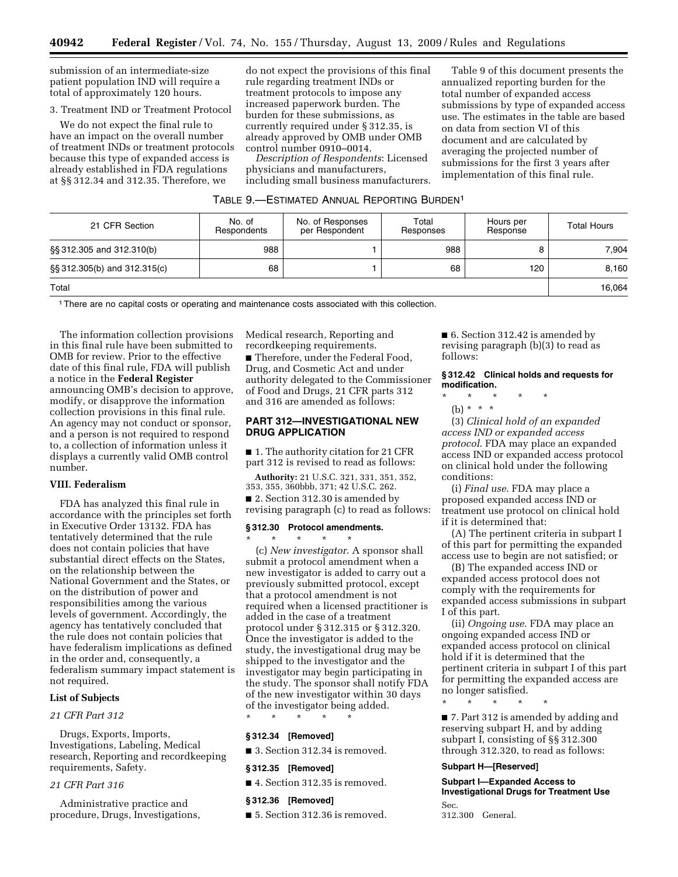submission of an intermediate-size patient population IND will require a total of approximately 120 hours.

3. Treatment IND or Treatment Protocol

We do not expect the final rule to have an impact on the overall number of treatment INDs or treatment protocols because this type of expanded access is already established in FDA regulations at §§ 312.34 and 312.35. Therefore, we do not expect the provisions of this final rule regarding treatment INDs or treatment protocols to impose any increased paperwork burden. The burden for these submissions, as currently required under § 312.35, is already approved by OMB under OMB control number 0910–0014.

*Description of Respondents*: Licensed physicians and manufacturers, including small business manufacturers.

Table 9 of this document presents the annualized reporting burden for the total number of expanded access submissions by type of expanded access use. The estimates in the table are based on data from section VI of this document and are calculated by averaging the projected number of submissions for the first 3 years after implementation of this final rule.

TABLE 9.—ESTIMATED ANNUAL REPORTING BURDEN[1]

| 21 CFR Section | No. of Respondents | No. of Responses per Respondent | Total Responses | Hours per Response | Total Hours |
|---|---|---|---|---|---|
| §§ 312.305 and 312.310(b) | 988 | 1 | 988 | 8 | 7,904 |
| §§ 312.305(b) and 312.315(c) | 68 | 1 | 68 | 120 | 8,160 |
| Total | | | | | 16,064 |

[1] There are no capital costs or operating and maintenance costs associated with this collection.

The information collection provisions in this final rule have been submitted to OMB for review. Prior to the effective date of this final rule, FDA will publish a notice in the **Federal Register** announcing OMB's decision to approve, modify, or disapprove the information collection provisions in this final rule. An agency may not conduct or sponsor, and a person is not required to respond to, a collection of information unless it displays a currently valid OMB control number.

## VIII. Federalism

FDA has analyzed this final rule in accordance with the principles set forth in Executive Order 13132. FDA has tentatively determined that the rule does not contain policies that have substantial direct effects on the States, on the relationship between the National Government and the States, or on the distribution of power and responsibilities among the various levels of government. Accordingly, the agency has tentatively concluded that the rule does not contain policies that have federalism implications as defined in the order and, consequently, a federalism summary impact statement is not required.

### List of Subjects

*21 CFR Part 312*

Drugs, Exports, Imports, Investigations, Labeling, Medical research, Reporting and recordkeeping requirements, Safety.

*21 CFR Part 316*

Administrative practice and procedure, Drugs, Investigations, Medical research, Reporting and recordkeeping requirements.

■ Therefore, under the Federal Food, Drug, and Cosmetic Act and under authority delegated to the Commissioner of Food and Drugs, 21 CFR parts 312 and 316 are amended as follows:

## PART 312—INVESTIGATIONAL NEW DRUG APPLICATION

■ 1. The authority citation for 21 CFR part 312 is revised to read as follows:

**Authority:** 21 U.S.C. 321, 331, 351, 352, 353, 355, 360bbb, 371; 42 U.S.C. 262.

■ 2. Section 312.30 is amended by revising paragraph (c) to read as follows:

### § 312.30 Protocol amendments.

\* \* \* \* \*

(c) *New investigator*. A sponsor shall submit a protocol amendment when a new investigator is added to carry out a previously submitted protocol, except that a protocol amendment is not required when a licensed practitioner is added in the case of a treatment protocol under § 312.315 or § 312.320. Once the investigator is added to the study, the investigational drug may be shipped to the investigator and the investigator may begin participating in the study. The sponsor shall notify FDA of the new investigator within 30 days of the investigator being added.

\* \* \* \* \*

### § 312.34 [Removed]

■ 3. Section 312.34 is removed.

### § 312.35 [Removed]

■ 4. Section 312.35 is removed.

### § 312.36 [Removed]

■ 5. Section 312.36 is removed.

■ 6. Section 312.42 is amended by revising paragraph (b)(3) to read as follows:

### § 312.42 Clinical holds and requests for modification.

\* \* \* \* \*

(b) \* \* \*

(3) *Clinical hold of an expanded access IND or expanded access protocol*. FDA may place an expanded access IND or expanded access protocol on clinical hold under the following conditions:

(i) *Final use*. FDA may place a proposed expanded access IND or treatment use protocol on clinical hold if it is determined that:

(A) The pertinent criteria in subpart I of this part for permitting the expanded access use to begin are not satisfied; or

(B) The expanded access IND or expanded access protocol does not comply with the requirements for expanded access submissions in subpart I of this part.

(ii) *Ongoing use*. FDA may place an ongoing expanded access IND or expanded access protocol on clinical hold if it is determined that the pertinent criteria in subpart I of this part for permitting the expanded access are no longer satisfied.

\* \* \* \* \*

■ 7. Part 312 is amended by adding and reserving subpart H, and by adding subpart I, consisting of §§ 312.300 through 312.320, to read as follows:

### Subpart H—[Reserved]

### Subpart I—Expanded Access to Investigational Drugs for Treatment Use

Sec.
312.300 General.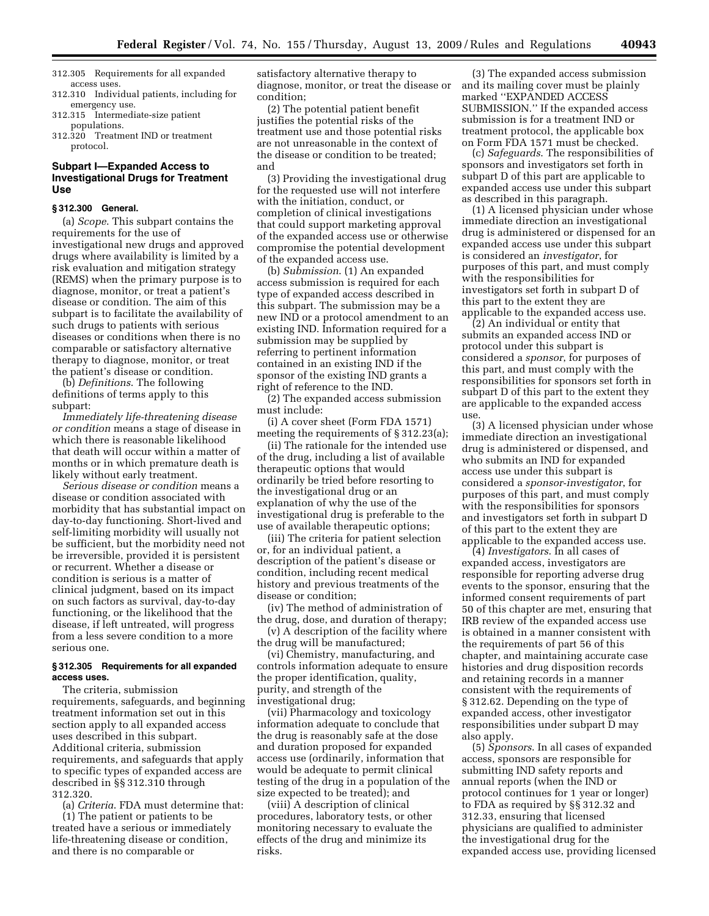312.305 Requirements for all expanded access uses.
312.310 Individual patients, including for emergency use.
312.315 Intermediate-size patient populations.
312.320 Treatment IND or treatment protocol.

## Subpart I—Expanded Access to Investigational Drugs for Treatment Use

### § 312.300 General.

(a) *Scope*. This subpart contains the requirements for the use of investigational new drugs and approved drugs where availability is limited by a risk evaluation and mitigation strategy (REMS) when the primary purpose is to diagnose, monitor, or treat a patient's disease or condition. The aim of this subpart is to facilitate the availability of such drugs to patients with serious diseases or conditions when there is no comparable or satisfactory alternative therapy to diagnose, monitor, or treat the patient's disease or condition.

(b) *Definitions*. The following definitions of terms apply to this subpart:

*Immediately life-threatening disease or condition* means a stage of disease in which there is reasonable likelihood that death will occur within a matter of months or in which premature death is likely without early treatment.

*Serious disease or condition* means a disease or condition associated with morbidity that has substantial impact on day-to-day functioning. Short-lived and self-limiting morbidity will usually not be sufficient, but the morbidity need not be irreversible, provided it is persistent or recurrent. Whether a disease or condition is serious is a matter of clinical judgment, based on its impact on such factors as survival, day-to-day functioning, or the likelihood that the disease, if left untreated, will progress from a less severe condition to a more serious one.

### § 312.305 Requirements for all expanded access uses.

The criteria, submission requirements, safeguards, and beginning treatment information set out in this section apply to all expanded access uses described in this subpart. Additional criteria, submission requirements, and safeguards that apply to specific types of expanded access are described in §§ 312.310 through 312.320.

(a) *Criteria*. FDA must determine that:

(1) The patient or patients to be treated have a serious or immediately life-threatening disease or condition, and there is no comparable or satisfactory alternative therapy to diagnose, monitor, or treat the disease or condition;

(2) The potential patient benefit justifies the potential risks of the treatment use and those potential risks are not unreasonable in the context of the disease or condition to be treated; and

(3) Providing the investigational drug for the requested use will not interfere with the initiation, conduct, or completion of clinical investigations that could support marketing approval of the expanded access use or otherwise compromise the potential development of the expanded access use.

(b) *Submission*. (1) An expanded access submission is required for each type of expanded access described in this subpart. The submission may be a new IND or a protocol amendment to an existing IND. Information required for a submission may be supplied by referring to pertinent information contained in an existing IND if the sponsor of the existing IND grants a right of reference to the IND.

(2) The expanded access submission must include:

(i) A cover sheet (Form FDA 1571) meeting the requirements of § 312.23(a);

(ii) The rationale for the intended use of the drug, including a list of available therapeutic options that would ordinarily be tried before resorting to the investigational drug or an explanation of why the use of the investigational drug is preferable to the use of available therapeutic options;

(iii) The criteria for patient selection or, for an individual patient, a description of the patient's disease or condition, including recent medical history and previous treatments of the disease or condition;

(iv) The method of administration of the drug, dose, and duration of therapy;

(v) A description of the facility where the drug will be manufactured;

(vi) Chemistry, manufacturing, and controls information adequate to ensure the proper identification, quality, purity, and strength of the investigational drug;

(vii) Pharmacology and toxicology information adequate to conclude that the drug is reasonably safe at the dose and duration proposed for expanded access use (ordinarily, information that would be adequate to permit clinical testing of the drug in a population of the size expected to be treated); and

(viii) A description of clinical procedures, laboratory tests, or other monitoring necessary to evaluate the effects of the drug and minimize its risks.

(3) The expanded access submission and its mailing cover must be plainly marked ''EXPANDED ACCESS SUBMISSION.'' If the expanded access submission is for a treatment IND or treatment protocol, the applicable box on Form FDA 1571 must be checked.

(c) *Safeguards*. The responsibilities of sponsors and investigators set forth in subpart D of this part are applicable to expanded access use under this subpart as described in this paragraph.

(1) A licensed physician under whose immediate direction an investigational drug is administered or dispensed for an expanded access use under this subpart is considered an *investigator*, for purposes of this part, and must comply with the responsibilities for investigators set forth in subpart D of this part to the extent they are applicable to the expanded access use.

(2) An individual or entity that submits an expanded access IND or protocol under this subpart is considered a *sponsor*, for purposes of this part, and must comply with the responsibilities for sponsors set forth in subpart D of this part to the extent they are applicable to the expanded access use.

(3) A licensed physician under whose immediate direction an investigational drug is administered or dispensed, and who submits an IND for expanded access use under this subpart is considered a *sponsor-investigator*, for purposes of this part, and must comply with the responsibilities for sponsors and investigators set forth in subpart D of this part to the extent they are applicable to the expanded access use.

(4) *Investigators*. In all cases of expanded access, investigators are responsible for reporting adverse drug events to the sponsor, ensuring that the informed consent requirements of part 50 of this chapter are met, ensuring that IRB review of the expanded access use is obtained in a manner consistent with the requirements of part 56 of this chapter, and maintaining accurate case histories and drug disposition records and retaining records in a manner consistent with the requirements of § 312.62. Depending on the type of expanded access, other investigator responsibilities under subpart D may also apply.

(5) *Sponsors*. In all cases of expanded access, sponsors are responsible for submitting IND safety reports and annual reports (when the IND or protocol continues for 1 year or longer) to FDA as required by §§ 312.32 and 312.33, ensuring that licensed physicians are qualified to administer the investigational drug for the expanded access use, providing licensed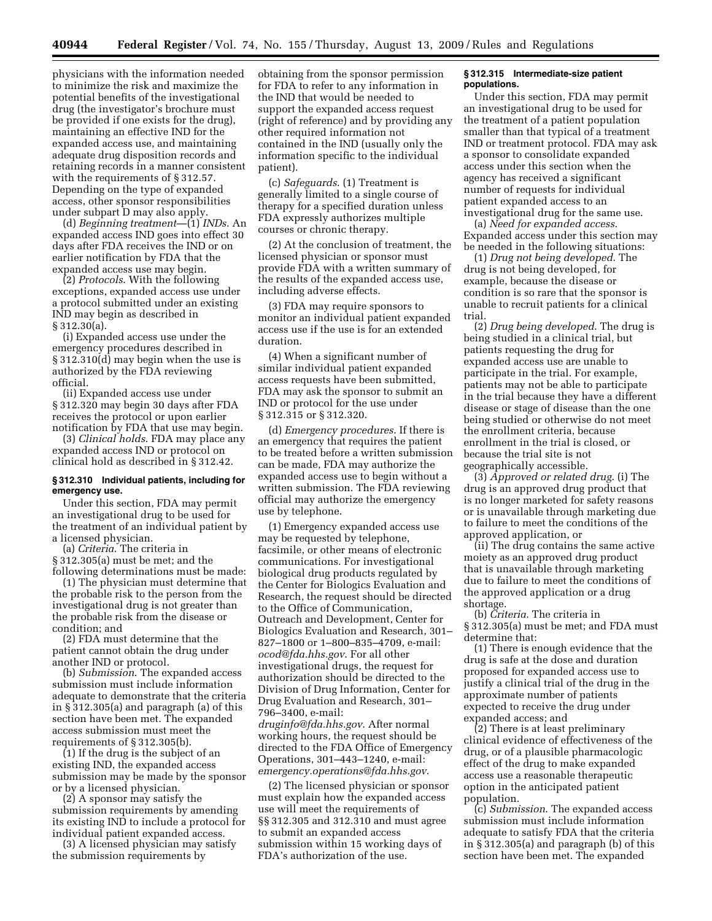physicians with the information needed to minimize the risk and maximize the potential benefits of the investigational drug (the investigator's brochure must be provided if one exists for the drug), maintaining an effective IND for the expanded access use, and maintaining adequate drug disposition records and retaining records in a manner consistent with the requirements of § 312.57. Depending on the type of expanded access, other sponsor responsibilities under subpart D may also apply.

(d) *Beginning treatment*—(1) *INDs*. An expanded access IND goes into effect 30 days after FDA receives the IND or on earlier notification by FDA that the expanded access use may begin.

(2) *Protocols*. With the following exceptions, expanded access use under a protocol submitted under an existing IND may begin as described in § 312.30(a).

(i) Expanded access use under the emergency procedures described in § 312.310(d) may begin when the use is authorized by the FDA reviewing official.

(ii) Expanded access use under § 312.320 may begin 30 days after FDA receives the protocol or upon earlier notification by FDA that use may begin.

(3) *Clinical holds*. FDA may place any expanded access IND or protocol on clinical hold as described in § 312.42.

### § 312.310 Individual patients, including for emergency use.

Under this section, FDA may permit an investigational drug to be used for the treatment of an individual patient by a licensed physician.

(a) *Criteria*. The criteria in § 312.305(a) must be met; and the following determinations must be made:

(1) The physician must determine that the probable risk to the person from the investigational drug is not greater than the probable risk from the disease or condition; and

(2) FDA must determine that the patient cannot obtain the drug under another IND or protocol.

(b) *Submission*. The expanded access submission must include information adequate to demonstrate that the criteria in § 312.305(a) and paragraph (a) of this section have been met. The expanded access submission must meet the requirements of § 312.305(b).

(1) If the drug is the subject of an existing IND, the expanded access submission may be made by the sponsor or by a licensed physician.

(2) A sponsor may satisfy the submission requirements by amending its existing IND to include a protocol for individual patient expanded access.

(3) A licensed physician may satisfy the submission requirements by obtaining from the sponsor permission for FDA to refer to any information in the IND that would be needed to support the expanded access request (right of reference) and by providing any other required information not contained in the IND (usually only the information specific to the individual patient).

(c) *Safeguards*. (1) Treatment is generally limited to a single course of therapy for a specified duration unless FDA expressly authorizes multiple courses or chronic therapy.

(2) At the conclusion of treatment, the licensed physician or sponsor must provide FDA with a written summary of the results of the expanded access use, including adverse effects.

(3) FDA may require sponsors to monitor an individual patient expanded access use if the use is for an extended duration.

(4) When a significant number of similar individual patient expanded access requests have been submitted, FDA may ask the sponsor to submit an IND or protocol for the use under § 312.315 or § 312.320.

(d) *Emergency procedures*. If there is an emergency that requires the patient to be treated before a written submission can be made, FDA may authorize the expanded access use to begin without a written submission. The FDA reviewing official may authorize the emergency use by telephone.

(1) Emergency expanded access use may be requested by telephone, facsimile, or other means of electronic communications. For investigational biological drug products regulated by the Center for Biologics Evaluation and Research, the request should be directed to the Office of Communication, Outreach and Development, Center for Biologics Evaluation and Research, 301–827–1800 or 1–800–835–4709, e-mail: *ocod@fda.hhs.gov*. For all other investigational drugs, the request for authorization should be directed to the Division of Drug Information, Center for Drug Evaluation and Research, 301–796–3400, e-mail: *druginfo@fda.hhs.gov*. After normal working hours, the request should be directed to the FDA Office of Emergency Operations, 301–443–1240, e-mail: *emergency.operations@fda.hhs.gov*.

(2) The licensed physician or sponsor must explain how the expanded access use will meet the requirements of §§ 312.305 and 312.310 and must agree to submit an expanded access submission within 15 working days of FDA's authorization of the use.

### § 312.315 Intermediate-size patient populations.

Under this section, FDA may permit an investigational drug to be used for the treatment of a patient population smaller than that typical of a treatment IND or treatment protocol. FDA may ask a sponsor to consolidate expanded access under this section when the agency has received a significant number of requests for individual patient expanded access to an investigational drug for the same use.

(a) *Need for expanded access*. Expanded access under this section may be needed in the following situations:

(1) *Drug not being developed*. The drug is not being developed, for example, because the disease or condition is so rare that the sponsor is unable to recruit patients for a clinical trial.

(2) *Drug being developed*. The drug is being studied in a clinical trial, but patients requesting the drug for expanded access use are unable to participate in the trial. For example, patients may not be able to participate in the trial because they have a different disease or stage of disease than the one being studied or otherwise do not meet the enrollment criteria, because enrollment in the trial is closed, or because the trial site is not geographically accessible.

(3) *Approved or related drug*. (i) The drug is an approved drug product that is no longer marketed for safety reasons or is unavailable through marketing due to failure to meet the conditions of the approved application, or

(ii) The drug contains the same active moiety as an approved drug product that is unavailable through marketing due to failure to meet the conditions of the approved application or a drug shortage.

(b) *Criteria*. The criteria in § 312.305(a) must be met; and FDA must determine that:

(1) There is enough evidence that the drug is safe at the dose and duration proposed for expanded access use to justify a clinical trial of the drug in the approximate number of patients expected to receive the drug under expanded access; and

(2) There is at least preliminary clinical evidence of effectiveness of the drug, or of a plausible pharmacologic effect of the drug to make expanded access use a reasonable therapeutic option in the anticipated patient population.

(c) *Submission*. The expanded access submission must include information adequate to satisfy FDA that the criteria in § 312.305(a) and paragraph (b) of this section have been met. The expanded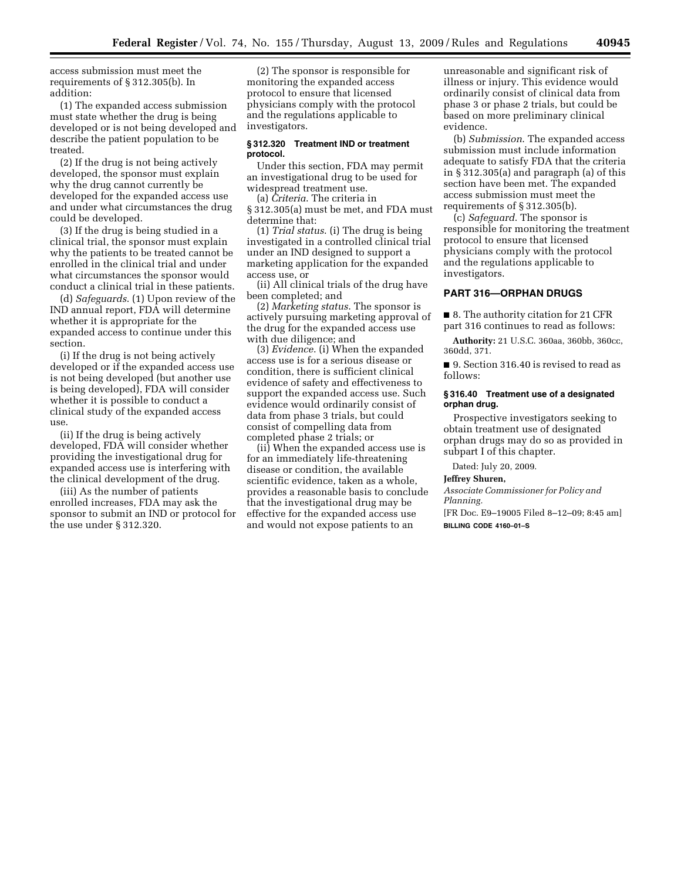access submission must meet the requirements of § 312.305(b). In addition:

(1) The expanded access submission must state whether the drug is being developed or is not being developed and describe the patient population to be treated.

(2) If the drug is not being actively developed, the sponsor must explain why the drug cannot currently be developed for the expanded access use and under what circumstances the drug could be developed.

(3) If the drug is being studied in a clinical trial, the sponsor must explain why the patients to be treated cannot be enrolled in the clinical trial and under what circumstances the sponsor would conduct a clinical trial in these patients.

(d) *Safeguards.* (1) Upon review of the IND annual report, FDA will determine whether it is appropriate for the expanded access to continue under this section.

(i) If the drug is not being actively developed or if the expanded access use is not being developed (but another use is being developed), FDA will consider whether it is possible to conduct a clinical study of the expanded access use.

(ii) If the drug is being actively developed, FDA will consider whether providing the investigational drug for expanded access use is interfering with the clinical development of the drug.

(iii) As the number of patients enrolled increases, FDA may ask the sponsor to submit an IND or protocol for the use under § 312.320.

(2) The sponsor is responsible for monitoring the expanded access protocol to ensure that licensed physicians comply with the protocol and the regulations applicable to investigators.

#### § 312.320 Treatment IND or treatment protocol.

Under this section, FDA may permit an investigational drug to be used for widespread treatment use.

(a) *Criteria.* The criteria in § 312.305(a) must be met, and FDA must determine that:

(1) *Trial status.* (i) The drug is being investigated in a controlled clinical trial under an IND designed to support a marketing application for the expanded access use, or

(ii) All clinical trials of the drug have been completed; and

(2) *Marketing status.* The sponsor is actively pursuing marketing approval of the drug for the expanded access use with due diligence; and

(3) *Evidence.* (i) When the expanded access use is for a serious disease or condition, there is sufficient clinical evidence of safety and effectiveness to support the expanded access use. Such evidence would ordinarily consist of data from phase 3 trials, but could consist of compelling data from completed phase 2 trials; or

(ii) When the expanded access use is for an immediately life-threatening disease or condition, the available scientific evidence, taken as a whole, provides a reasonable basis to conclude that the investigational drug may be effective for the expanded access use and would not expose patients to an unreasonable and significant risk of illness or injury. This evidence would ordinarily consist of clinical data from phase 3 or phase 2 trials, but could be based on more preliminary clinical evidence.

(b) *Submission.* The expanded access submission must include information adequate to satisfy FDA that the criteria in § 312.305(a) and paragraph (a) of this section have been met. The expanded access submission must meet the requirements of § 312.305(b).

(c) *Safeguard.* The sponsor is responsible for monitoring the treatment protocol to ensure that licensed physicians comply with the protocol and the regulations applicable to investigators.

## PART 316—ORPHAN DRUGS

■ 8. The authority citation for 21 CFR part 316 continues to read as follows:

**Authority:** 21 U.S.C. 360aa, 360bb, 360cc, 360dd, 371.

■ 9. Section 316.40 is revised to read as follows:

#### § 316.40 Treatment use of a designated orphan drug.

Prospective investigators seeking to obtain treatment use of designated orphan drugs may do so as provided in subpart I of this chapter.

Dated: July 20, 2009.

**Jeffrey Shuren,**

*Associate Commissioner for Policy and Planning.*

[FR Doc. E9–19005 Filed 8–12–09; 8:45 am]

**BILLING CODE 4160–01–S**